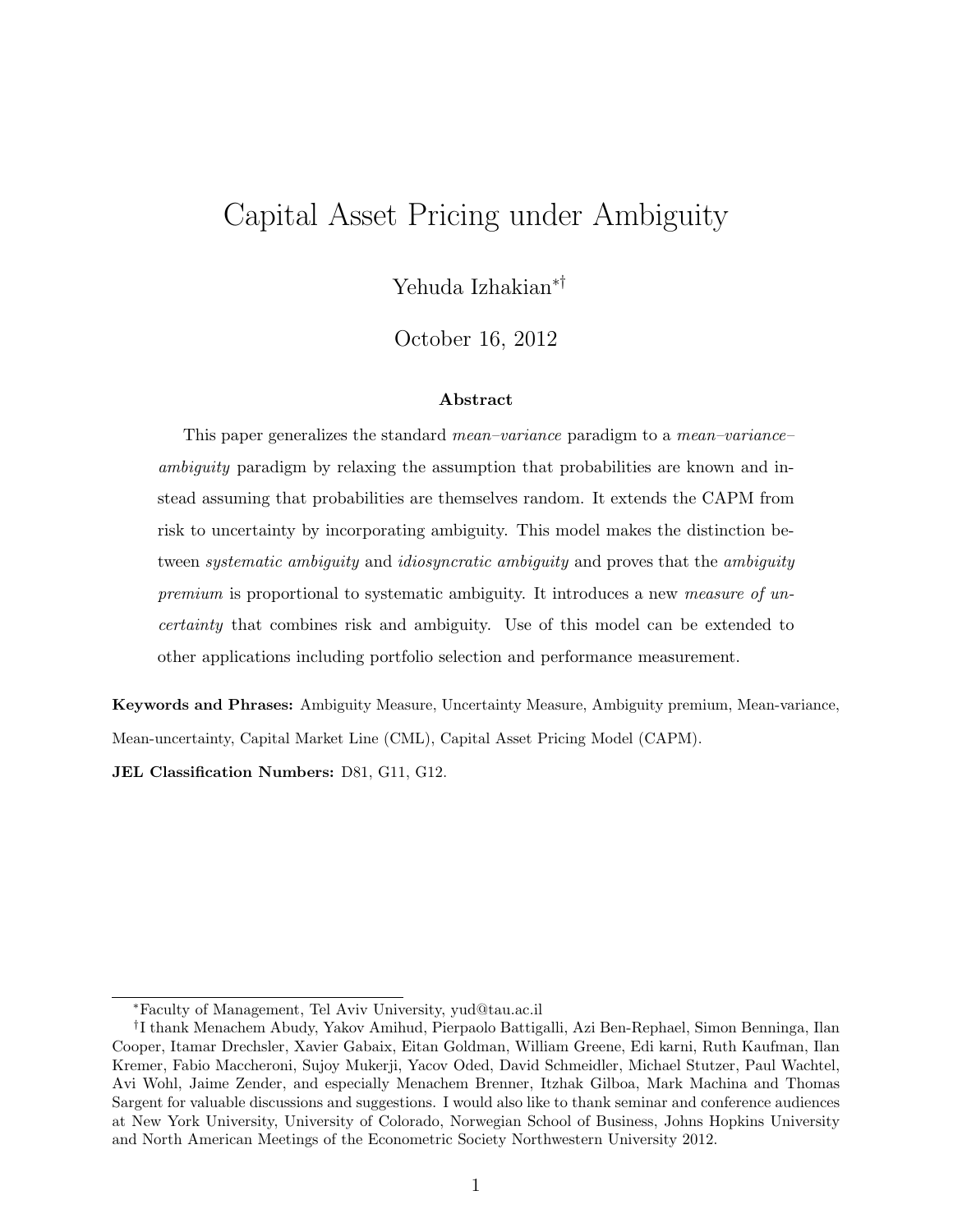# Capital Asset Pricing under Ambiguity

Yehuda Izhakian*[†]

October 16, 2012

### Abstract

This paper generalizes the standard *mean–variance* paradigm to a *mean–variance–ambiguity* paradigm by relaxing the assumption that probabilities are known and instead assuming that probabilities are themselves random. It extends the CAPM from risk to uncertainty by incorporating ambiguity. This model makes the distinction between *systematic ambiguity* and *idiosyncratic ambiguity* and proves that the *ambiguity premium* is proportional to systematic ambiguity. It introduces a new *measure of uncertainty* that combines risk and ambiguity. Use of this model can be extended to other applications including portfolio selection and performance measurement.

**Keywords and Phrases:** Ambiguity Measure, Uncertainty Measure, Ambiguity premium, Mean-variance, Mean-uncertainty, Capital Market Line (CML), Capital Asset Pricing Model (CAPM).

**JEL Classification Numbers:** D81, G11, G12.

---

*Faculty of Management, Tel Aviv University, yud@tau.ac.il

†I thank Menachem Abudy, Yakov Amihud, Pierpaolo Battigalli, Azi Ben-Rephael, Simon Benninga, Ilan Cooper, Itamar Drechsler, Xavier Gabaix, Eitan Goldman, William Greene, Edi karni, Ruth Kaufman, Ilan Kremer, Fabio Maccheroni, Sujoy Mukerji, Yacov Oded, David Schmeidler, Michael Stutzer, Paul Wachtel, Avi Wohl, Jaime Zender, and especially Menachem Brenner, Itzhak Gilboa, Mark Machina and Thomas Sargent for valuable discussions and suggestions. I would also like to thank seminar and conference audiences at New York University, University of Colorado, Norwegian School of Business, Johns Hopkins University and North American Meetings of the Econometric Society Northwestern University 2012.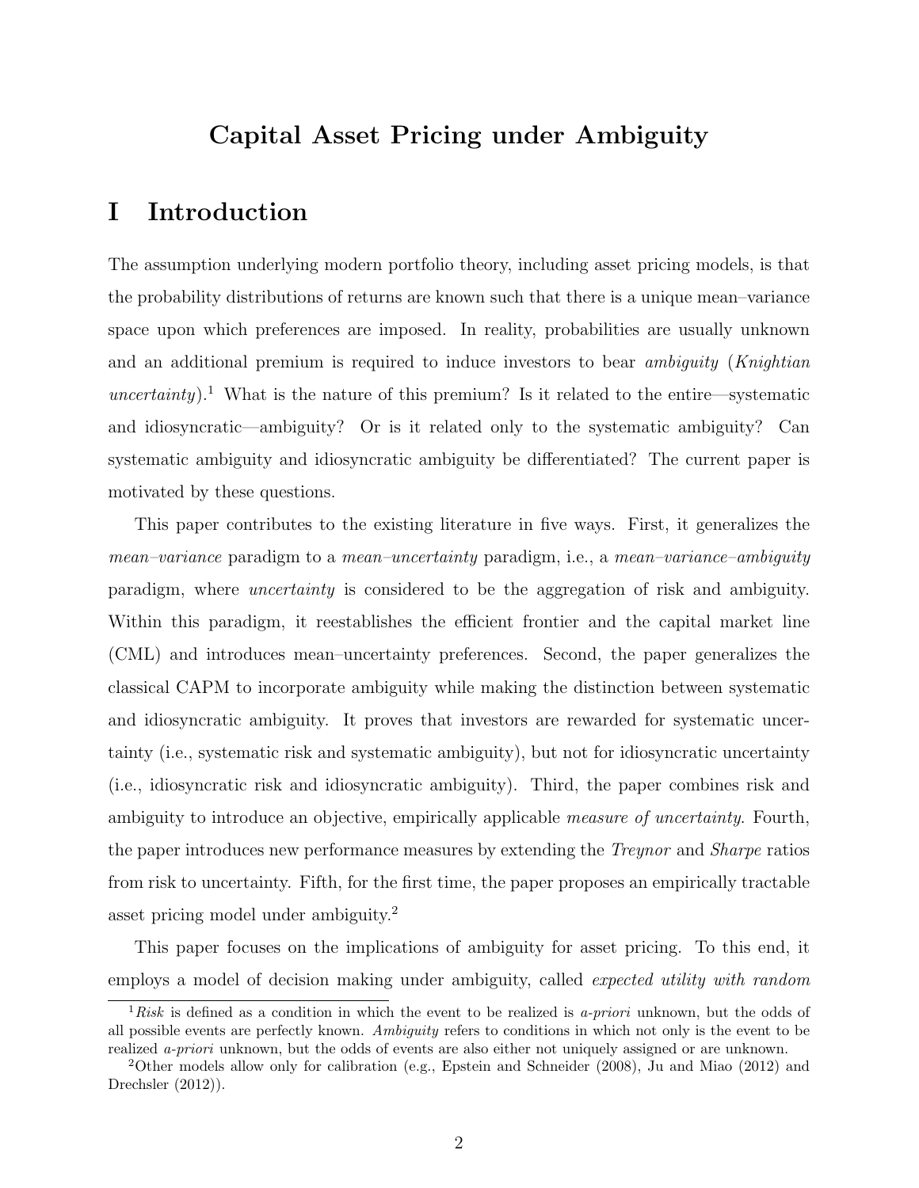# Capital Asset Pricing under Ambiguity

## I Introduction

The assumption underlying modern portfolio theory, including asset pricing models, is that the probability distributions of returns are known such that there is a unique mean–variance space upon which preferences are imposed. In reality, probabilities are usually unknown and an additional premium is required to induce investors to bear *ambiguity* (*Knightian uncertainty*).[1] What is the nature of this premium? Is it related to the entire—systematic and idiosyncratic—ambiguity? Or is it related only to the systematic ambiguity? Can systematic ambiguity and idiosyncratic ambiguity be differentiated? The current paper is motivated by these questions.

This paper contributes to the existing literature in five ways. First, it generalizes the *mean–variance* paradigm to a *mean–uncertainty* paradigm, i.e., a *mean–variance–ambiguity* paradigm, where *uncertainty* is considered to be the aggregation of risk and ambiguity. Within this paradigm, it reestablishes the efficient frontier and the capital market line (CML) and introduces mean–uncertainty preferences. Second, the paper generalizes the classical CAPM to incorporate ambiguity while making the distinction between systematic and idiosyncratic ambiguity. It proves that investors are rewarded for systematic uncertainty (i.e., systematic risk and systematic ambiguity), but not for idiosyncratic uncertainty (i.e., idiosyncratic risk and idiosyncratic ambiguity). Third, the paper combines risk and ambiguity to introduce an objective, empirically applicable *measure of uncertainty*. Fourth, the paper introduces new performance measures by extending the *Treynor* and *Sharpe* ratios from risk to uncertainty. Fifth, for the first time, the paper proposes an empirically tractable asset pricing model under ambiguity.[2]

This paper focuses on the implications of ambiguity for asset pricing. To this end, it employs a model of decision making under ambiguity, called *expected utility with random*

---

[1] *Risk* is defined as a condition in which the event to be realized is *a-priori* unknown, but the odds of all possible events are perfectly known. *Ambiguity* refers to conditions in which not only is the event to be realized *a-priori* unknown, but the odds of events are also either not uniquely assigned or are unknown.

[2] Other models allow only for calibration (e.g., Epstein and Schneider (2008), Ju and Miao (2012) and Drechsler (2012)).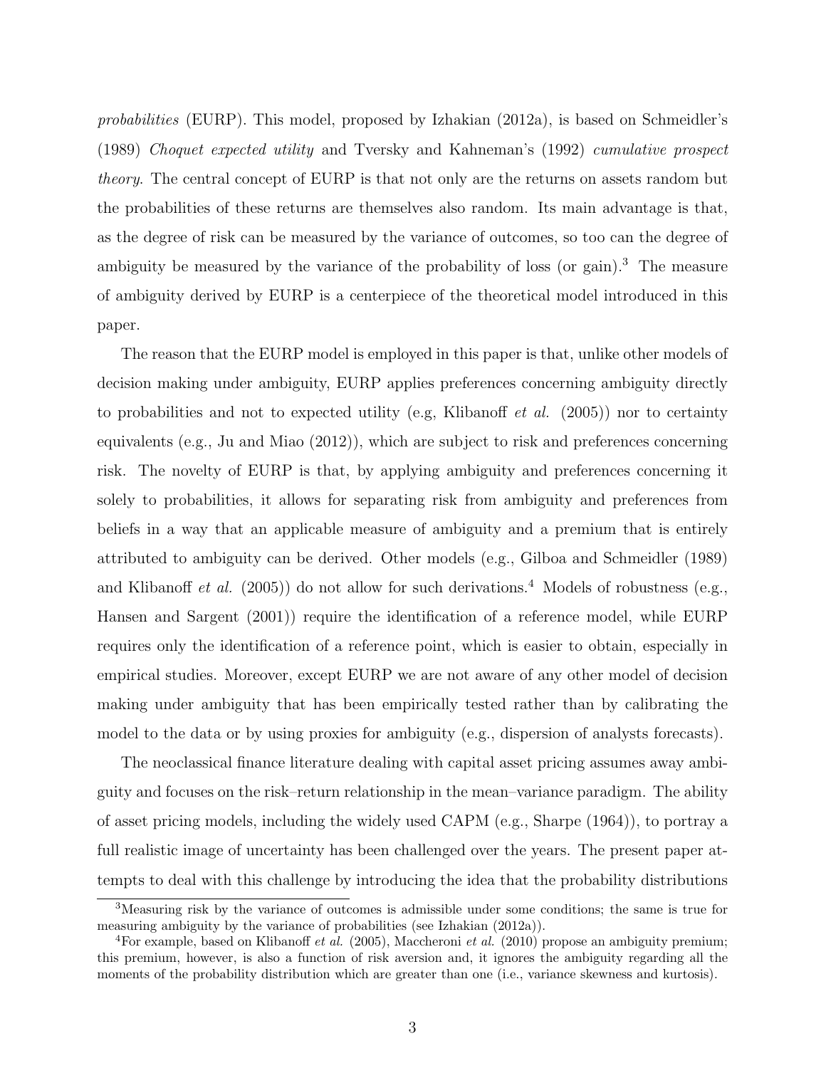*probabilities* (EURP). This model, proposed by Izhakian (2012a), is based on Schmeidler's (1989) *Choquet expected utility* and Tversky and Kahneman's (1992) *cumulative prospect theory*. The central concept of EURP is that not only are the returns on assets random but the probabilities of these returns are themselves also random. Its main advantage is that, as the degree of risk can be measured by the variance of outcomes, so too can the degree of ambiguity be measured by the variance of the probability of loss (or gain).[3] The measure of ambiguity derived by EURP is a centerpiece of the theoretical model introduced in this paper.

The reason that the EURP model is employed in this paper is that, unlike other models of decision making under ambiguity, EURP applies preferences concerning ambiguity directly to probabilities and not to expected utility (e.g, Klibanoff *et al.* (2005)) nor to certainty equivalents (e.g., Ju and Miao (2012)), which are subject to risk and preferences concerning risk. The novelty of EURP is that, by applying ambiguity and preferences concerning it solely to probabilities, it allows for separating risk from ambiguity and preferences from beliefs in a way that an applicable measure of ambiguity and a premium that is entirely attributed to ambiguity can be derived. Other models (e.g., Gilboa and Schmeidler (1989) and Klibanoff *et al.* (2005)) do not allow for such derivations.[4] Models of robustness (e.g., Hansen and Sargent (2001)) require the identification of a reference model, while EURP requires only the identification of a reference point, which is easier to obtain, especially in empirical studies. Moreover, except EURP we are not aware of any other model of decision making under ambiguity that has been empirically tested rather than by calibrating the model to the data or by using proxies for ambiguity (e.g., dispersion of analysts forecasts).

The neoclassical finance literature dealing with capital asset pricing assumes away ambiguity and focuses on the risk–return relationship in the mean–variance paradigm. The ability of asset pricing models, including the widely used CAPM (e.g., Sharpe (1964)), to portray a full realistic image of uncertainty has been challenged over the years. The present paper attempts to deal with this challenge by introducing the idea that the probability distributions

[3] Measuring risk by the variance of outcomes is admissible under some conditions; the same is true for measuring ambiguity by the variance of probabilities (see Izhakian (2012a)).

[4] For example, based on Klibanoff *et al.* (2005), Maccheroni *et al.* (2010) propose an ambiguity premium; this premium, however, is also a function of risk aversion and, it ignores the ambiguity regarding all the moments of the probability distribution which are greater than one (i.e., variance skewness and kurtosis).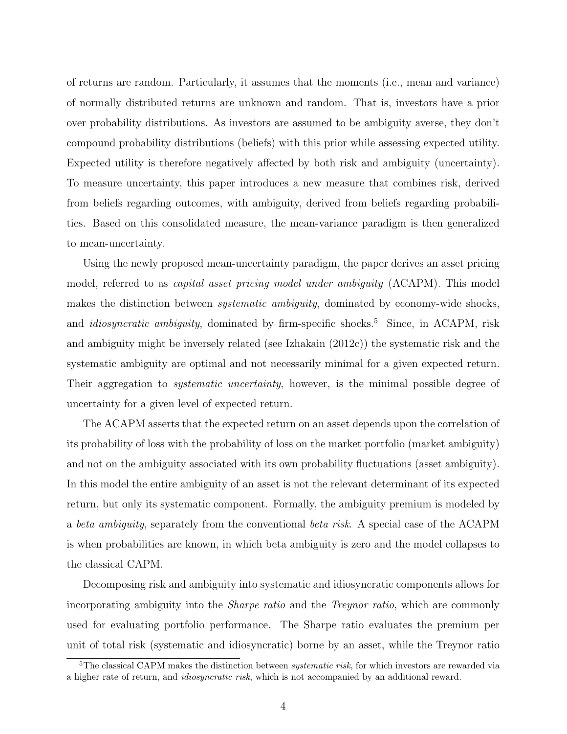of returns are random. Particularly, it assumes that the moments (i.e., mean and variance) of normally distributed returns are unknown and random. That is, investors have a prior over probability distributions. As investors are assumed to be ambiguity averse, they don't compound probability distributions (beliefs) with this prior while assessing expected utility. Expected utility is therefore negatively affected by both risk and ambiguity (uncertainty). To measure uncertainty, this paper introduces a new measure that combines risk, derived from beliefs regarding outcomes, with ambiguity, derived from beliefs regarding probabilities. Based on this consolidated measure, the mean-variance paradigm is then generalized to mean-uncertainty.

Using the newly proposed mean-uncertainty paradigm, the paper derives an asset pricing model, referred to as *capital asset pricing model under ambiguity* (ACAPM). This model makes the distinction between *systematic ambiguity*, dominated by economy-wide shocks, and *idiosyncratic ambiguity*, dominated by firm-specific shocks.[5] Since, in ACAPM, risk and ambiguity might be inversely related (see Izhakain (2012c)) the systematic risk and the systematic ambiguity are optimal and not necessarily minimal for a given expected return. Their aggregation to *systematic uncertainty*, however, is the minimal possible degree of uncertainty for a given level of expected return.

The ACAPM asserts that the expected return on an asset depends upon the correlation of its probability of loss with the probability of loss on the market portfolio (market ambiguity) and not on the ambiguity associated with its own probability fluctuations (asset ambiguity). In this model the entire ambiguity of an asset is not the relevant determinant of its expected return, but only its systematic component. Formally, the ambiguity premium is modeled by a *beta ambiguity*, separately from the conventional *beta risk*. A special case of the ACAPM is when probabilities are known, in which beta ambiguity is zero and the model collapses to the classical CAPM.

Decomposing risk and ambiguity into systematic and idiosyncratic components allows for incorporating ambiguity into the *Sharpe ratio* and the *Treynor ratio*, which are commonly used for evaluating portfolio performance. The Sharpe ratio evaluates the premium per unit of total risk (systematic and idiosyncratic) borne by an asset, while the Treynor ratio

[5]The classical CAPM makes the distinction between *systematic risk*, for which investors are rewarded via a higher rate of return, and *idiosyncratic risk*, which is not accompanied by an additional reward.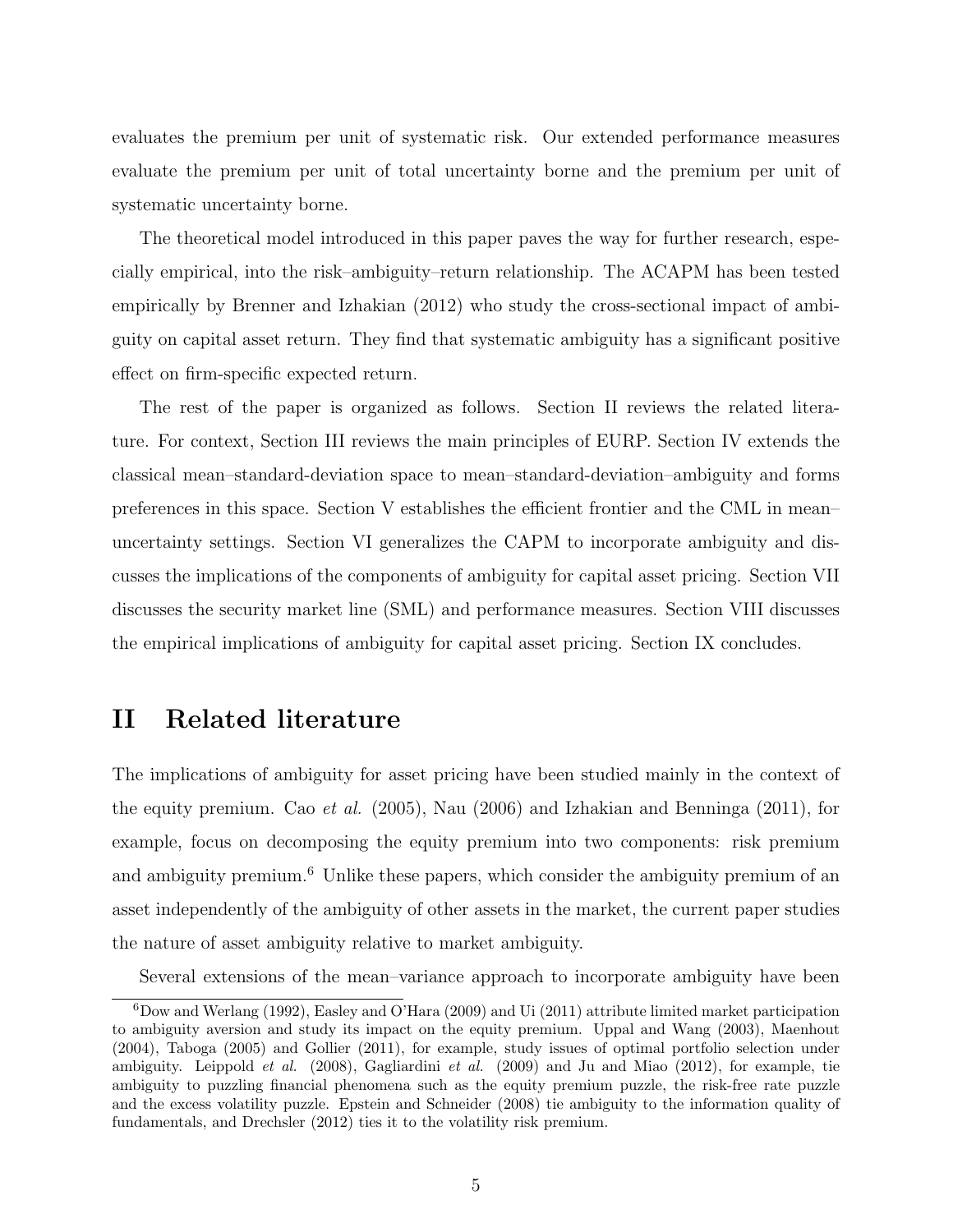evaluates the premium per unit of systematic risk. Our extended performance measures evaluate the premium per unit of total uncertainty borne and the premium per unit of systematic uncertainty borne.

The theoretical model introduced in this paper paves the way for further research, especially empirical, into the risk–ambiguity–return relationship. The ACAPM has been tested empirically by Brenner and Izhakian (2012) who study the cross-sectional impact of ambiguity on capital asset return. They find that systematic ambiguity has a significant positive effect on firm-specific expected return.

The rest of the paper is organized as follows. Section II reviews the related literature. For context, Section III reviews the main principles of EURP. Section IV extends the classical mean–standard-deviation space to mean–standard-deviation–ambiguity and forms preferences in this space. Section V establishes the efficient frontier and the CML in mean–uncertainty settings. Section VI generalizes the CAPM to incorporate ambiguity and discusses the implications of the components of ambiguity for capital asset pricing. Section VII discusses the security market line (SML) and performance measures. Section VIII discusses the empirical implications of ambiguity for capital asset pricing. Section IX concludes.

# II Related literature

The implications of ambiguity for asset pricing have been studied mainly in the context of the equity premium. Cao *et al.* (2005), Nau (2006) and Izhakian and Benninga (2011), for example, focus on decomposing the equity premium into two components: risk premium and ambiguity premium.[6] Unlike these papers, which consider the ambiguity premium of an asset independently of the ambiguity of other assets in the market, the current paper studies the nature of asset ambiguity relative to market ambiguity.

Several extensions of the mean–variance approach to incorporate ambiguity have been

[6] Dow and Werlang (1992), Easley and O'Hara (2009) and Ui (2011) attribute limited market participation to ambiguity aversion and study its impact on the equity premium. Uppal and Wang (2003), Maenhout (2004), Taboga (2005) and Gollier (2011), for example, study issues of optimal portfolio selection under ambiguity. Leippold *et al.* (2008), Gagliardini *et al.* (2009) and Ju and Miao (2012), for example, tie ambiguity to puzzling financial phenomena such as the equity premium puzzle, the risk-free rate puzzle and the excess volatility puzzle. Epstein and Schneider (2008) tie ambiguity to the information quality of fundamentals, and Drechsler (2012) ties it to the volatility risk premium.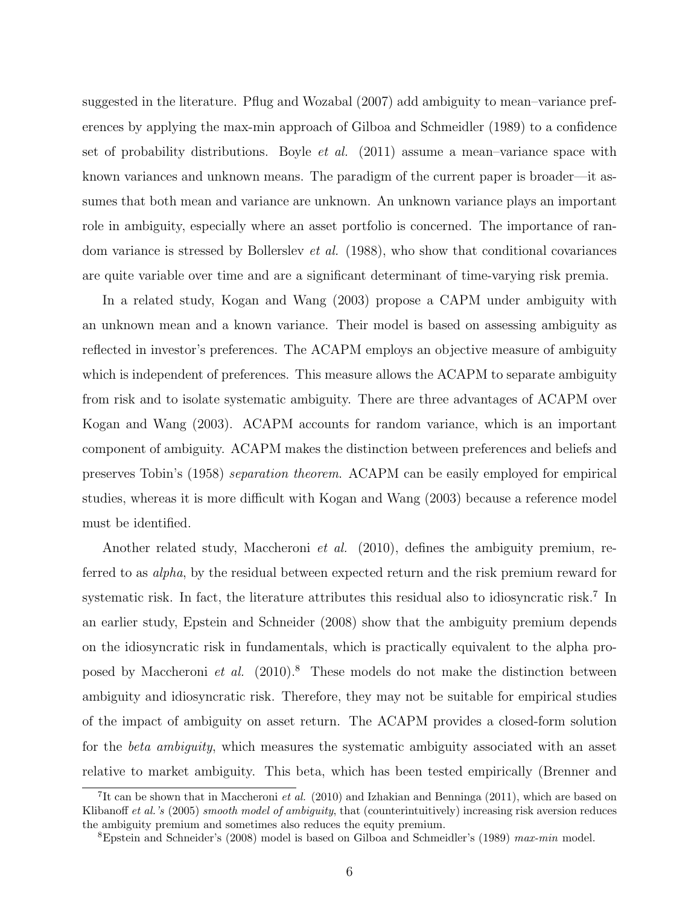suggested in the literature. Pflug and Wozabal (2007) add ambiguity to mean–variance preferences by applying the max-min approach of Gilboa and Schmeidler (1989) to a confidence set of probability distributions. Boyle *et al.* (2011) assume a mean–variance space with known variances and unknown means. The paradigm of the current paper is broader—it assumes that both mean and variance are unknown. An unknown variance plays an important role in ambiguity, especially where an asset portfolio is concerned. The importance of random variance is stressed by Bollerslev *et al.* (1988), who show that conditional covariances are quite variable over time and are a significant determinant of time-varying risk premia.

In a related study, Kogan and Wang (2003) propose a CAPM under ambiguity with an unknown mean and a known variance. Their model is based on assessing ambiguity as reflected in investor's preferences. The ACAPM employs an objective measure of ambiguity which is independent of preferences. This measure allows the ACAPM to separate ambiguity from risk and to isolate systematic ambiguity. There are three advantages of ACAPM over Kogan and Wang (2003). ACAPM accounts for random variance, which is an important component of ambiguity. ACAPM makes the distinction between preferences and beliefs and preserves Tobin's (1958) *separation theorem*. ACAPM can be easily employed for empirical studies, whereas it is more difficult with Kogan and Wang (2003) because a reference model must be identified.

Another related study, Maccheroni *et al.* (2010), defines the ambiguity premium, referred to as *alpha*, by the residual between expected return and the risk premium reward for systematic risk. In fact, the literature attributes this residual also to idiosyncratic risk.[7] In an earlier study, Epstein and Schneider (2008) show that the ambiguity premium depends on the idiosyncratic risk in fundamentals, which is practically equivalent to the alpha proposed by Maccheroni *et al.* (2010).[8] These models do not make the distinction between ambiguity and idiosyncratic risk. Therefore, they may not be suitable for empirical studies of the impact of ambiguity on asset return. The ACAPM provides a closed-form solution for the *beta ambiguity*, which measures the systematic ambiguity associated with an asset relative to market ambiguity. This beta, which has been tested empirically (Brenner and

[7] It can be shown that in Maccheroni *et al.* (2010) and Izhakian and Benninga (2011), which are based on Klibanoff *et al.'s* (2005) *smooth model of ambiguity*, that (counterintuitively) increasing risk aversion reduces the ambiguity premium and sometimes also reduces the equity premium.

[8] Epstein and Schneider's (2008) model is based on Gilboa and Schmeidler's (1989) *max-min* model.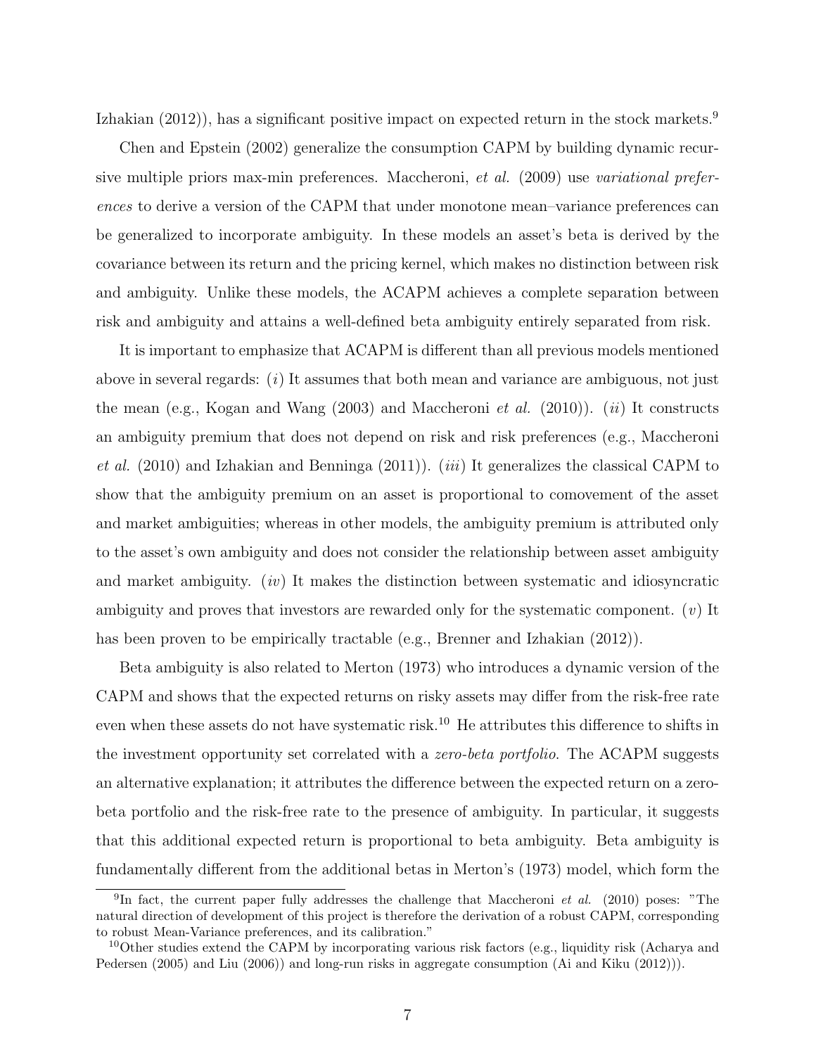Izhakian (2012)), has a significant positive impact on expected return in the stock markets.[9]

Chen and Epstein (2002) generalize the consumption CAPM by building dynamic recursive multiple priors max-min preferences. Maccheroni, *et al.* (2009) use *variational preferences* to derive a version of the CAPM that under monotone mean–variance preferences can be generalized to incorporate ambiguity. In these models an asset's beta is derived by the covariance between its return and the pricing kernel, which makes no distinction between risk and ambiguity. Unlike these models, the ACAPM achieves a complete separation between risk and ambiguity and attains a well-defined beta ambiguity entirely separated from risk.

It is important to emphasize that ACAPM is different than all previous models mentioned above in several regards: (*i*) It assumes that both mean and variance are ambiguous, not just the mean (e.g., Kogan and Wang (2003) and Maccheroni *et al.* (2010)). (*ii*) It constructs an ambiguity premium that does not depend on risk and risk preferences (e.g., Maccheroni *et al.* (2010) and Izhakian and Benninga (2011)). (*iii*) It generalizes the classical CAPM to show that the ambiguity premium on an asset is proportional to comovement of the asset and market ambiguities; whereas in other models, the ambiguity premium is attributed only to the asset's own ambiguity and does not consider the relationship between asset ambiguity and market ambiguity. (*iv*) It makes the distinction between systematic and idiosyncratic ambiguity and proves that investors are rewarded only for the systematic component. (*v*) It has been proven to be empirically tractable (e.g., Brenner and Izhakian (2012)).

Beta ambiguity is also related to Merton (1973) who introduces a dynamic version of the CAPM and shows that the expected returns on risky assets may differ from the risk-free rate even when these assets do not have systematic risk.[10] He attributes this difference to shifts in the investment opportunity set correlated with a *zero-beta portfolio*. The ACAPM suggests an alternative explanation; it attributes the difference between the expected return on a zero-beta portfolio and the risk-free rate to the presence of ambiguity. In particular, it suggests that this additional expected return is proportional to beta ambiguity. Beta ambiguity is fundamentally different from the additional betas in Merton's (1973) model, which form the

[9] In fact, the current paper fully addresses the challenge that Maccheroni *et al.* (2010) poses: "The natural direction of development of this project is therefore the derivation of a robust CAPM, corresponding to robust Mean-Variance preferences, and its calibration."

[10] Other studies extend the CAPM by incorporating various risk factors (e.g., liquidity risk (Acharya and Pedersen (2005) and Liu (2006)) and long-run risks in aggregate consumption (Ai and Kiku (2012))).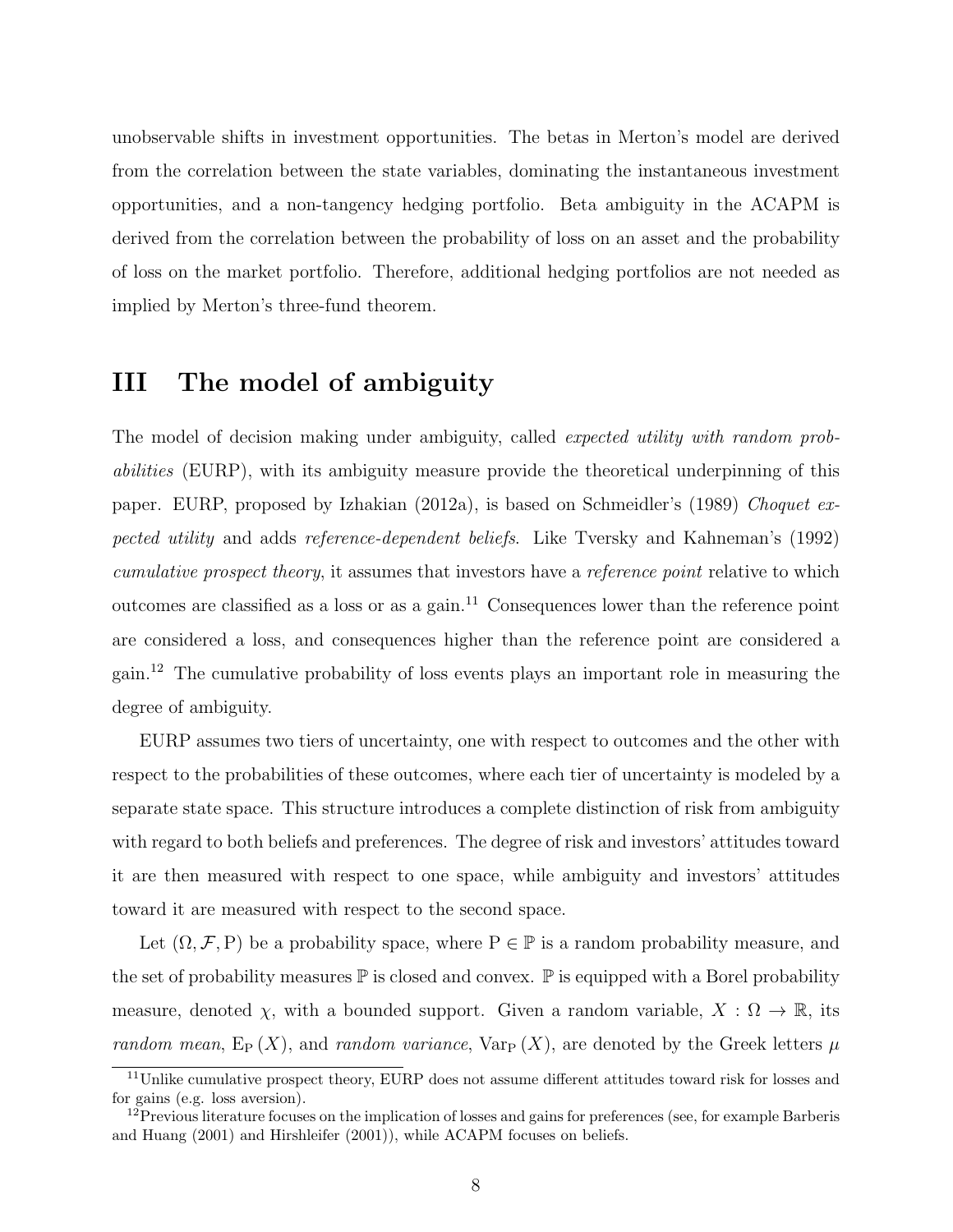unobservable shifts in investment opportunities. The betas in Merton's model are derived from the correlation between the state variables, dominating the instantaneous investment opportunities, and a non-tangency hedging portfolio. Beta ambiguity in the ACAPM is derived from the correlation between the probability of loss on an asset and the probability of loss on the market portfolio. Therefore, additional hedging portfolios are not needed as implied by Merton's three-fund theorem.

## III The model of ambiguity

The model of decision making under ambiguity, called *expected utility with random probabilities* (EURP), with its ambiguity measure provide the theoretical underpinning of this paper. EURP, proposed by Izhakian (2012a), is based on Schmeidler's (1989) *Choquet expected utility* and adds *reference-dependent beliefs*. Like Tversky and Kahneman's (1992) *cumulative prospect theory*, it assumes that investors have a *reference point* relative to which outcomes are classified as a loss or as a gain.[11] Consequences lower than the reference point are considered a loss, and consequences higher than the reference point are considered a gain.[12] The cumulative probability of loss events plays an important role in measuring the degree of ambiguity.

EURP assumes two tiers of uncertainty, one with respect to outcomes and the other with respect to the probabilities of these outcomes, where each tier of uncertainty is modeled by a separate state space. This structure introduces a complete distinction of risk from ambiguity with regard to both beliefs and preferences. The degree of risk and investors' attitudes toward it are then measured with respect to one space, while ambiguity and investors' attitudes toward it are measured with respect to the second space.

Let $(\Omega, \mathcal{F}, \mathrm{P})$ be a probability space, where $\mathrm{P} \in \mathbb{P}$ is a random probability measure, and the set of probability measures $\mathbb{P}$ is closed and convex. $\mathbb{P}$ is equipped with a Borel probability measure, denoted $\chi$, with a bounded support. Given a random variable, $X : \Omega \to \mathbb{R}$, its *random mean*, $\mathrm{E}_{\mathrm{P}}(X)$, and *random variance*, $\mathrm{Var}_{\mathrm{P}}(X)$, are denoted by the Greek letters $\mu$

[11] Unlike cumulative prospect theory, EURP does not assume different attitudes toward risk for losses and for gains (e.g. loss aversion).

[12] Previous literature focuses on the implication of losses and gains for preferences (see, for example Barberis and Huang (2001) and Hirshleifer (2001)), while ACAPM focuses on beliefs.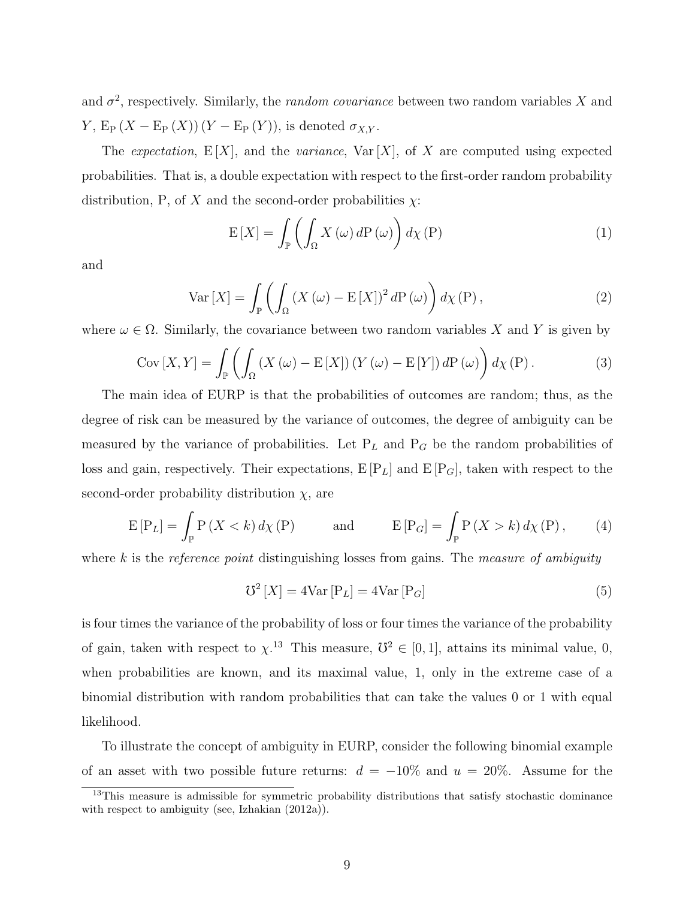and $\sigma^2$, respectively. Similarly, the *random covariance* between two random variables $X$ and $Y$, $\mathrm{E}_{\mathrm{P}}\left(X - \mathrm{E}_{\mathrm{P}}\left(X\right)\right)\left(Y - \mathrm{E}_{\mathrm{P}}\left(Y\right)\right)$, is denoted $\sigma_{X,Y}$.

The *expectation*, $\mathrm{E}\left[X\right]$, and the *variance*, $\mathrm{Var}\left[X\right]$, of $X$ are computed using expected probabilities. That is, a double expectation with respect to the first-order random probability distribution, P, of $X$ and the second-order probabilities $\chi$:

$$\mathrm{E}\left[X\right] = \int_{\mathbb{P}} \left( \int_{\Omega} X\left(\omega\right) d\mathrm{P}\left(\omega\right) \right) d\chi\left(\mathrm{P}\right) \tag{1}$$

and

$$\mathrm{Var}\left[X\right] = \int_{\mathbb{P}} \left( \int_{\Omega} \left(X\left(\omega\right) - \mathrm{E}\left[X\right]\right)^2 d\mathrm{P}\left(\omega\right) \right) d\chi\left(\mathrm{P}\right), \tag{2}$$

where $\omega \in \Omega$. Similarly, the covariance between two random variables $X$ and $Y$ is given by

$$\mathrm{Cov}\left[X,Y\right] = \int_{\mathbb{P}} \left( \int_{\Omega} \left(X\left(\omega\right) - \mathrm{E}\left[X\right]\right)\left(Y\left(\omega\right) - \mathrm{E}\left[Y\right]\right) d\mathrm{P}\left(\omega\right) \right) d\chi\left(\mathrm{P}\right). \tag{3}$$

The main idea of EURP is that the probabilities of outcomes are random; thus, as the degree of risk can be measured by the variance of outcomes, the degree of ambiguity can be measured by the variance of probabilities. Let $\mathrm{P}_L$ and $\mathrm{P}_G$ be the random probabilities of loss and gain, respectively. Their expectations, $\mathrm{E}\left[\mathrm{P}_L\right]$ and $\mathrm{E}\left[\mathrm{P}_G\right]$, taken with respect to the second-order probability distribution $\chi$, are

$$\mathrm{E}\left[\mathrm{P}_L\right] = \int_{\mathbb{P}} \mathrm{P}\left(X < k\right) d\chi\left(\mathrm{P}\right) \qquad \text{and} \qquad \mathrm{E}\left[\mathrm{P}_G\right] = \int_{\mathbb{P}} \mathrm{P}\left(X > k\right) d\chi\left(\mathrm{P}\right), \tag{4}$$

where $k$ is the *reference point* distinguishing losses from gains. The *measure of ambiguity*

$$\mho^2\left[X\right] = 4\mathrm{Var}\left[\mathrm{P}_L\right] = 4\mathrm{Var}\left[\mathrm{P}_G\right] \tag{5}$$

is four times the variance of the probability of loss or four times the variance of the probability of gain, taken with respect to $\chi$.[13] This measure, $\mho^2 \in [0,1]$, attains its minimal value, 0, when probabilities are known, and its maximal value, 1, only in the extreme case of a binomial distribution with random probabilities that can take the values 0 or 1 with equal likelihood.

To illustrate the concept of ambiguity in EURP, consider the following binomial example of an asset with two possible future returns: $d = -10\%$ and $u = 20\%$. Assume for the

[13] This measure is admissible for symmetric probability distributions that satisfy stochastic dominance with respect to ambiguity (see, Izhakian (2012a)).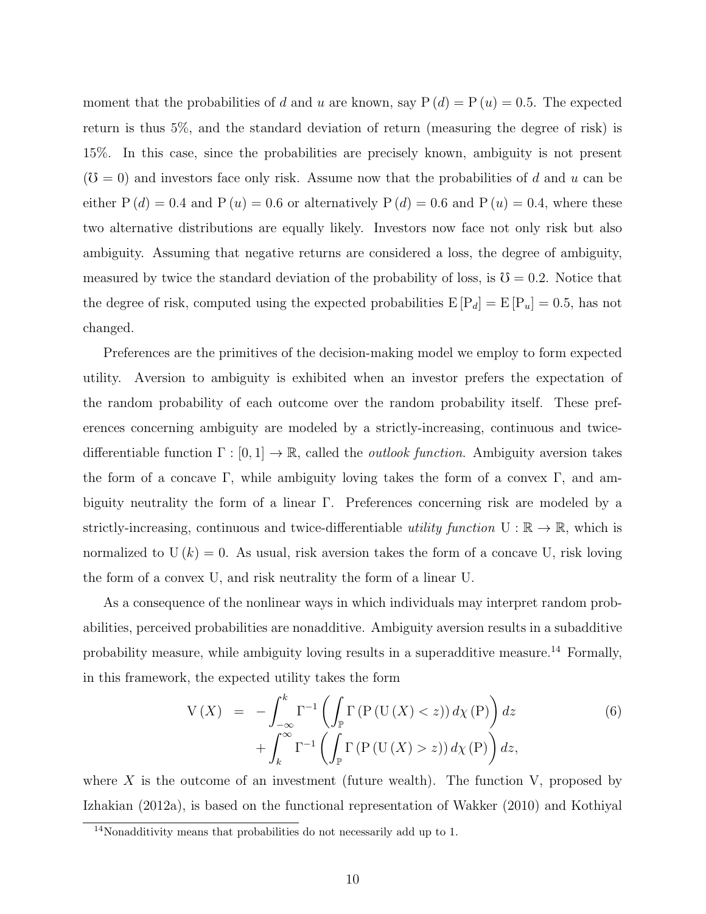moment that the probabilities of $d$ and $u$ are known, say $\mathrm{P}(d) = \mathrm{P}(u) = 0.5$. The expected return is thus 5%, and the standard deviation of return (measuring the degree of risk) is 15%. In this case, since the probabilities are precisely known, ambiguity is not present ($\mho = 0$) and investors face only risk. Assume now that the probabilities of $d$ and $u$ can be either $\mathrm{P}(d) = 0.4$ and $\mathrm{P}(u) = 0.6$ or alternatively $\mathrm{P}(d) = 0.6$ and $\mathrm{P}(u) = 0.4$, where these two alternative distributions are equally likely. Investors now face not only risk but also ambiguity. Assuming that negative returns are considered a loss, the degree of ambiguity, measured by twice the standard deviation of the probability of loss, is $\mho = 0.2$. Notice that the degree of risk, computed using the expected probabilities $\mathrm{E}[\mathrm{P}_d] = \mathrm{E}[\mathrm{P}_u] = 0.5$, has not changed.

Preferences are the primitives of the decision-making model we employ to form expected utility. Aversion to ambiguity is exhibited when an investor prefers the expectation of the random probability of each outcome over the random probability itself. These preferences concerning ambiguity are modeled by a strictly-increasing, continuous and twice-differentiable function $\Gamma : [0, 1] \rightarrow \mathbb{R}$, called the *outlook function*. Ambiguity aversion takes the form of a concave $\Gamma$, while ambiguity loving takes the form of a convex $\Gamma$, and ambiguity neutrality the form of a linear $\Gamma$. Preferences concerning risk are modeled by a strictly-increasing, continuous and twice-differentiable *utility function* $\mathrm{U} : \mathbb{R} \rightarrow \mathbb{R}$, which is normalized to $\mathrm{U}(k) = 0$. As usual, risk aversion takes the form of a concave U, risk loving the form of a convex U, and risk neutrality the form of a linear U.

As a consequence of the nonlinear ways in which individuals may interpret random probabilities, perceived probabilities are nonadditive. Ambiguity aversion results in a subadditive probability measure, while ambiguity loving results in a superadditive measure.[14] Formally, in this framework, the expected utility takes the form

$$
\begin{aligned}
\mathrm{V}(X) \;=\; & -\int_{-\infty}^{k} \Gamma^{-1}\left( \int_{\mathbb{P}} \Gamma\left(\mathrm{P}\left(\mathrm{U}(X) < z\right)\right) d\chi(\mathrm{P}) \right) dz \\
& + \int_{k}^{\infty} \Gamma^{-1}\left( \int_{\mathbb{P}} \Gamma\left(\mathrm{P}\left(\mathrm{U}(X) > z\right)\right) d\chi(\mathrm{P}) \right) dz,
\end{aligned}
\tag{6}
$$

where $X$ is the outcome of an investment (future wealth). The function V, proposed by Izhakian (2012a), is based on the functional representation of Wakker (2010) and Kothiyal

[14] Nonadditivity means that probabilities do not necessarily add up to 1.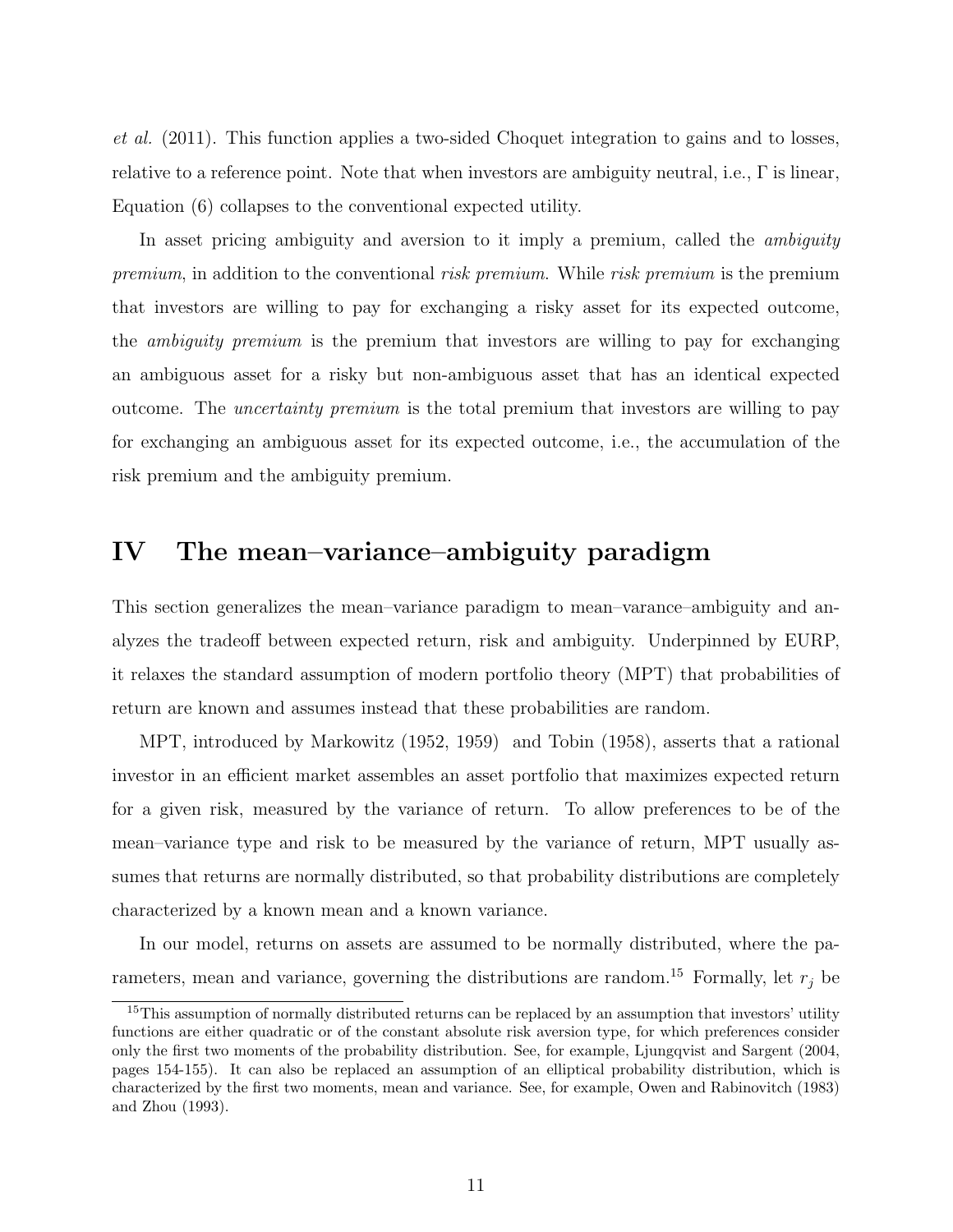*et al.* (2011). This function applies a two-sided Choquet integration to gains and to losses, relative to a reference point. Note that when investors are ambiguity neutral, i.e., $\Gamma$ is linear, Equation (6) collapses to the conventional expected utility.

In asset pricing ambiguity and aversion to it imply a premium, called the *ambiguity premium*, in addition to the conventional *risk premium*. While *risk premium* is the premium that investors are willing to pay for exchanging a risky asset for its expected outcome, the *ambiguity premium* is the premium that investors are willing to pay for exchanging an ambiguous asset for a risky but non-ambiguous asset that has an identical expected outcome. The *uncertainty premium* is the total premium that investors are willing to pay for exchanging an ambiguous asset for its expected outcome, i.e., the accumulation of the risk premium and the ambiguity premium.

# IV The mean–variance–ambiguity paradigm

This section generalizes the mean–variance paradigm to mean–varance–ambiguity and analyzes the tradeoff between expected return, risk and ambiguity. Underpinned by EURP, it relaxes the standard assumption of modern portfolio theory (MPT) that probabilities of return are known and assumes instead that these probabilities are random.

MPT, introduced by Markowitz (1952, 1959) and Tobin (1958), asserts that a rational investor in an efficient market assembles an asset portfolio that maximizes expected return for a given risk, measured by the variance of return. To allow preferences to be of the mean–variance type and risk to be measured by the variance of return, MPT usually assumes that returns are normally distributed, so that probability distributions are completely characterized by a known mean and a known variance.

In our model, returns on assets are assumed to be normally distributed, where the parameters, mean and variance, governing the distributions are random.[15] Formally, let $r_j$ be

[15] This assumption of normally distributed returns can be replaced by an assumption that investors' utility functions are either quadratic or of the constant absolute risk aversion type, for which preferences consider only the first two moments of the probability distribution. See, for example, Ljungqvist and Sargent (2004, pages 154-155). It can also be replaced an assumption of an elliptical probability distribution, which is characterized by the first two moments, mean and variance. See, for example, Owen and Rabinovitch (1983) and Zhou (1993).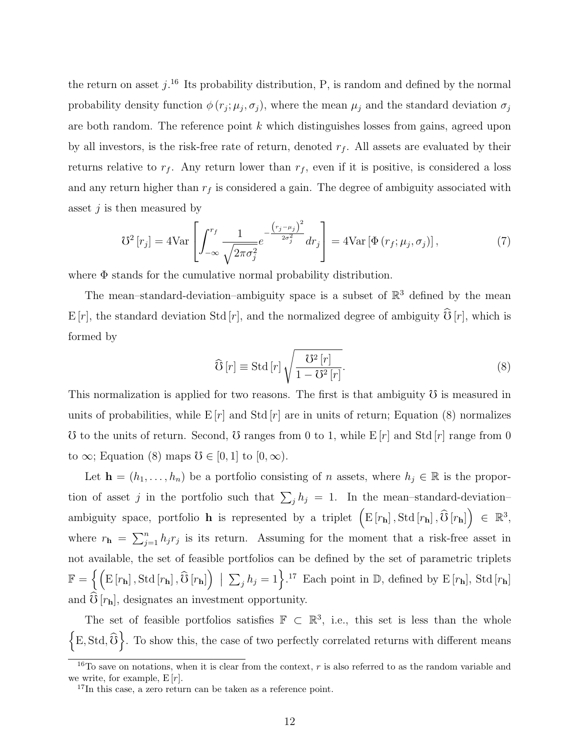the return on asset $j$.[16] Its probability distribution, P, is random and defined by the normal probability density function $\phi(r_j; \mu_j, \sigma_j)$, where the mean $\mu_j$ and the standard deviation $\sigma_j$ are both random. The reference point $k$ which distinguishes losses from gains, agreed upon by all investors, is the risk-free rate of return, denoted $r_f$. All assets are evaluated by their returns relative to $r_f$. Any return lower than $r_f$, even if it is positive, is considered a loss and any return higher than $r_f$ is considered a gain. The degree of ambiguity associated with asset $j$ is then measured by

$$\mho^2[r_j] = 4\mathrm{Var}\left[\int_{-\infty}^{r_f} \frac{1}{\sqrt{2\pi\sigma_j^2}} e^{-\frac{\left(r_j-\mu_j\right)^2}{2\sigma_j^2}} dr_j\right] = 4\mathrm{Var}\left[\Phi\left(r_f; \mu_j, \sigma_j\right)\right], \tag{7}$$

where $\Phi$ stands for the cumulative normal probability distribution.

The mean–standard-deviation–ambiguity space is a subset of $\mathbb{R}^3$ defined by the mean $\mathrm{E}[r]$, the standard deviation $\mathrm{Std}[r]$, and the normalized degree of ambiguity $\widehat{\mho}[r]$, which is formed by

$$\widehat{\mho}[r] \equiv \mathrm{Std}[r]\sqrt{\frac{\mho^2[r]}{1-\mho^2[r]}}. \tag{8}$$

This normalization is applied for two reasons. The first is that ambiguity $\mho$ is measured in units of probabilities, while $\mathrm{E}[r]$ and $\mathrm{Std}[r]$ are in units of return; Equation (8) normalizes $\mho$ to the units of return. Second, $\mho$ ranges from 0 to 1, while $\mathrm{E}[r]$ and $\mathrm{Std}[r]$ range from 0 to $\infty$; Equation (8) maps $\mho \in [0, 1]$ to $[0, \infty)$.

Let $\mathbf{h} = (h_1, \ldots, h_n)$ be a portfolio consisting of $n$ assets, where $h_j \in \mathbb{R}$ is the proportion of asset $j$ in the portfolio such that $\sum_j h_j = 1$. In the mean–standard-deviation–ambiguity space, portfolio $\mathbf{h}$ is represented by a triplet $\left(\mathrm{E}[r_{\mathbf{h}}], \mathrm{Std}[r_{\mathbf{h}}], \widehat{\mho}[r_{\mathbf{h}}]\right) \in \mathbb{R}^3$, where $r_{\mathbf{h}} = \sum_{j=1}^{n} h_j r_j$ is its return. Assuming for the moment that a risk-free asset in not available, the set of feasible portfolios can be defined by the set of parametric triplets $\mathbb{F} = \left\{\left(\mathrm{E}[r_{\mathbf{h}}], \mathrm{Std}[r_{\mathbf{h}}], \widehat{\mho}[r_{\mathbf{h}}]\right) \mid \sum_j h_j = 1\right\}$.[17] Each point in $\mathbb{D}$, defined by $\mathrm{E}[r_{\mathbf{h}}]$, $\mathrm{Std}[r_{\mathbf{h}}]$ and $\widehat{\mho}[r_{\mathbf{h}}]$, designates an investment opportunity.

The set of feasible portfolios satisfies $\mathbb{F} \subset \mathbb{R}^3$, i.e., this set is less than the whole $\left\{\mathrm{E}, \mathrm{Std}, \widehat{\mho}\right\}$. To show this, the case of two perfectly correlated returns with different means

[16] To save on notations, when it is clear from the context, $r$ is also referred to as the random variable and we write, for example, $\mathrm{E}[r]$.

[17] In this case, a zero return can be taken as a reference point.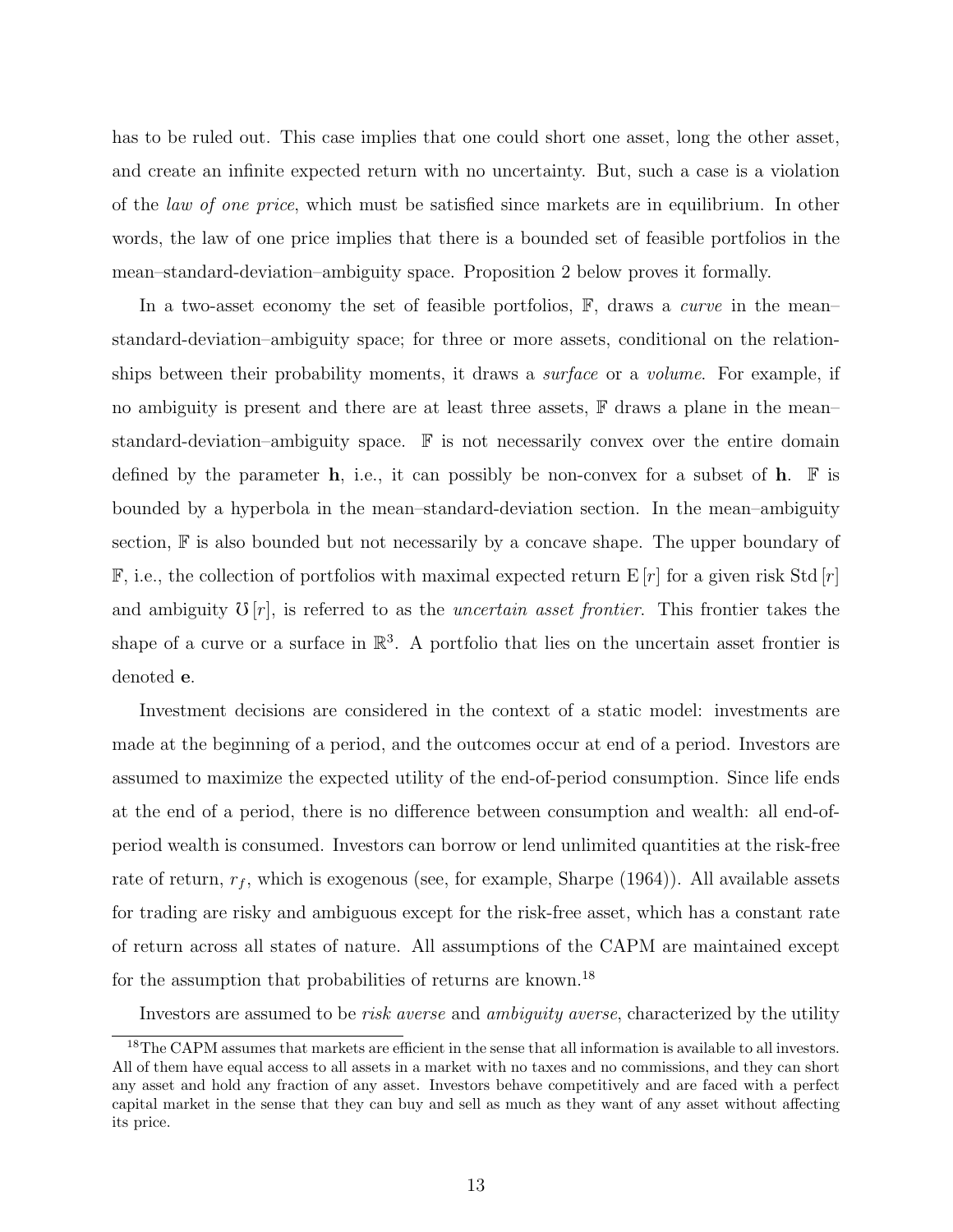has to be ruled out. This case implies that one could short one asset, long the other asset, and create an infinite expected return with no uncertainty. But, such a case is a violation of the *law of one price*, which must be satisfied since markets are in equilibrium. In other words, the law of one price implies that there is a bounded set of feasible portfolios in the mean–standard-deviation–ambiguity space. Proposition 2 below proves it formally.

In a two-asset economy the set of feasible portfolios, $\mathbb{F}$, draws a *curve* in the mean–standard-deviation–ambiguity space; for three or more assets, conditional on the relationships between their probability moments, it draws a *surface* or a *volume*. For example, if no ambiguity is present and there are at least three assets, $\mathbb{F}$ draws a plane in the mean–standard-deviation–ambiguity space. $\mathbb{F}$ is not necessarily convex over the entire domain defined by the parameter $\mathbf{h}$, i.e., it can possibly be non-convex for a subset of $\mathbf{h}$. $\mathbb{F}$ is bounded by a hyperbola in the mean–standard-deviation section. In the mean–ambiguity section, $\mathbb{F}$ is also bounded but not necessarily by a concave shape. The upper boundary of $\mathbb{F}$, i.e., the collection of portfolios with maximal expected return $\mathrm{E}[r]$ for a given risk $\mathrm{Std}[r]$ and ambiguity $\mho[r]$, is referred to as the *uncertain asset frontier*. This frontier takes the shape of a curve or a surface in $\mathbb{R}^3$. A portfolio that lies on the uncertain asset frontier is denoted $\mathbf{e}$.

Investment decisions are considered in the context of a static model: investments are made at the beginning of a period, and the outcomes occur at end of a period. Investors are assumed to maximize the expected utility of the end-of-period consumption. Since life ends at the end of a period, there is no difference between consumption and wealth: all end-of-period wealth is consumed. Investors can borrow or lend unlimited quantities at the risk-free rate of return, $r_f$, which is exogenous (see, for example, Sharpe (1964)). All available assets for trading are risky and ambiguous except for the risk-free asset, which has a constant rate of return across all states of nature. All assumptions of the CAPM are maintained except for the assumption that probabilities of returns are known.[18]

Investors are assumed to be *risk averse* and *ambiguity averse*, characterized by the utility

[18] The CAPM assumes that markets are efficient in the sense that all information is available to all investors. All of them have equal access to all assets in a market with no taxes and no commissions, and they can short any asset and hold any fraction of any asset. Investors behave competitively and are faced with a perfect capital market in the sense that they can buy and sell as much as they want of any asset without affecting its price.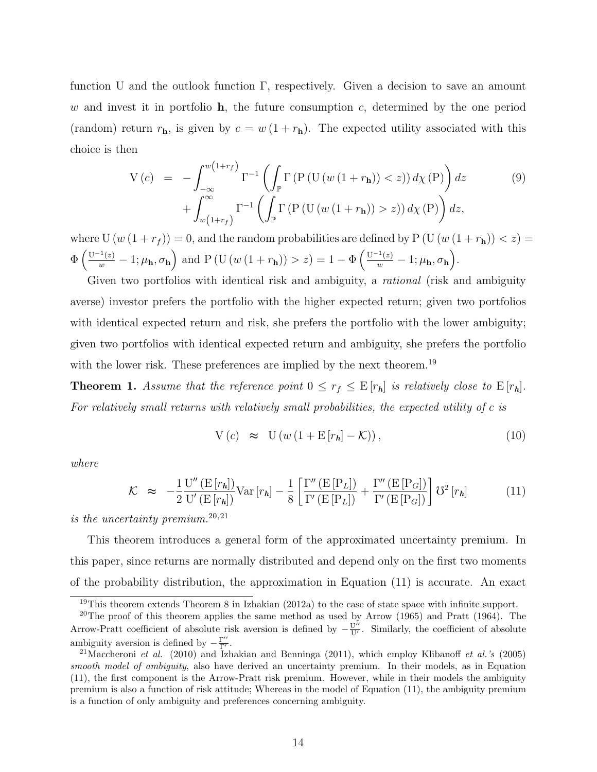function U and the outlook function $\Gamma$, respectively. Given a decision to save an amount $w$ and invest it in portfolio $\mathbf{h}$, the future consumption $c$, determined by the one period (random) return $r_{\mathbf{h}}$, is given by $c = w(1+r_{\mathbf{h}})$. The expected utility associated with this choice is then

$$
\begin{aligned}
\mathrm{V}(c) \;=\; & -\int_{-\infty}^{w(1+r_f)} \Gamma^{-1}\left(\int_{\mathbb{P}} \Gamma\left(\mathrm{P}\left(\mathrm{U}\left(w\left(1+r_{\mathbf{h}}\right)\right)<z\right)\right) d\chi\left(\mathrm{P}\right)\right) dz \\
& + \int_{w(1+r_f)}^{\infty} \Gamma^{-1}\left(\int_{\mathbb{P}} \Gamma\left(\mathrm{P}\left(\mathrm{U}\left(w\left(1+r_{\mathbf{h}}\right)\right)>z\right)\right) d\chi\left(\mathrm{P}\right)\right) dz,
\end{aligned} \tag{9}
$$

where $\mathrm{U}(w(1+r_f)) = 0$, and the random probabilities are defined by $\mathrm{P}(\mathrm{U}(w(1+r_{\mathbf{h}}))<z) = \Phi\left(\frac{\mathrm{U}^{-1}(z)}{w}-1;\mu_{\mathbf{h}},\sigma_{\mathbf{h}}\right)$ and $\mathrm{P}(\mathrm{U}(w(1+r_{\mathbf{h}}))>z) = 1-\Phi\left(\frac{\mathrm{U}^{-1}(z)}{w}-1;\mu_{\mathbf{h}},\sigma_{\mathbf{h}}\right)$.

Given two portfolios with identical risk and ambiguity, a *rational* (risk and ambiguity averse) investor prefers the portfolio with the higher expected return; given two portfolios with identical expected return and risk, she prefers the portfolio with the lower ambiguity; given two portfolios with identical expected return and ambiguity, she prefers the portfolio with the lower risk. These preferences are implied by the next theorem.[19]

**Theorem 1.** *Assume that the reference point $0 \le r_f \le \mathrm{E}[r_{\boldsymbol{h}}]$ is relatively close to $\mathrm{E}[r_{\boldsymbol{h}}]$. For relatively small returns with relatively small probabilities, the expected utility of $c$ is*

$$
\mathrm{V}(c) \;\approx\; \mathrm{U}\left(w\left(1+\mathrm{E}\left[r_{\boldsymbol{h}}\right]-\mathcal{K}\right)\right), \tag{10}
$$

*where*

$$
\mathcal{K} \;\approx\; -\frac{1}{2}\frac{\mathrm{U}''\left(\mathrm{E}\left[r_{\boldsymbol{h}}\right]\right)}{\mathrm{U}'\left(\mathrm{E}\left[r_{\boldsymbol{h}}\right]\right)}\mathrm{Var}\left[r_{\boldsymbol{h}}\right] - \frac{1}{8}\left[\frac{\Gamma''\left(\mathrm{E}\left[\mathrm{P}_L\right]\right)}{\Gamma'\left(\mathrm{E}\left[\mathrm{P}_L\right]\right)} + \frac{\Gamma''\left(\mathrm{E}\left[\mathrm{P}_G\right]\right)}{\Gamma'\left(\mathrm{E}\left[\mathrm{P}_G\right]\right)}\right]\mho^2\left[r_{\boldsymbol{h}}\right] \tag{11}
$$

*is the uncertainty premium.*[20,21]

This theorem introduces a general form of the approximated uncertainty premium. In this paper, since returns are normally distributed and depend only on the first two moments of the probability distribution, the approximation in Equation (11) is accurate. An exact

---

[19] This theorem extends Theorem 8 in Izhakian (2012a) to the case of state space with infinite support.

[20] The proof of this theorem applies the same method as used by Arrow (1965) and Pratt (1964). The Arrow-Pratt coefficient of absolute risk aversion is defined by $-\frac{\mathrm{U}''}{\mathrm{U}'}$. Similarly, the coefficient of absolute ambiguity aversion is defined by $-\frac{\Gamma''}{\Gamma'}$.

[21] Maccheroni *et al.* (2010) and Izhakian and Benninga (2011), which employ Klibanoff *et al.'s* (2005) *smooth model of ambiguity*, also have derived an uncertainty premium. In their models, as in Equation (11), the first component is the Arrow-Pratt risk premium. However, while in their models the ambiguity premium is also a function of risk attitude; Whereas in the model of Equation (11), the ambiguity premium is a function of only ambiguity and preferences concerning ambiguity.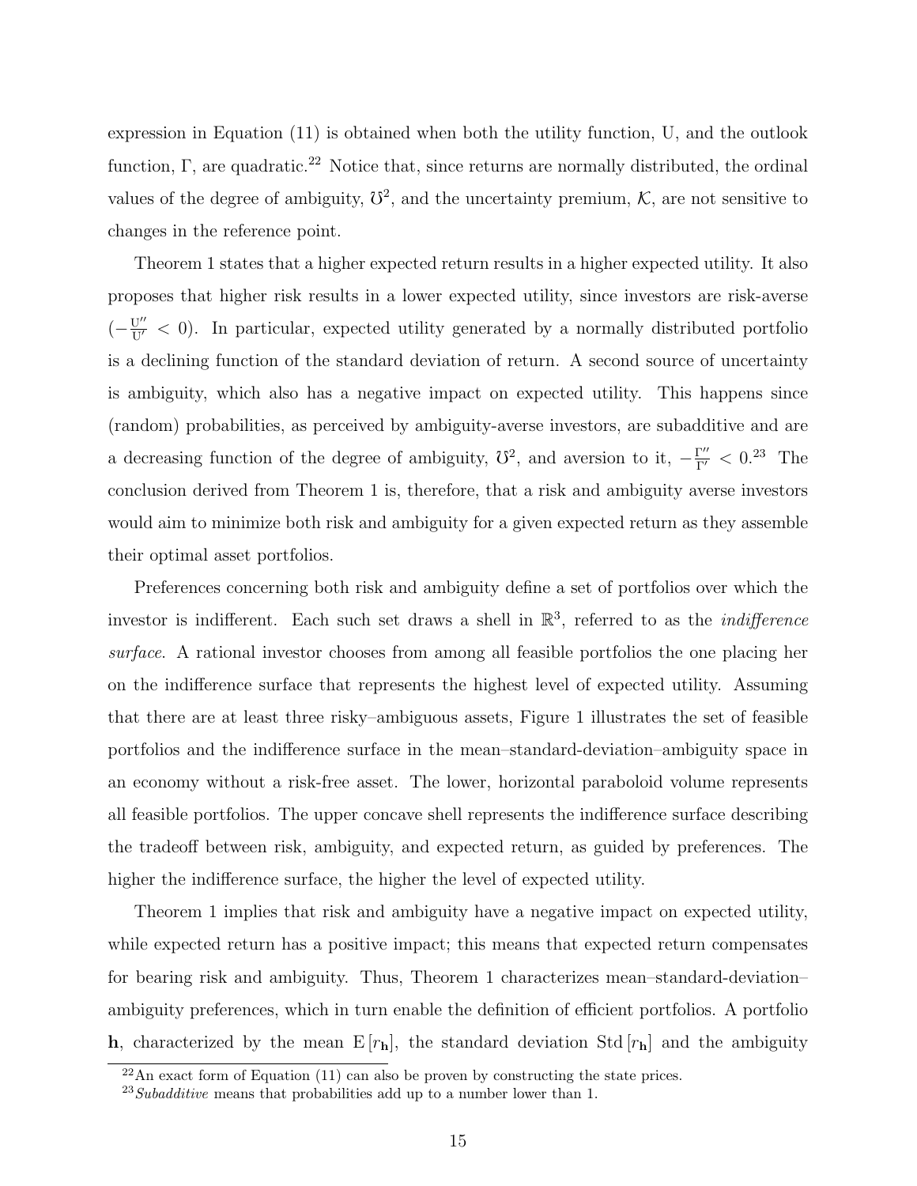expression in Equation (11) is obtained when both the utility function, U, and the outlook function, $\Gamma$, are quadratic.[22] Notice that, since returns are normally distributed, the ordinal values of the degree of ambiguity, $\mho^2$, and the uncertainty premium, $\mathcal{K}$, are not sensitive to changes in the reference point.

Theorem 1 states that a higher expected return results in a higher expected utility. It also proposes that higher risk results in a lower expected utility, since investors are risk-averse ($-\frac{\mathrm{U}''}{\mathrm{U}'} < 0$). In particular, expected utility generated by a normally distributed portfolio is a declining function of the standard deviation of return. A second source of uncertainty is ambiguity, which also has a negative impact on expected utility. This happens since (random) probabilities, as perceived by ambiguity-averse investors, are subadditive and are a decreasing function of the degree of ambiguity, $\mho^2$, and aversion to it, $-\frac{\Gamma''}{\Gamma'} < 0$.[23] The conclusion derived from Theorem 1 is, therefore, that a risk and ambiguity averse investors would aim to minimize both risk and ambiguity for a given expected return as they assemble their optimal asset portfolios.

Preferences concerning both risk and ambiguity define a set of portfolios over which the investor is indifferent. Each such set draws a shell in $\mathbb{R}^3$, referred to as the *indifference surface*. A rational investor chooses from among all feasible portfolios the one placing her on the indifference surface that represents the highest level of expected utility. Assuming that there are at least three risky–ambiguous assets, Figure 1 illustrates the set of feasible portfolios and the indifference surface in the mean–standard-deviation–ambiguity space in an economy without a risk-free asset. The lower, horizontal paraboloid volume represents all feasible portfolios. The upper concave shell represents the indifference surface describing the tradeoff between risk, ambiguity, and expected return, as guided by preferences. The higher the indifference surface, the higher the level of expected utility.

Theorem 1 implies that risk and ambiguity have a negative impact on expected utility, while expected return has a positive impact; this means that expected return compensates for bearing risk and ambiguity. Thus, Theorem 1 characterizes mean–standard-deviation–ambiguity preferences, which in turn enable the definition of efficient portfolios. A portfolio $\mathbf{h}$, characterized by the mean $\mathrm{E}[r_{\mathbf{h}}]$, the standard deviation $\mathrm{Std}[r_{\mathbf{h}}]$ and the ambiguity

[22] An exact form of Equation (11) can also be proven by constructing the state prices.

[23] *Subadditive* means that probabilities add up to a number lower than 1.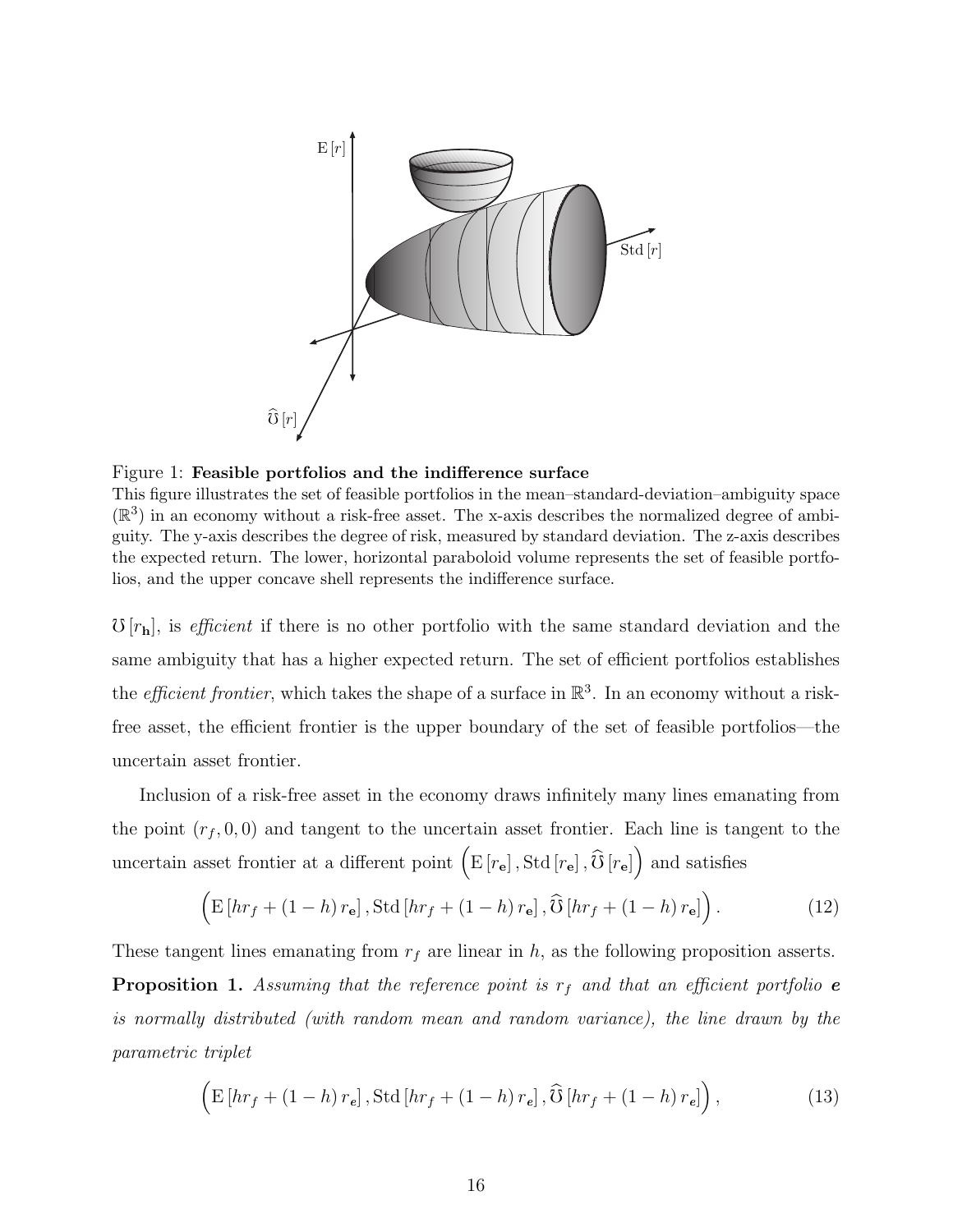Figure 1: **Feasible portfolios and the indifference surface**
This figure illustrates the set of feasible portfolios in the mean–standard-deviation–ambiguity space ($\mathbb{R}^3$) in an economy without a risk-free asset. The x-axis describes the normalized degree of ambiguity. The y-axis describes the degree of risk, measured by standard deviation. The z-axis describes the expected return. The lower, horizontal paraboloid volume represents the set of feasible portfolios, and the upper concave shell represents the indifference surface.

$\mho[r_{\mathbf{h}}]$, is *efficient* if there is no other portfolio with the same standard deviation and the same ambiguity that has a higher expected return. The set of efficient portfolios establishes the *efficient frontier*, which takes the shape of a surface in $\mathbb{R}^3$. In an economy without a risk-free asset, the efficient frontier is the upper boundary of the set of feasible portfolios—the uncertain asset frontier.

Inclusion of a risk-free asset in the economy draws infinitely many lines emanating from the point $(r_f, 0, 0)$ and tangent to the uncertain asset frontier. Each line is tangent to the uncertain asset frontier at a different point $\left(\mathrm{E}[r_{\mathbf{e}}], \mathrm{Std}[r_{\mathbf{e}}], \widehat{\mho}[r_{\mathbf{e}}]\right)$ and satisfies

$$\left(\mathrm{E}[hr_f + (1-h)r_{\mathbf{e}}], \mathrm{Std}[hr_f + (1-h)r_{\mathbf{e}}], \widehat{\mho}[hr_f + (1-h)r_{\mathbf{e}}]\right). \tag{12}$$

These tangent lines emanating from $r_f$ are linear in $h$, as the following proposition asserts.

**Proposition 1.** *Assuming that the reference point is $r_f$ and that an efficient portfolio $\boldsymbol{e}$ is normally distributed (with random mean and random variance), the line drawn by the parametric triplet*

$$\left(\mathrm{E}[hr_f + (1-h)r_{\boldsymbol{e}}], \mathrm{Std}[hr_f + (1-h)r_{\boldsymbol{e}}], \widehat{\mho}[hr_f + (1-h)r_{\boldsymbol{e}}]\right), \tag{13}$$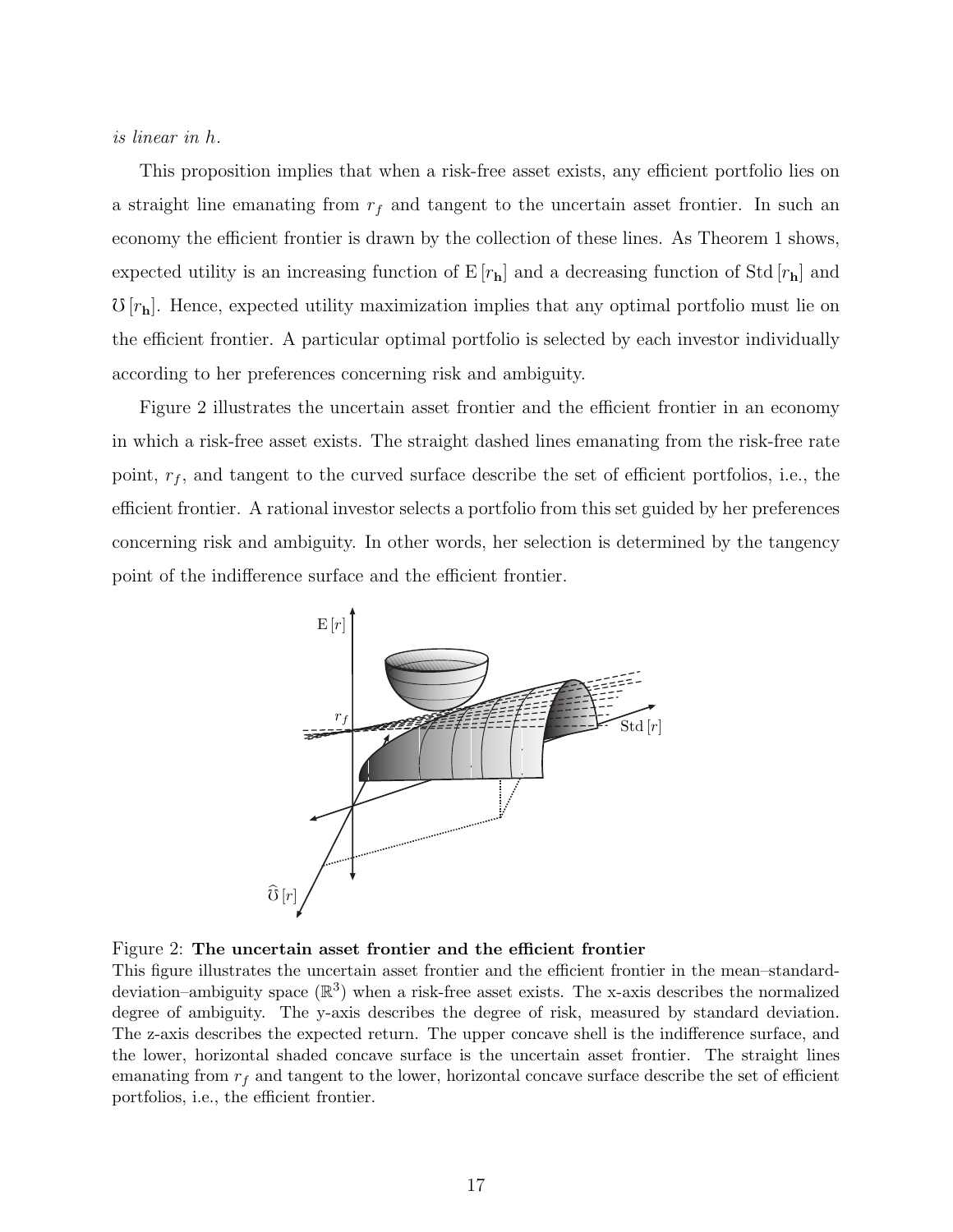*is linear in h.*

This proposition implies that when a risk-free asset exists, any efficient portfolio lies on a straight line emanating from $r_f$ and tangent to the uncertain asset frontier. In such an economy the efficient frontier is drawn by the collection of these lines. As Theorem 1 shows, expected utility is an increasing function of $\mathrm{E}[r_{\mathbf{h}}]$ and a decreasing function of $\mathrm{Std}[r_{\mathbf{h}}]$ and $\mho[r_{\mathbf{h}}]$. Hence, expected utility maximization implies that any optimal portfolio must lie on the efficient frontier. A particular optimal portfolio is selected by each investor individually according to her preferences concerning risk and ambiguity.

Figure 2 illustrates the uncertain asset frontier and the efficient frontier in an economy in which a risk-free asset exists. The straight dashed lines emanating from the risk-free rate point, $r_f$, and tangent to the curved surface describe the set of efficient portfolios, i.e., the efficient frontier. A rational investor selects a portfolio from this set guided by her preferences concerning risk and ambiguity. In other words, her selection is determined by the tangency point of the indifference surface and the efficient frontier.

Figure 2: **The uncertain asset frontier and the efficient frontier**
This figure illustrates the uncertain asset frontier and the efficient frontier in the mean–standard-deviation–ambiguity space ($\mathbb{R}^3$) when a risk-free asset exists. The x-axis describes the normalized degree of ambiguity. The y-axis describes the degree of risk, measured by standard deviation. The z-axis describes the expected return. The upper concave shell is the indifference surface, and the lower, horizontal shaded concave surface is the uncertain asset frontier. The straight lines emanating from $r_f$ and tangent to the lower, horizontal concave surface describe the set of efficient portfolios, i.e., the efficient frontier.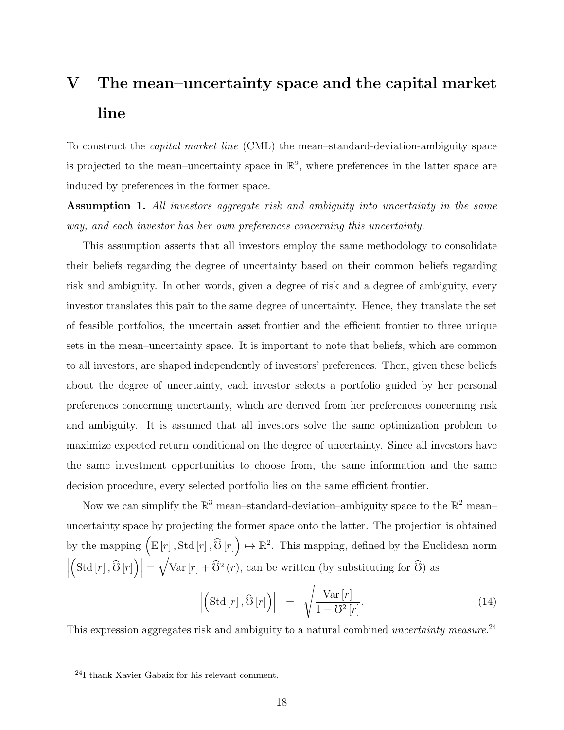# V The mean–uncertainty space and the capital market line

To construct the *capital market line* (CML) the mean–standard-deviation-ambiguity space is projected to the mean–uncertainty space in $\mathbb{R}^2$, where preferences in the latter space are induced by preferences in the former space.

**Assumption 1.** *All investors aggregate risk and ambiguity into uncertainty in the same way, and each investor has her own preferences concerning this uncertainty.*

This assumption asserts that all investors employ the same methodology to consolidate their beliefs regarding the degree of uncertainty based on their common beliefs regarding risk and ambiguity. In other words, given a degree of risk and a degree of ambiguity, every investor translates this pair to the same degree of uncertainty. Hence, they translate the set of feasible portfolios, the uncertain asset frontier and the efficient frontier to three unique sets in the mean–uncertainty space. It is important to note that beliefs, which are common to all investors, are shaped independently of investors' preferences. Then, given these beliefs about the degree of uncertainty, each investor selects a portfolio guided by her personal preferences concerning uncertainty, which are derived from her preferences concerning risk and ambiguity. It is assumed that all investors solve the same optimization problem to maximize expected return conditional on the degree of uncertainty. Since all investors have the same investment opportunities to choose from, the same information and the same decision procedure, every selected portfolio lies on the same efficient frontier.

Now we can simplify the $\mathbb{R}^3$ mean–standard-deviation–ambiguity space to the $\mathbb{R}^2$ mean–uncertainty space by projecting the former space onto the latter. The projection is obtained by the mapping $\left(\mathrm{E}\left[r\right], \mathrm{Std}\left[r\right], \widehat{\mho}\left[r\right]\right) \mapsto \mathbb{R}^2$. This mapping, defined by the Euclidean norm $\left|\left(\mathrm{Std}\left[r\right], \widehat{\mho}\left[r\right]\right)\right| = \sqrt{\mathrm{Var}\left[r\right] + \widehat{\mho}^2\left(r\right)}$, can be written (by substituting for $\widehat{\mho}$) as

$$\left|\left(\mathrm{Std}\left[r\right], \widehat{\mho}\left[r\right]\right)\right| \quad = \quad \sqrt{\frac{\mathrm{Var}\left[r\right]}{1 - \mho^2\left[r\right]}}. \tag{14}$$

This expression aggregates risk and ambiguity to a natural combined *uncertainty measure*.[24]

[24] I thank Xavier Gabaix for his relevant comment.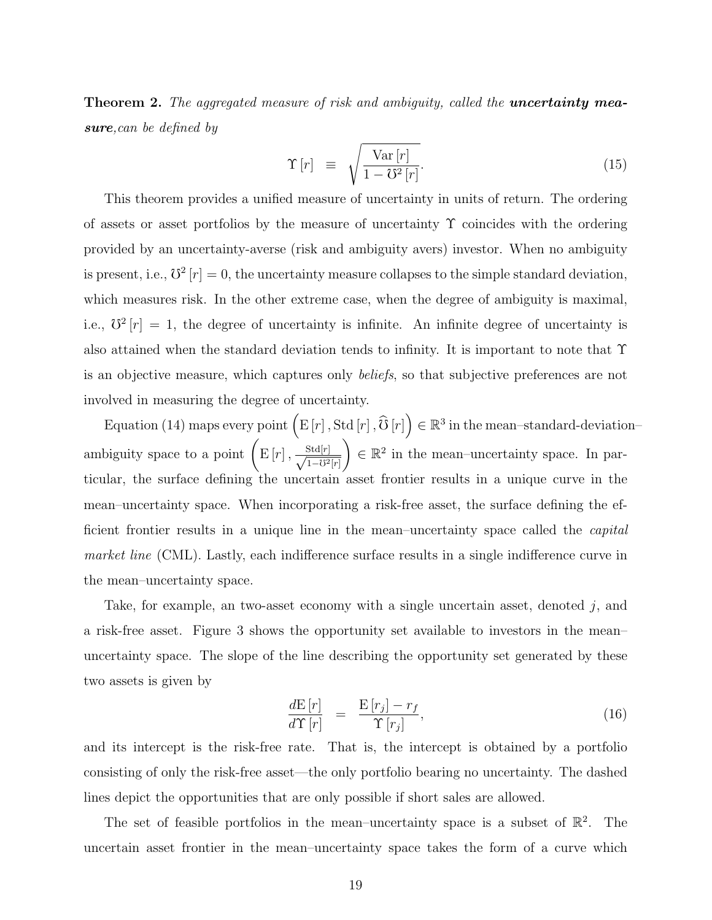**Theorem 2.** *The aggregated measure of risk and ambiguity, called the* ***uncertainty measure****,can be defined by*

$$\Upsilon[r] \equiv \sqrt{\frac{\mathrm{Var}[r]}{1-\mho^2[r]}}. \tag{15}$$

This theorem provides a unified measure of uncertainty in units of return. The ordering of assets or asset portfolios by the measure of uncertainty $\Upsilon$ coincides with the ordering provided by an uncertainty-averse (risk and ambiguity avers) investor. When no ambiguity is present, i.e., $\mho^2[r] = 0$, the uncertainty measure collapses to the simple standard deviation, which measures risk. In the other extreme case, when the degree of ambiguity is maximal, i.e., $\mho^2[r] = 1$, the degree of uncertainty is infinite. An infinite degree of uncertainty is also attained when the standard deviation tends to infinity. It is important to note that $\Upsilon$ is an objective measure, which captures only *beliefs*, so that subjective preferences are not involved in measuring the degree of uncertainty.

Equation (14) maps every point $\left(\mathrm{E}[r], \mathrm{Std}[r], \widehat{\mho}[r]\right) \in \mathbb{R}^3$ in the mean–standard-deviation–ambiguity space to a point $\left(\mathrm{E}[r], \frac{\mathrm{Std}[r]}{\sqrt{1-\mho^2[r]}}\right) \in \mathbb{R}^2$ in the mean–uncertainty space. In particular, the surface defining the uncertain asset frontier results in a unique curve in the mean–uncertainty space. When incorporating a risk-free asset, the surface defining the efficient frontier results in a unique line in the mean–uncertainty space called the *capital market line* (CML). Lastly, each indifference surface results in a single indifference curve in the mean–uncertainty space.

Take, for example, an two-asset economy with a single uncertain asset, denoted $j$, and a risk-free asset. Figure 3 shows the opportunity set available to investors in the mean–uncertainty space. The slope of the line describing the opportunity set generated by these two assets is given by

$$\frac{d\mathrm{E}[r]}{d\Upsilon[r]} = \frac{\mathrm{E}[r_j]-r_f}{\Upsilon[r_j]}, \tag{16}$$

and its intercept is the risk-free rate. That is, the intercept is obtained by a portfolio consisting of only the risk-free asset—the only portfolio bearing no uncertainty. The dashed lines depict the opportunities that are only possible if short sales are allowed.

The set of feasible portfolios in the mean–uncertainty space is a subset of $\mathbb{R}^2$. The uncertain asset frontier in the mean–uncertainty space takes the form of a curve which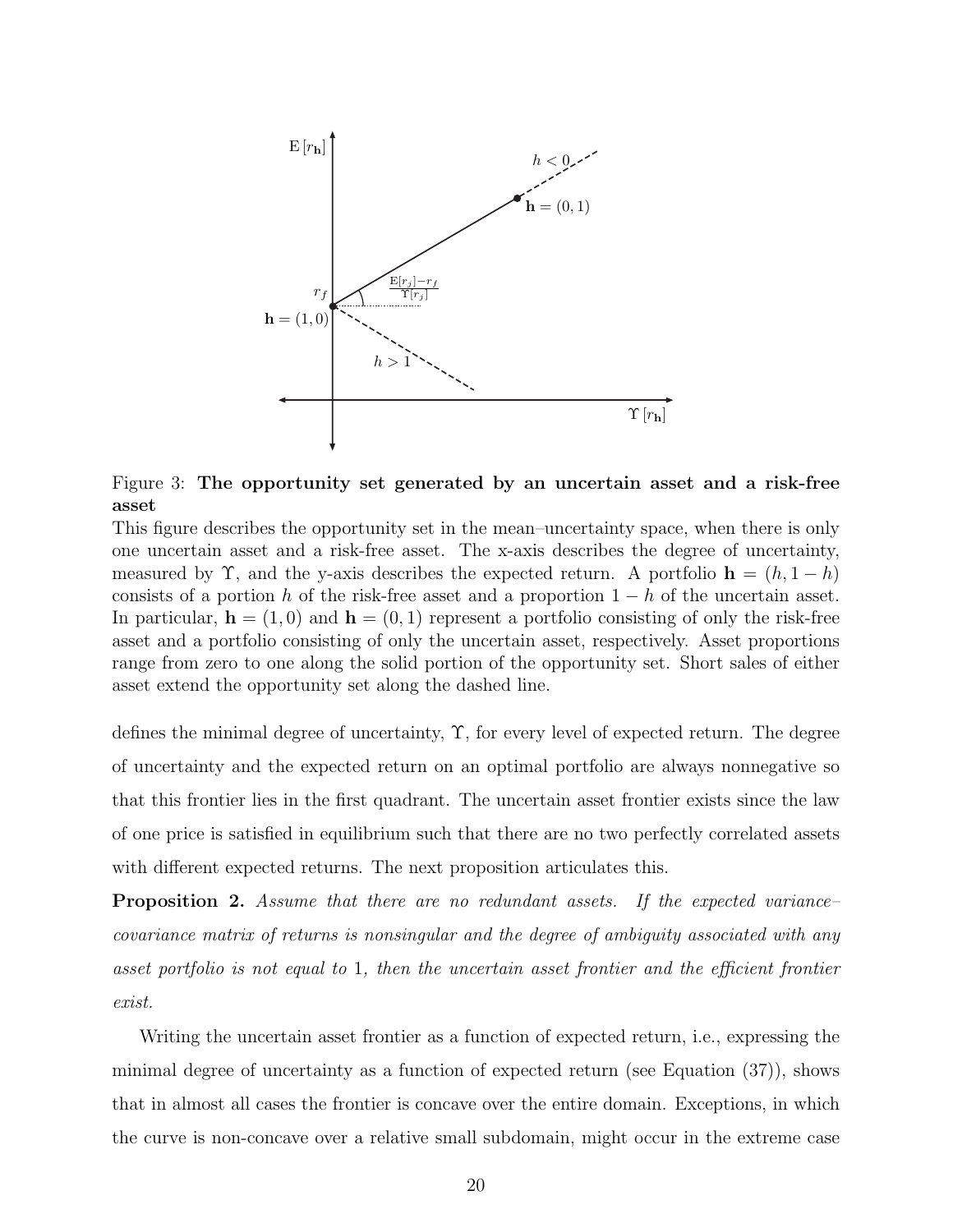Figure 3: **The opportunity set generated by an uncertain asset and a risk-free asset**
This figure describes the opportunity set in the mean–uncertainty space, when there is only one uncertain asset and a risk-free asset. The x-axis describes the degree of uncertainty, measured by $\Upsilon$, and the y-axis describes the expected return. A portfolio $\mathbf{h} = (h, 1-h)$ consists of a portion $h$ of the risk-free asset and a proportion $1-h$ of the uncertain asset. In particular, $\mathbf{h} = (1,0)$ and $\mathbf{h} = (0,1)$ represent a portfolio consisting of only the risk-free asset and a portfolio consisting of only the uncertain asset, respectively. Asset proportions range from zero to one along the solid portion of the opportunity set. Short sales of either asset extend the opportunity set along the dashed line.

defines the minimal degree of uncertainty, $\Upsilon$, for every level of expected return. The degree of uncertainty and the expected return on an optimal portfolio are always nonnegative so that this frontier lies in the first quadrant. The uncertain asset frontier exists since the law of one price is satisfied in equilibrium such that there are no two perfectly correlated assets with different expected returns. The next proposition articulates this.

**Proposition 2.** *Assume that there are no redundant assets. If the expected variance–covariance matrix of returns is nonsingular and the degree of ambiguity associated with any asset portfolio is not equal to* 1*, then the uncertain asset frontier and the efficient frontier exist.*

Writing the uncertain asset frontier as a function of expected return, i.e., expressing the minimal degree of uncertainty as a function of expected return (see Equation (37)), shows that in almost all cases the frontier is concave over the entire domain. Exceptions, in which the curve is non-concave over a relative small subdomain, might occur in the extreme case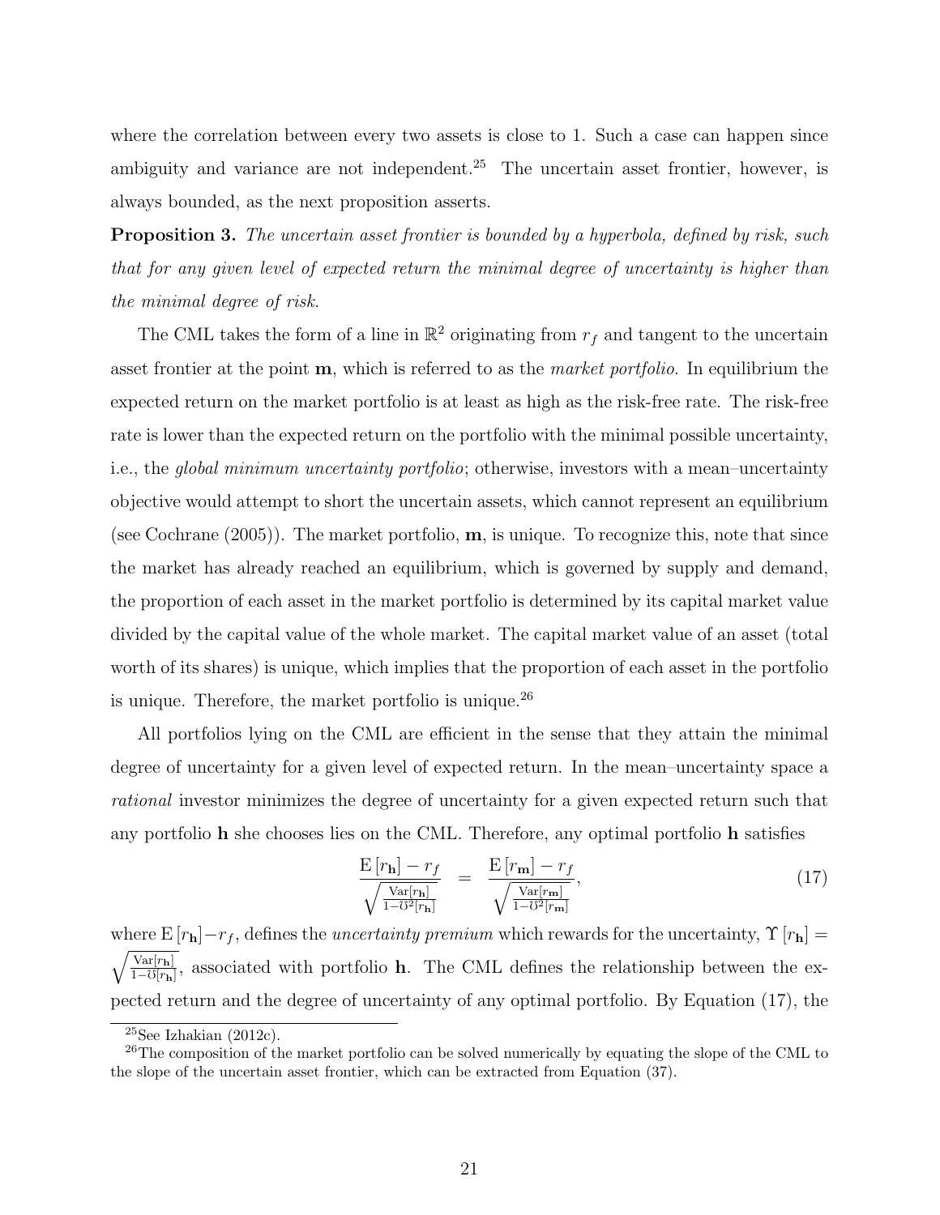where the correlation between every two assets is close to 1. Such a case can happen since ambiguity and variance are not independent.[25] The uncertain asset frontier, however, is always bounded, as the next proposition asserts.

**Proposition 3.** *The uncertain asset frontier is bounded by a hyperbola, defined by risk, such that for any given level of expected return the minimal degree of uncertainty is higher than the minimal degree of risk.*

The CML takes the form of a line in $\mathbb{R}^2$ originating from $r_f$ and tangent to the uncertain asset frontier at the point $\mathbf{m}$, which is referred to as the *market portfolio*. In equilibrium the expected return on the market portfolio is at least as high as the risk-free rate. The risk-free rate is lower than the expected return on the portfolio with the minimal possible uncertainty, i.e., the *global minimum uncertainty portfolio*; otherwise, investors with a mean–uncertainty objective would attempt to short the uncertain assets, which cannot represent an equilibrium (see Cochrane (2005)). The market portfolio, $\mathbf{m}$, is unique. To recognize this, note that since the market has already reached an equilibrium, which is governed by supply and demand, the proportion of each asset in the market portfolio is determined by its capital market value divided by the capital value of the whole market. The capital market value of an asset (total worth of its shares) is unique, which implies that the proportion of each asset in the portfolio is unique. Therefore, the market portfolio is unique.[26]

All portfolios lying on the CML are efficient in the sense that they attain the minimal degree of uncertainty for a given level of expected return. In the mean–uncertainty space a *rational* investor minimizes the degree of uncertainty for a given expected return such that any portfolio $\mathbf{h}$ she chooses lies on the CML. Therefore, any optimal portfolio $\mathbf{h}$ satisfies

$$\frac{\mathrm{E}\left[r_{\mathbf{h}}\right] - r_f}{\sqrt{\frac{\mathrm{Var}[r_{\mathbf{h}}]}{1-\mho^2[r_{\mathbf{h}}]}}} = \frac{\mathrm{E}\left[r_{\mathbf{m}}\right] - r_f}{\sqrt{\frac{\mathrm{Var}[r_{\mathbf{m}}]}{1-\mho^2[r_{\mathbf{m}}]}}}, \tag{17}$$

where $\mathrm{E}\left[r_{\mathbf{h}}\right] - r_f$, defines the *uncertainty premium* which rewards for the uncertainty, $\Upsilon\left[r_{\mathbf{h}}\right] = \sqrt{\frac{\mathrm{Var}[r_{\mathbf{h}}]}{1-\mho[r_{\mathbf{h}}]}}$, associated with portfolio $\mathbf{h}$. The CML defines the relationship between the expected return and the degree of uncertainty of any optimal portfolio. By Equation (17), the

[25] See Izhakian (2012c).

[26] The composition of the market portfolio can be solved numerically by equating the slope of the CML to the slope of the uncertain asset frontier, which can be extracted from Equation (37).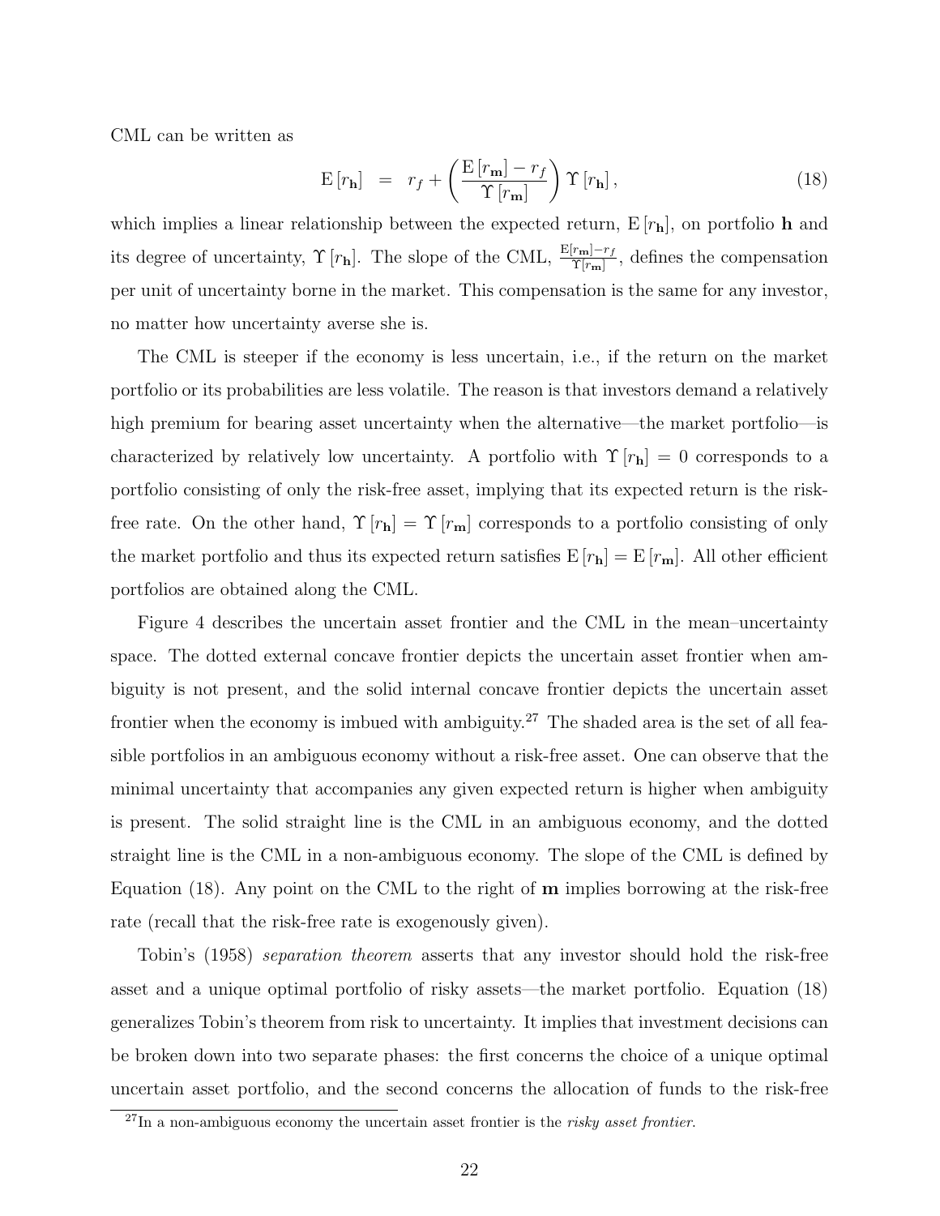CML can be written as

$$\mathrm{E}\left[r_{\mathbf{h}}\right] \;=\; r_f + \left(\frac{\mathrm{E}\left[r_{\mathbf{m}}\right] - r_f}{\Upsilon\left[r_{\mathbf{m}}\right]}\right)\Upsilon\left[r_{\mathbf{h}}\right], \tag{18}$$

which implies a linear relationship between the expected return, $\mathrm{E}\left[r_{\mathbf{h}}\right]$, on portfolio $\mathbf{h}$ and its degree of uncertainty, $\Upsilon\left[r_{\mathbf{h}}\right]$. The slope of the CML, $\frac{\mathrm{E}[r_{\mathbf{m}}]-r_f}{\Upsilon[r_{\mathbf{m}}]}$, defines the compensation per unit of uncertainty borne in the market. This compensation is the same for any investor, no matter how uncertainty averse she is.

The CML is steeper if the economy is less uncertain, i.e., if the return on the market portfolio or its probabilities are less volatile. The reason is that investors demand a relatively high premium for bearing asset uncertainty when the alternative—the market portfolio—is characterized by relatively low uncertainty. A portfolio with $\Upsilon\left[r_{\mathbf{h}}\right] = 0$ corresponds to a portfolio consisting of only the risk-free asset, implying that its expected return is the risk-free rate. On the other hand, $\Upsilon\left[r_{\mathbf{h}}\right] = \Upsilon\left[r_{\mathbf{m}}\right]$ corresponds to a portfolio consisting of only the market portfolio and thus its expected return satisfies $\mathrm{E}\left[r_{\mathbf{h}}\right] = \mathrm{E}\left[r_{\mathbf{m}}\right]$. All other efficient portfolios are obtained along the CML.

Figure 4 describes the uncertain asset frontier and the CML in the mean–uncertainty space. The dotted external concave frontier depicts the uncertain asset frontier when ambiguity is not present, and the solid internal concave frontier depicts the uncertain asset frontier when the economy is imbued with ambiguity.[27] The shaded area is the set of all feasible portfolios in an ambiguous economy without a risk-free asset. One can observe that the minimal uncertainty that accompanies any given expected return is higher when ambiguity is present. The solid straight line is the CML in an ambiguous economy, and the dotted straight line is the CML in a non-ambiguous economy. The slope of the CML is defined by Equation (18). Any point on the CML to the right of $\mathbf{m}$ implies borrowing at the risk-free rate (recall that the risk-free rate is exogenously given).

Tobin's (1958) *separation theorem* asserts that any investor should hold the risk-free asset and a unique optimal portfolio of risky assets—the market portfolio. Equation (18) generalizes Tobin's theorem from risk to uncertainty. It implies that investment decisions can be broken down into two separate phases: the first concerns the choice of a unique optimal uncertain asset portfolio, and the second concerns the allocation of funds to the risk-free

[27] In a non-ambiguous economy the uncertain asset frontier is the *risky asset frontier*.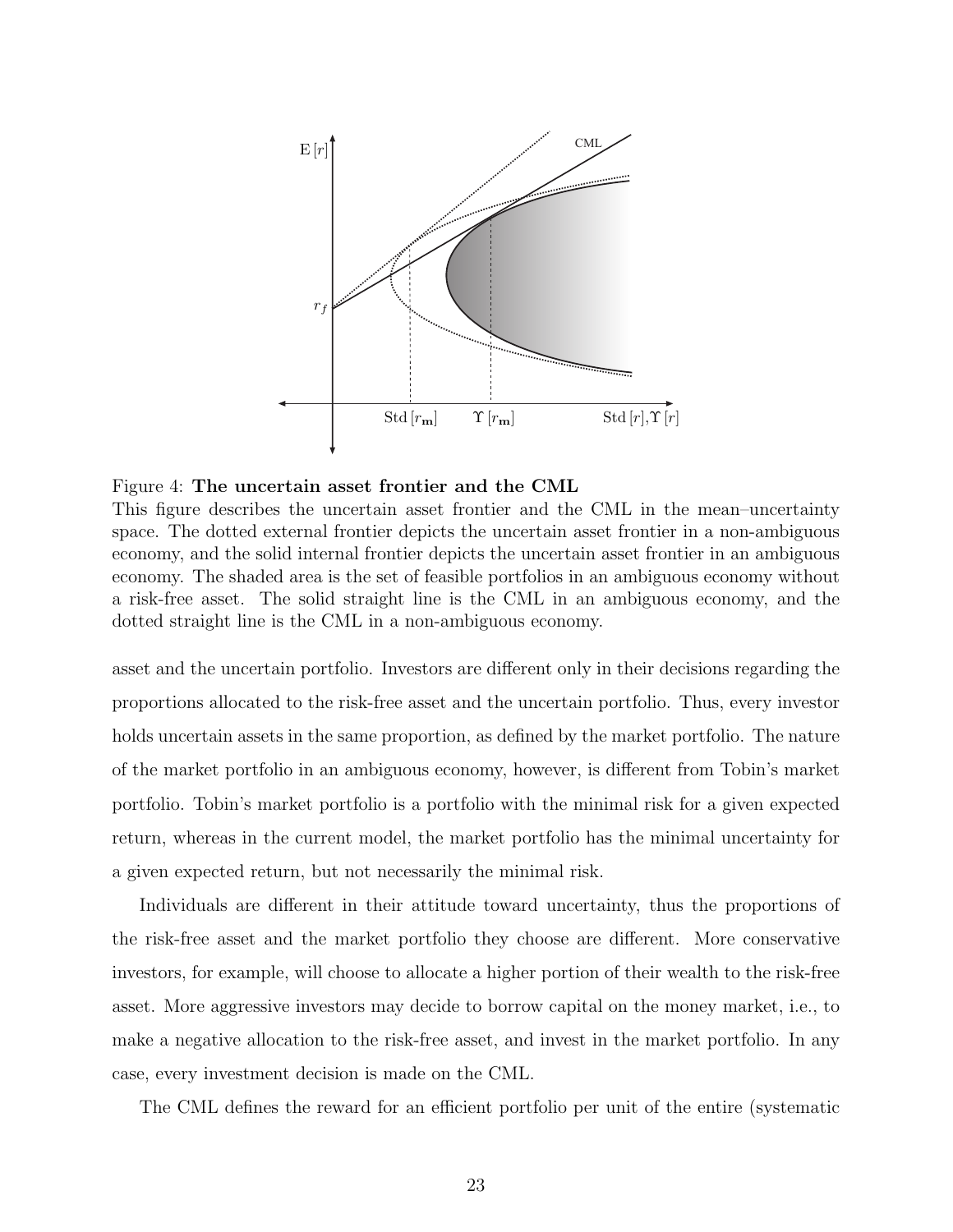Figure 4: **The uncertain asset frontier and the CML**
This figure describes the uncertain asset frontier and the CML in the mean–uncertainty space. The dotted external frontier depicts the uncertain asset frontier in a non-ambiguous economy, and the solid internal frontier depicts the uncertain asset frontier in an ambiguous economy. The shaded area is the set of feasible portfolios in an ambiguous economy without a risk-free asset. The solid straight line is the CML in an ambiguous economy, and the dotted straight line is the CML in a non-ambiguous economy.

asset and the uncertain portfolio. Investors are different only in their decisions regarding the proportions allocated to the risk-free asset and the uncertain portfolio. Thus, every investor holds uncertain assets in the same proportion, as defined by the market portfolio. The nature of the market portfolio in an ambiguous economy, however, is different from Tobin's market portfolio. Tobin's market portfolio is a portfolio with the minimal risk for a given expected return, whereas in the current model, the market portfolio has the minimal uncertainty for a given expected return, but not necessarily the minimal risk.

Individuals are different in their attitude toward uncertainty, thus the proportions of the risk-free asset and the market portfolio they choose are different. More conservative investors, for example, will choose to allocate a higher portion of their wealth to the risk-free asset. More aggressive investors may decide to borrow capital on the money market, i.e., to make a negative allocation to the risk-free asset, and invest in the market portfolio. In any case, every investment decision is made on the CML.

The CML defines the reward for an efficient portfolio per unit of the entire (systematic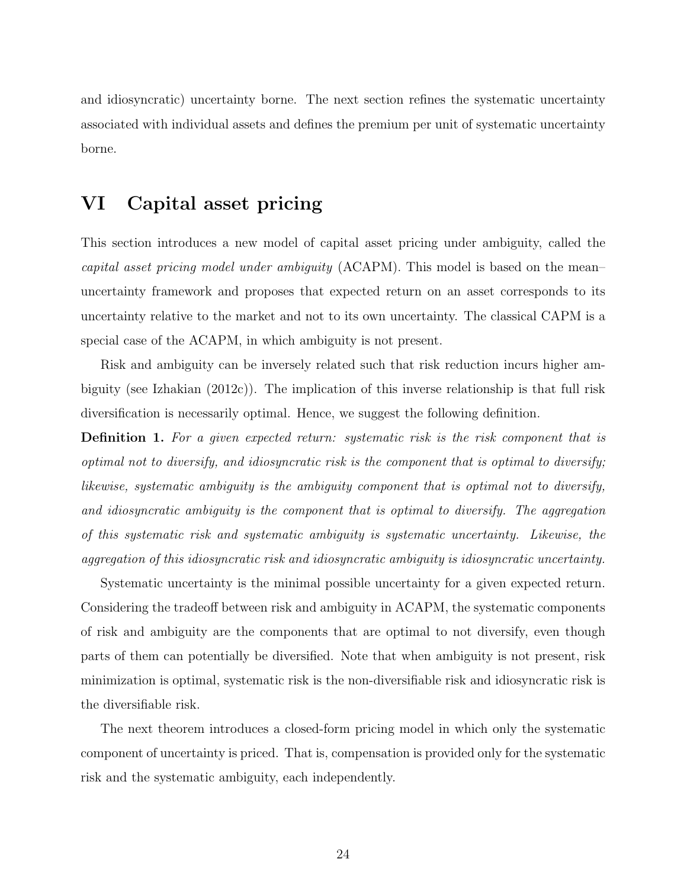and idiosyncratic) uncertainty borne. The next section refines the systematic uncertainty associated with individual assets and defines the premium per unit of systematic uncertainty borne.

# VI Capital asset pricing

This section introduces a new model of capital asset pricing under ambiguity, called the *capital asset pricing model under ambiguity* (ACAPM). This model is based on the mean–uncertainty framework and proposes that expected return on an asset corresponds to its uncertainty relative to the market and not to its own uncertainty. The classical CAPM is a special case of the ACAPM, in which ambiguity is not present.

Risk and ambiguity can be inversely related such that risk reduction incurs higher ambiguity (see Izhakian (2012c)). The implication of this inverse relationship is that full risk diversification is necessarily optimal. Hence, we suggest the following definition.

**Definition 1.** *For a given expected return: systematic risk is the risk component that is optimal not to diversify, and idiosyncratic risk is the component that is optimal to diversify; likewise, systematic ambiguity is the ambiguity component that is optimal not to diversify, and idiosyncratic ambiguity is the component that is optimal to diversify. The aggregation of this systematic risk and systematic ambiguity is systematic uncertainty. Likewise, the aggregation of this idiosyncratic risk and idiosyncratic ambiguity is idiosyncratic uncertainty.*

Systematic uncertainty is the minimal possible uncertainty for a given expected return. Considering the tradeoff between risk and ambiguity in ACAPM, the systematic components of risk and ambiguity are the components that are optimal to not diversify, even though parts of them can potentially be diversified. Note that when ambiguity is not present, risk minimization is optimal, systematic risk is the non-diversifiable risk and idiosyncratic risk is the diversifiable risk.

The next theorem introduces a closed-form pricing model in which only the systematic component of uncertainty is priced. That is, compensation is provided only for the systematic risk and the systematic ambiguity, each independently.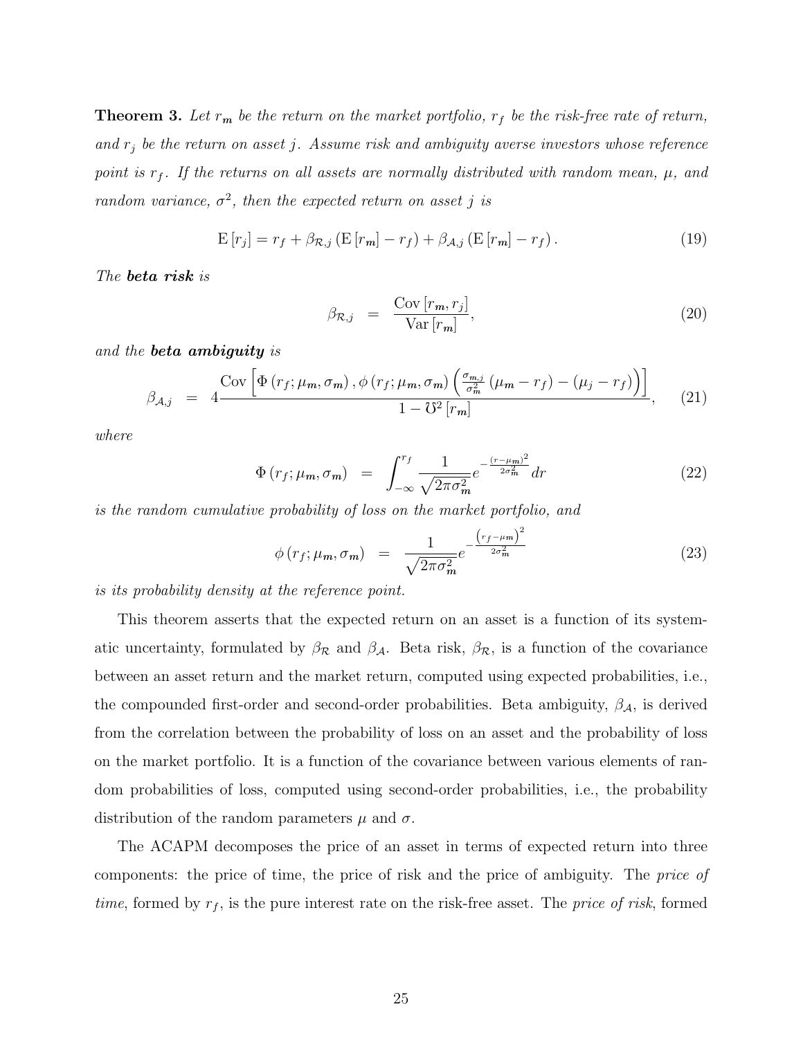**Theorem 3.** *Let $r_{\boldsymbol{m}}$ be the return on the market portfolio, $r_f$ be the risk-free rate of return, and $r_j$ be the return on asset $j$. Assume risk and ambiguity averse investors whose reference point is $r_f$. If the returns on all assets are normally distributed with random mean, $\mu$, and random variance, $\sigma^2$, then the expected return on asset $j$ is*

$$\mathrm{E}\left[r_j\right] = r_f + \beta_{\mathcal{R},j}\left(\mathrm{E}\left[r_{\boldsymbol{m}}\right] - r_f\right) + \beta_{\mathcal{A},j}\left(\mathrm{E}\left[r_{\boldsymbol{m}}\right] - r_f\right). \tag{19}$$

*The **beta risk** is*

$$\beta_{\mathcal{R},j} \;=\; \frac{\mathrm{Cov}\left[r_{\boldsymbol{m}}, r_j\right]}{\mathrm{Var}\left[r_{\boldsymbol{m}}\right]}, \tag{20}$$

*and the **beta ambiguity** is*

$$\beta_{\mathcal{A},j} \;=\; 4\frac{\mathrm{Cov}\left[\Phi\left(r_f;\mu_{\boldsymbol{m}},\sigma_{\boldsymbol{m}}\right), \phi\left(r_f;\mu_{\boldsymbol{m}},\sigma_{\boldsymbol{m}}\right)\left(\frac{\sigma_{\boldsymbol{m},j}}{\sigma_{\boldsymbol{m}}^2}\left(\mu_{\boldsymbol{m}} - r_f\right) - \left(\mu_j - r_f\right)\right)\right]}{1 - \mho^2\left[r_{\boldsymbol{m}}\right]}, \tag{21}$$

*where*

$$\Phi\left(r_f;\mu_{\boldsymbol{m}},\sigma_{\boldsymbol{m}}\right) \;=\; \int_{-\infty}^{r_f} \frac{1}{\sqrt{2\pi\sigma_{\boldsymbol{m}}^2}} e^{-\frac{\left(r-\mu_{\boldsymbol{m}}\right)^2}{2\sigma_{\boldsymbol{m}}^2}}\, dr \tag{22}$$

*is the random cumulative probability of loss on the market portfolio, and*

$$\phi\left(r_f;\mu_{\boldsymbol{m}},\sigma_{\boldsymbol{m}}\right) \;=\; \frac{1}{\sqrt{2\pi\sigma_{\boldsymbol{m}}^2}} e^{-\frac{\left(r_f-\mu_{\boldsymbol{m}}\right)^2}{2\sigma_{\boldsymbol{m}}^2}} \tag{23}$$

*is its probability density at the reference point.*

This theorem asserts that the expected return on an asset is a function of its systematic uncertainty, formulated by $\beta_{\mathcal{R}}$ and $\beta_{\mathcal{A}}$. Beta risk, $\beta_{\mathcal{R}}$, is a function of the covariance between an asset return and the market return, computed using expected probabilities, i.e., the compounded first-order and second-order probabilities. Beta ambiguity, $\beta_{\mathcal{A}}$, is derived from the correlation between the probability of loss on an asset and the probability of loss on the market portfolio. It is a function of the covariance between various elements of random probabilities of loss, computed using second-order probabilities, i.e., the probability distribution of the random parameters $\mu$ and $\sigma$.

The ACAPM decomposes the price of an asset in terms of expected return into three components: the price of time, the price of risk and the price of ambiguity. The *price of time*, formed by $r_f$, is the pure interest rate on the risk-free asset. The *price of risk*, formed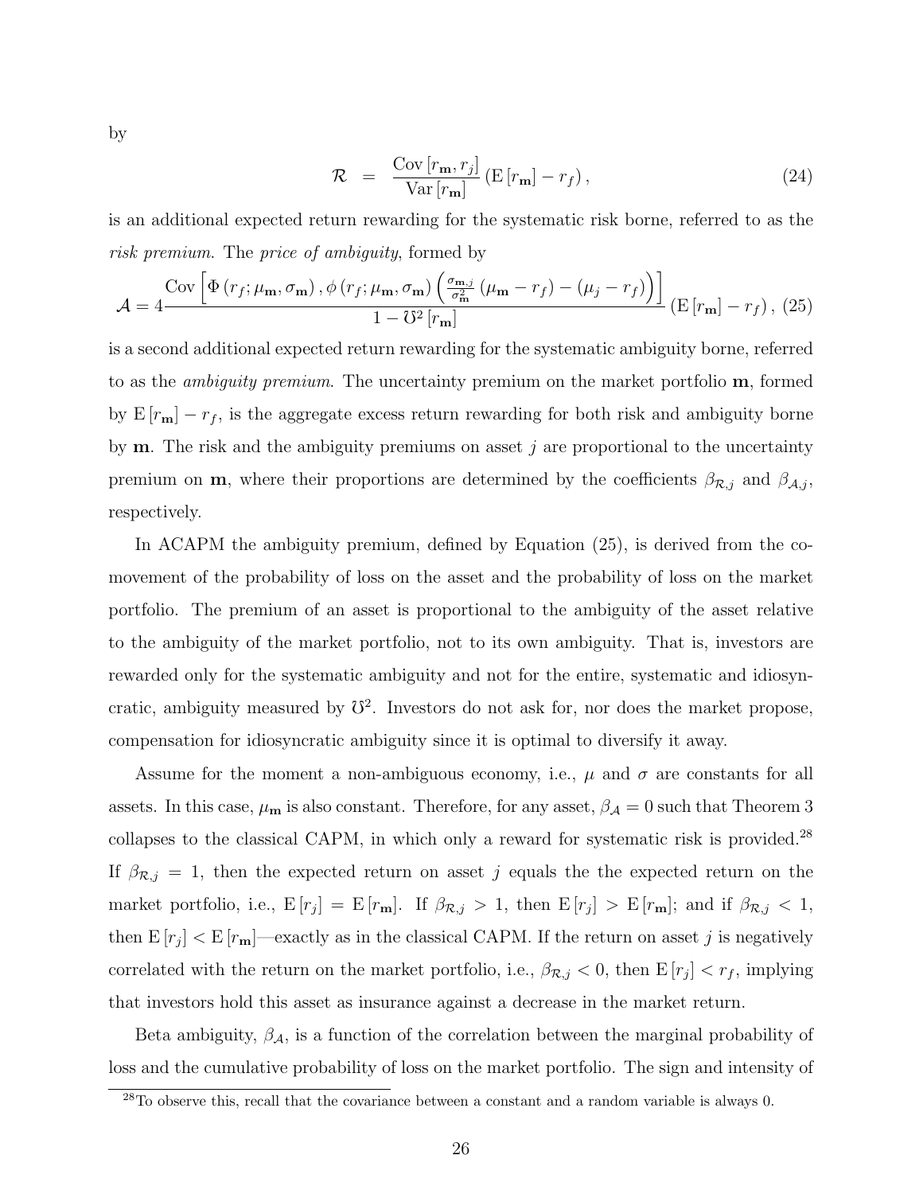by

$$\mathcal{R} \;=\; \frac{\operatorname{Cov}\left[r_{\mathbf{m}}, r_j\right]}{\operatorname{Var}\left[r_{\mathbf{m}}\right]}\left(\operatorname{E}\left[r_{\mathbf{m}}\right]-r_f\right), \tag{24}$$

is an additional expected return rewarding for the systematic risk borne, referred to as the *risk premium*. The *price of ambiguity*, formed by

$$\mathcal{A}=4\frac{\operatorname{Cov}\left[\Phi\left(r_f;\mu_{\mathbf{m}},\sigma_{\mathbf{m}}\right),\phi\left(r_f;\mu_{\mathbf{m}},\sigma_{\mathbf{m}}\right)\left(\frac{\sigma_{\mathbf{m},j}}{\sigma_{\mathbf{m}}^2}\left(\mu_{\mathbf{m}}-r_f\right)-\left(\mu_j-r_f\right)\right)\right]}{1-\mho^2\left[r_{\mathbf{m}}\right]}\left(\operatorname{E}\left[r_{\mathbf{m}}\right]-r_f\right), \tag{25}$$

is a second additional expected return rewarding for the systematic ambiguity borne, referred to as the *ambiguity premium*. The uncertainty premium on the market portfolio $\mathbf{m}$, formed by $\operatorname{E}[r_{\mathbf{m}}]-r_f$, is the aggregate excess return rewarding for both risk and ambiguity borne by $\mathbf{m}$. The risk and the ambiguity premiums on asset $j$ are proportional to the uncertainty premium on $\mathbf{m}$, where their proportions are determined by the coefficients $\beta_{\mathcal{R},j}$ and $\beta_{\mathcal{A},j}$, respectively.

In ACAPM the ambiguity premium, defined by Equation (25), is derived from the co-movement of the probability of loss on the asset and the probability of loss on the market portfolio. The premium of an asset is proportional to the ambiguity of the asset relative to the ambiguity of the market portfolio, not to its own ambiguity. That is, investors are rewarded only for the systematic ambiguity and not for the entire, systematic and idiosyncratic, ambiguity measured by $\mho^2$. Investors do not ask for, nor does the market propose, compensation for idiosyncratic ambiguity since it is optimal to diversify it away.

Assume for the moment a non-ambiguous economy, i.e., $\mu$ and $\sigma$ are constants for all assets. In this case, $\mu_{\mathbf{m}}$ is also constant. Therefore, for any asset, $\beta_{\mathcal{A}}=0$ such that Theorem 3 collapses to the classical CAPM, in which only a reward for systematic risk is provided.[28] If $\beta_{\mathcal{R},j}=1$, then the expected return on asset $j$ equals the the expected return on the market portfolio, i.e., $\operatorname{E}[r_j]=\operatorname{E}[r_{\mathbf{m}}]$. If $\beta_{\mathcal{R},j}>1$, then $\operatorname{E}[r_j]>\operatorname{E}[r_{\mathbf{m}}]$; and if $\beta_{\mathcal{R},j}<1$, then $\operatorname{E}[r_j]<\operatorname{E}[r_{\mathbf{m}}]$—exactly as in the classical CAPM. If the return on asset $j$ is negatively correlated with the return on the market portfolio, i.e., $\beta_{\mathcal{R},j}<0$, then $\operatorname{E}[r_j]<r_f$, implying that investors hold this asset as insurance against a decrease in the market return.

Beta ambiguity, $\beta_{\mathcal{A}}$, is a function of the correlation between the marginal probability of loss and the cumulative probability of loss on the market portfolio. The sign and intensity of

[28] To observe this, recall that the covariance between a constant and a random variable is always 0.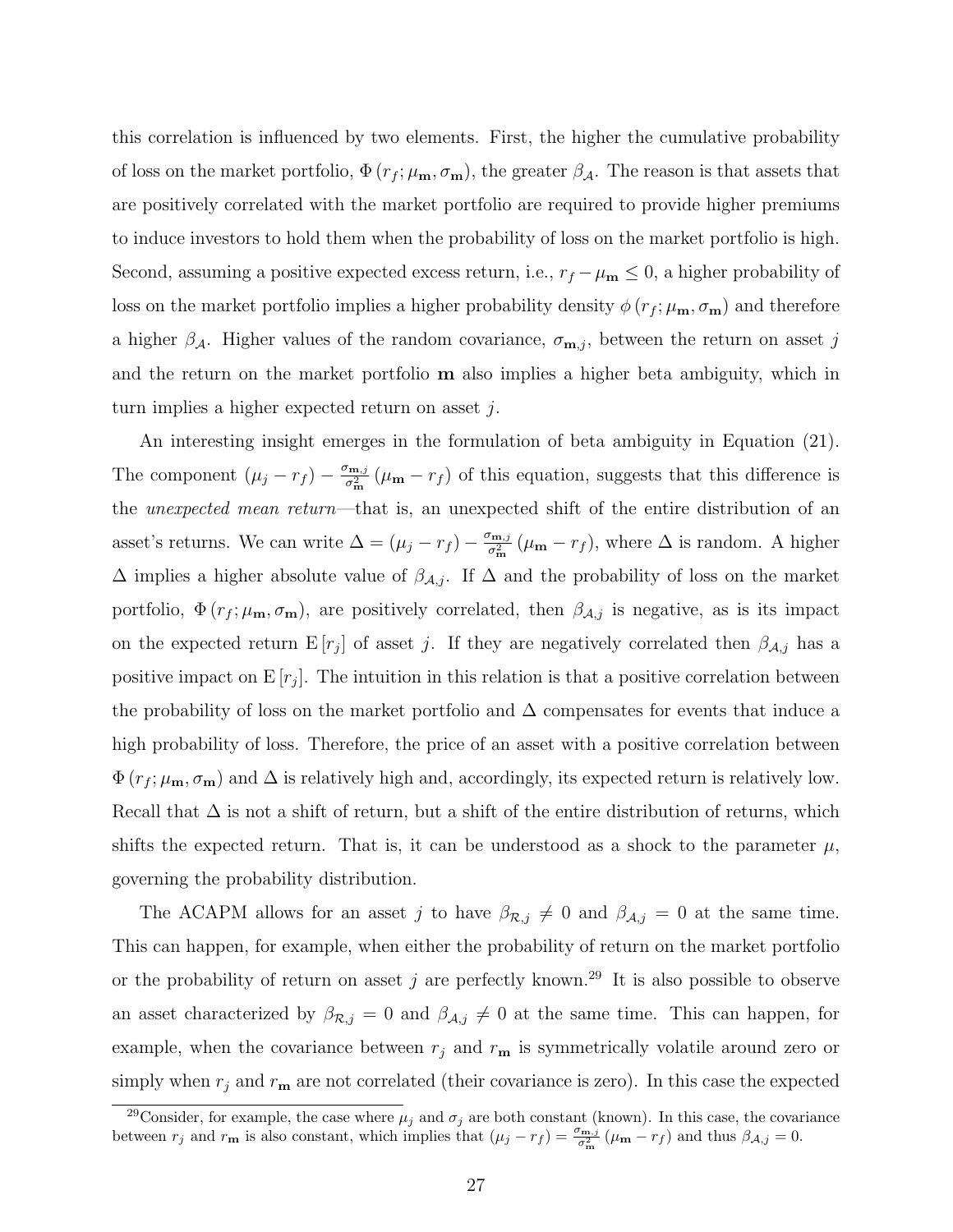this correlation is influenced by two elements. First, the higher the cumulative probability of loss on the market portfolio, $\Phi\left(r_f; \mu_{\mathbf{m}}, \sigma_{\mathbf{m}}\right)$, the greater $\beta_{\mathcal{A}}$. The reason is that assets that are positively correlated with the market portfolio are required to provide higher premiums to induce investors to hold them when the probability of loss on the market portfolio is high. Second, assuming a positive expected excess return, i.e., $r_f - \mu_{\mathbf{m}} \leq 0$, a higher probability of loss on the market portfolio implies a higher probability density $\phi\left(r_f; \mu_{\mathbf{m}}, \sigma_{\mathbf{m}}\right)$ and therefore a higher $\beta_{\mathcal{A}}$. Higher values of the random covariance, $\sigma_{\mathbf{m},j}$, between the return on asset $j$ and the return on the market portfolio $\mathbf{m}$ also implies a higher beta ambiguity, which in turn implies a higher expected return on asset $j$.

An interesting insight emerges in the formulation of beta ambiguity in Equation (21). The component $\left(\mu_j - r_f\right) - \frac{\sigma_{\mathbf{m},j}}{\sigma_{\mathbf{m}}^2}\left(\mu_{\mathbf{m}} - r_f\right)$ of this equation, suggests that this difference is the *unexpected mean return*—that is, an unexpected shift of the entire distribution of an asset's returns. We can write $\Delta = \left(\mu_j - r_f\right) - \frac{\sigma_{\mathbf{m},j}}{\sigma_{\mathbf{m}}^2}\left(\mu_{\mathbf{m}} - r_f\right)$, where $\Delta$ is random. A higher $\Delta$ implies a higher absolute value of $\beta_{\mathcal{A},j}$. If $\Delta$ and the probability of loss on the market portfolio, $\Phi\left(r_f; \mu_{\mathbf{m}}, \sigma_{\mathbf{m}}\right)$, are positively correlated, then $\beta_{\mathcal{A},j}$ is negative, as is its impact on the expected return $\mathrm{E}\left[r_j\right]$ of asset $j$. If they are negatively correlated then $\beta_{\mathcal{A},j}$ has a positive impact on $\mathrm{E}\left[r_j\right]$. The intuition in this relation is that a positive correlation between the probability of loss on the market portfolio and $\Delta$ compensates for events that induce a high probability of loss. Therefore, the price of an asset with a positive correlation between $\Phi\left(r_f; \mu_{\mathbf{m}}, \sigma_{\mathbf{m}}\right)$ and $\Delta$ is relatively high and, accordingly, its expected return is relatively low. Recall that $\Delta$ is not a shift of return, but a shift of the entire distribution of returns, which shifts the expected return. That is, it can be understood as a shock to the parameter $\mu$, governing the probability distribution.

The ACAPM allows for an asset $j$ to have $\beta_{\mathcal{R},j} \neq 0$ and $\beta_{\mathcal{A},j} = 0$ at the same time. This can happen, for example, when either the probability of return on the market portfolio or the probability of return on asset $j$ are perfectly known.[29] It is also possible to observe an asset characterized by $\beta_{\mathcal{R},j} = 0$ and $\beta_{\mathcal{A},j} \neq 0$ at the same time. This can happen, for example, when the covariance between $r_j$ and $r_{\mathbf{m}}$ is symmetrically volatile around zero or simply when $r_j$ and $r_{\mathbf{m}}$ are not correlated (their covariance is zero). In this case the expected

[29] Consider, for example, the case where $\mu_j$ and $\sigma_j$ are both constant (known). In this case, the covariance between $r_j$ and $r_{\mathbf{m}}$ is also constant, which implies that $\left(\mu_j - r_f\right) = \frac{\sigma_{\mathbf{m},j}}{\sigma_{\mathbf{m}}^2}\left(\mu_{\mathbf{m}} - r_f\right)$ and thus $\beta_{\mathcal{A},j} = 0$.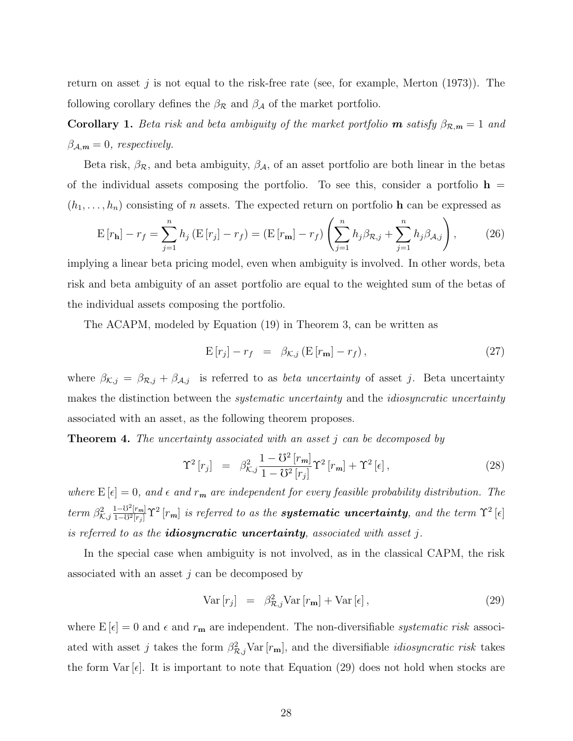return on asset $j$ is not equal to the risk-free rate (see, for example, Merton (1973)). The following corollary defines the $\beta_{\mathcal{R}}$ and $\beta_{\mathcal{A}}$ of the market portfolio.

**Corollary 1.** *Beta risk and beta ambiguity of the market portfolio* $\boldsymbol{m}$ *satisfy* $\beta_{\mathcal{R},\boldsymbol{m}} = 1$ *and* $\beta_{\mathcal{A},\boldsymbol{m}} = 0$*, respectively.*

Beta risk, $\beta_{\mathcal{R}}$, and beta ambiguity, $\beta_{\mathcal{A}}$, of an asset portfolio are both linear in the betas of the individual assets composing the portfolio. To see this, consider a portfolio $\mathbf{h} = (h_1, \ldots, h_n)$ consisting of $n$ assets. The expected return on portfolio $\mathbf{h}$ can be expressed as

$$\mathrm{E}\left[r_{\mathbf{h}}\right] - r_f = \sum_{j=1}^{n} h_j \left(\mathrm{E}\left[r_j\right] - r_f\right) = \left(\mathrm{E}\left[r_{\mathbf{m}}\right] - r_f\right) \left(\sum_{j=1}^{n} h_j \beta_{\mathcal{R},j} + \sum_{j=1}^{n} h_j \beta_{\mathcal{A},j}\right), \tag{26}$$

implying a linear beta pricing model, even when ambiguity is involved. In other words, beta risk and beta ambiguity of an asset portfolio are equal to the weighted sum of the betas of the individual assets composing the portfolio.

The ACAPM, modeled by Equation (19) in Theorem 3, can be written as

$$\mathrm{E}\left[r_j\right] - r_f \;\; = \;\; \beta_{\mathcal{K},j} \left(\mathrm{E}\left[r_{\mathbf{m}}\right] - r_f\right), \tag{27}$$

where $\beta_{\mathcal{K},j} = \beta_{\mathcal{R},j} + \beta_{\mathcal{A},j}$ is referred to as *beta uncertainty* of asset $j$. Beta uncertainty makes the distinction between the *systematic uncertainty* and the *idiosyncratic uncertainty* associated with an asset, as the following theorem proposes.

**Theorem 4.** *The uncertainty associated with an asset* $j$ *can be decomposed by*

$$\Upsilon^2\left[r_j\right] \;\; = \;\; \beta_{\mathcal{K},j}^2 \frac{1 - \mho^2\left[r_{\boldsymbol{m}}\right]}{1 - \mho^2\left[r_j\right]} \Upsilon^2\left[r_{\boldsymbol{m}}\right] + \Upsilon^2\left[\epsilon\right], \tag{28}$$

*where* $\mathrm{E}\left[\epsilon\right] = 0$*, and* $\epsilon$ *and* $r_{\boldsymbol{m}}$ *are independent for every feasible probability distribution. The term* $\beta_{\mathcal{K},j}^2 \frac{1-\mho^2[r_{\boldsymbol{m}}]}{1-\mho^2[r_j]} \Upsilon^2\left[r_{\boldsymbol{m}}\right]$ *is referred to as the* ***systematic uncertainty****, and the term* $\Upsilon^2\left[\epsilon\right]$ *is referred to as the* ***idiosyncratic uncertainty****, associated with asset* $j$*.*

In the special case when ambiguity is not involved, as in the classical CAPM, the risk associated with an asset $j$ can be decomposed by

$$\mathrm{Var}\left[r_j\right] \;\; = \;\; \beta_{\mathcal{R},j}^2 \mathrm{Var}\left[r_{\mathbf{m}}\right] + \mathrm{Var}\left[\epsilon\right], \tag{29}$$

where $\mathrm{E}\left[\epsilon\right] = 0$ and $\epsilon$ and $r_{\mathbf{m}}$ are independent. The non-diversifiable *systematic risk* associated with asset $j$ takes the form $\beta_{\mathcal{R},j}^2 \mathrm{Var}\left[r_{\mathbf{m}}\right]$, and the diversifiable *idiosyncratic risk* takes the form $\mathrm{Var}\left[\epsilon\right]$. It is important to note that Equation (29) does not hold when stocks are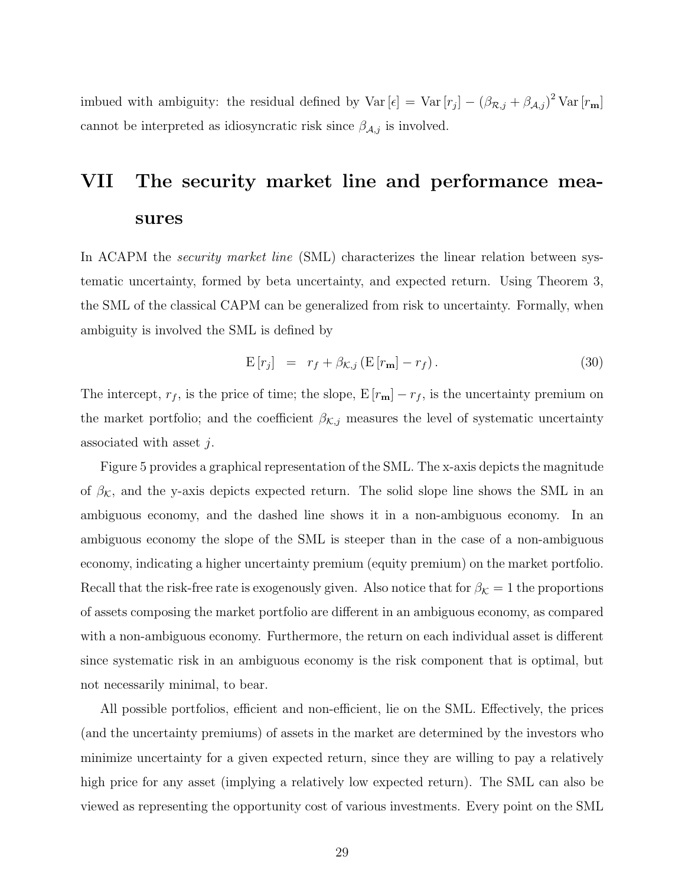imbued with ambiguity: the residual defined by $\mathrm{Var}[\epsilon] = \mathrm{Var}[r_j] - (\beta_{\mathcal{R},j} + \beta_{\mathcal{A},j})^2 \mathrm{Var}[r_{\mathbf{m}}]$ cannot be interpreted as idiosyncratic risk since $\beta_{\mathcal{A},j}$ is involved.

# VII The security market line and performance measures

In ACAPM the *security market line* (SML) characterizes the linear relation between systematic uncertainty, formed by beta uncertainty, and expected return. Using Theorem 3, the SML of the classical CAPM can be generalized from risk to uncertainty. Formally, when ambiguity is involved the SML is defined by

$$\mathrm{E}[r_j] = r_f + \beta_{\mathcal{K},j} (\mathrm{E}[r_{\mathbf{m}}] - r_f). \tag{30}$$

The intercept, $r_f$, is the price of time; the slope, $\mathrm{E}[r_{\mathbf{m}}] - r_f$, is the uncertainty premium on the market portfolio; and the coefficient $\beta_{\mathcal{K},j}$ measures the level of systematic uncertainty associated with asset $j$.

Figure 5 provides a graphical representation of the SML. The x-axis depicts the magnitude of $\beta_{\mathcal{K}}$, and the y-axis depicts expected return. The solid slope line shows the SML in an ambiguous economy, and the dashed line shows it in a non-ambiguous economy. In an ambiguous economy the slope of the SML is steeper than in the case of a non-ambiguous economy, indicating a higher uncertainty premium (equity premium) on the market portfolio. Recall that the risk-free rate is exogenously given. Also notice that for $\beta_{\mathcal{K}} = 1$ the proportions of assets composing the market portfolio are different in an ambiguous economy, as compared with a non-ambiguous economy. Furthermore, the return on each individual asset is different since systematic risk in an ambiguous economy is the risk component that is optimal, but not necessarily minimal, to bear.

All possible portfolios, efficient and non-efficient, lie on the SML. Effectively, the prices (and the uncertainty premiums) of assets in the market are determined by the investors who minimize uncertainty for a given expected return, since they are willing to pay a relatively high price for any asset (implying a relatively low expected return). The SML can also be viewed as representing the opportunity cost of various investments. Every point on the SML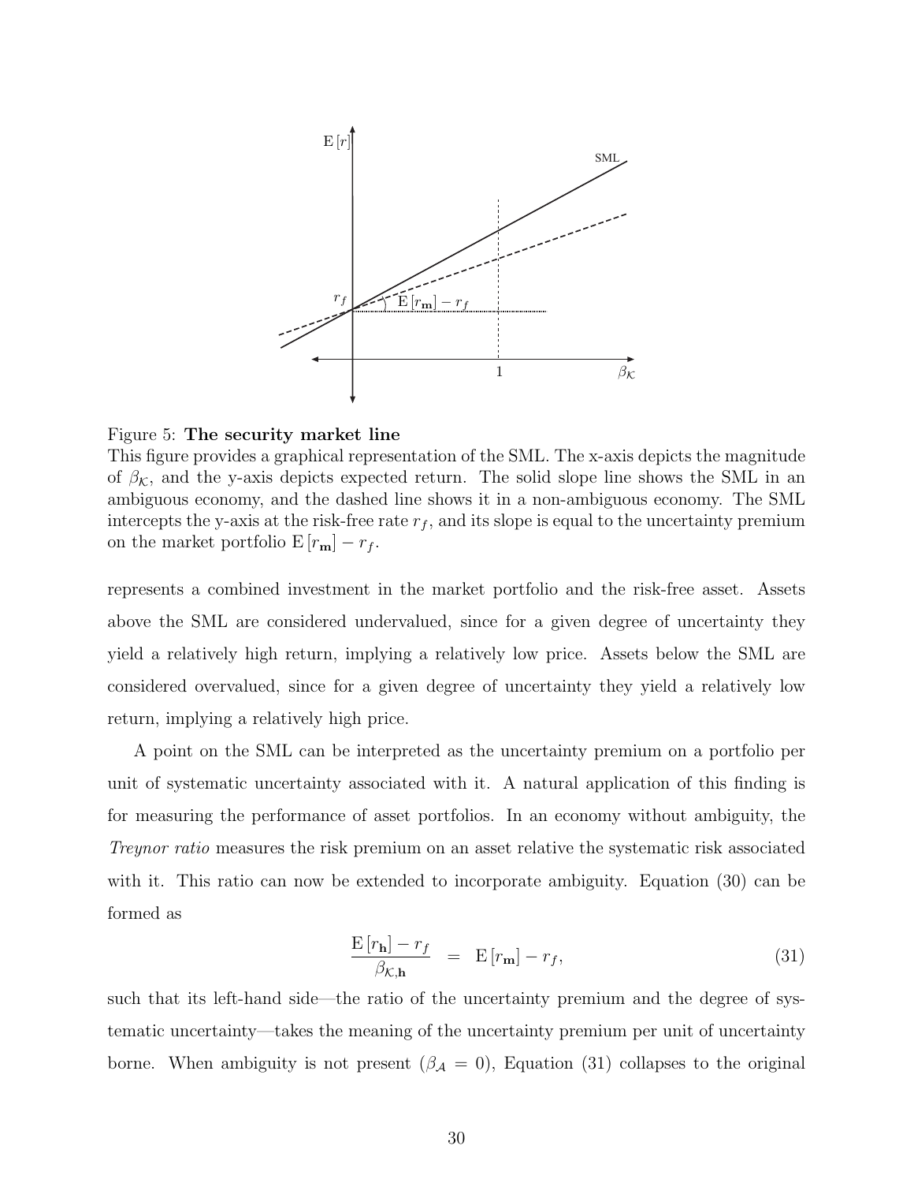Figure 5: **The security market line**

This figure provides a graphical representation of the SML. The x-axis depicts the magnitude of $\beta_{\mathcal{K}}$, and the y-axis depicts expected return. The solid slope line shows the SML in an ambiguous economy, and the dashed line shows it in a non-ambiguous economy. The SML intercepts the y-axis at the risk-free rate $r_f$, and its slope is equal to the uncertainty premium on the market portfolio $\mathrm{E}[r_{\mathbf{m}}] - r_f$.

represents a combined investment in the market portfolio and the risk-free asset. Assets above the SML are considered undervalued, since for a given degree of uncertainty they yield a relatively high return, implying a relatively low price. Assets below the SML are considered overvalued, since for a given degree of uncertainty they yield a relatively low return, implying a relatively high price.

A point on the SML can be interpreted as the uncertainty premium on a portfolio per unit of systematic uncertainty associated with it. A natural application of this finding is for measuring the performance of asset portfolios. In an economy without ambiguity, the *Treynor ratio* measures the risk premium on an asset relative the systematic risk associated with it. This ratio can now be extended to incorporate ambiguity. Equation (30) can be formed as

$$\frac{\mathrm{E}[r_{\mathbf{h}}] - r_f}{\beta_{\mathcal{K},\mathbf{h}}} = \mathrm{E}[r_{\mathbf{m}}] - r_f, \tag{31}$$

such that its left-hand side—the ratio of the uncertainty premium and the degree of systematic uncertainty—takes the meaning of the uncertainty premium per unit of uncertainty borne. When ambiguity is not present ($\beta_{\mathcal{A}} = 0$), Equation (31) collapses to the original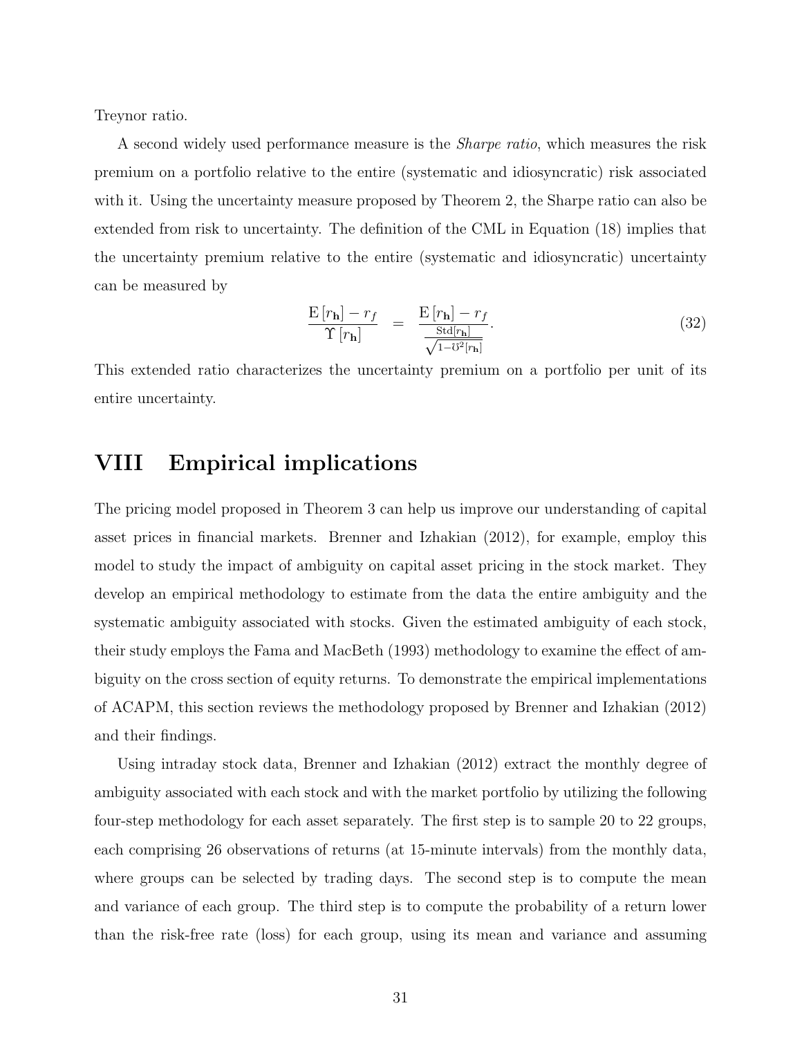Treynor ratio.

A second widely used performance measure is the *Sharpe ratio*, which measures the risk premium on a portfolio relative to the entire (systematic and idiosyncratic) risk associated with it. Using the uncertainty measure proposed by Theorem 2, the Sharpe ratio can also be extended from risk to uncertainty. The definition of the CML in Equation (18) implies that the uncertainty premium relative to the entire (systematic and idiosyncratic) uncertainty can be measured by

$$\frac{\mathrm{E}\left[r_{\mathbf{h}}\right]-r_f}{\Upsilon\left[r_{\mathbf{h}}\right]} \quad = \quad \frac{\mathrm{E}\left[r_{\mathbf{h}}\right]-r_f}{\frac{\mathrm{Std}\left[r_{\mathbf{h}}\right]}{\sqrt{1-\mho^2\left[r_{\mathbf{h}}\right]}}}. \tag{32}$$

This extended ratio characterizes the uncertainty premium on a portfolio per unit of its entire uncertainty.

# VIII Empirical implications

The pricing model proposed in Theorem 3 can help us improve our understanding of capital asset prices in financial markets. Brenner and Izhakian (2012), for example, employ this model to study the impact of ambiguity on capital asset pricing in the stock market. They develop an empirical methodology to estimate from the data the entire ambiguity and the systematic ambiguity associated with stocks. Given the estimated ambiguity of each stock, their study employs the Fama and MacBeth (1993) methodology to examine the effect of ambiguity on the cross section of equity returns. To demonstrate the empirical implementations of ACAPM, this section reviews the methodology proposed by Brenner and Izhakian (2012) and their findings.

Using intraday stock data, Brenner and Izhakian (2012) extract the monthly degree of ambiguity associated with each stock and with the market portfolio by utilizing the following four-step methodology for each asset separately. The first step is to sample 20 to 22 groups, each comprising 26 observations of returns (at 15-minute intervals) from the monthly data, where groups can be selected by trading days. The second step is to compute the mean and variance of each group. The third step is to compute the probability of a return lower than the risk-free rate (loss) for each group, using its mean and variance and assuming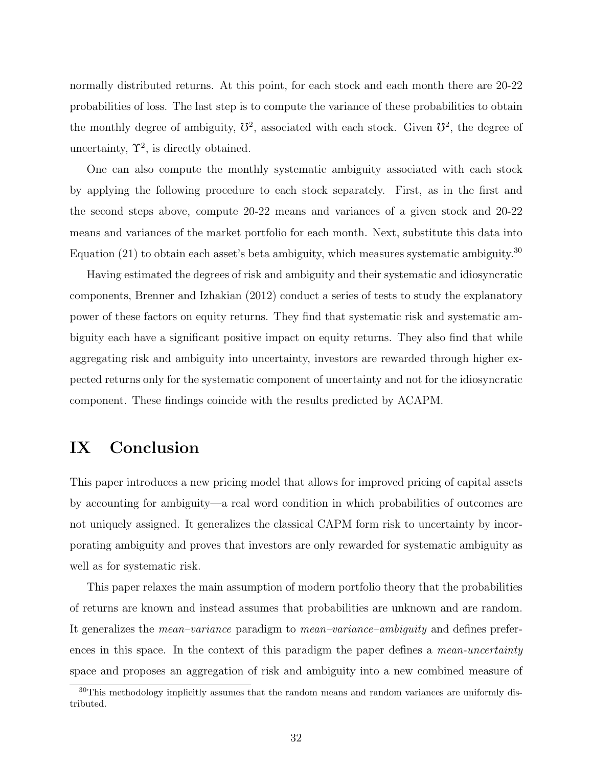normally distributed returns. At this point, for each stock and each month there are 20-22 probabilities of loss. The last step is to compute the variance of these probabilities to obtain the monthly degree of ambiguity, $\mho^2$, associated with each stock. Given $\mho^2$, the degree of uncertainty, $\Upsilon^2$, is directly obtained.

One can also compute the monthly systematic ambiguity associated with each stock by applying the following procedure to each stock separately. First, as in the first and the second steps above, compute 20-22 means and variances of a given stock and 20-22 means and variances of the market portfolio for each month. Next, substitute this data into Equation (21) to obtain each asset's beta ambiguity, which measures systematic ambiguity.[30]

Having estimated the degrees of risk and ambiguity and their systematic and idiosyncratic components, Brenner and Izhakian (2012) conduct a series of tests to study the explanatory power of these factors on equity returns. They find that systematic risk and systematic ambiguity each have a significant positive impact on equity returns. They also find that while aggregating risk and ambiguity into uncertainty, investors are rewarded through higher expected returns only for the systematic component of uncertainty and not for the idiosyncratic component. These findings coincide with the results predicted by ACAPM.

# IX Conclusion

This paper introduces a new pricing model that allows for improved pricing of capital assets by accounting for ambiguity—a real word condition in which probabilities of outcomes are not uniquely assigned. It generalizes the classical CAPM form risk to uncertainty by incorporating ambiguity and proves that investors are only rewarded for systematic ambiguity as well as for systematic risk.

This paper relaxes the main assumption of modern portfolio theory that the probabilities of returns are known and instead assumes that probabilities are unknown and are random. It generalizes the *mean–variance* paradigm to *mean–variance–ambiguity* and defines preferences in this space. In the context of this paradigm the paper defines a *mean-uncertainty* space and proposes an aggregation of risk and ambiguity into a new combined measure of

[30] This methodology implicitly assumes that the random means and random variances are uniformly distributed.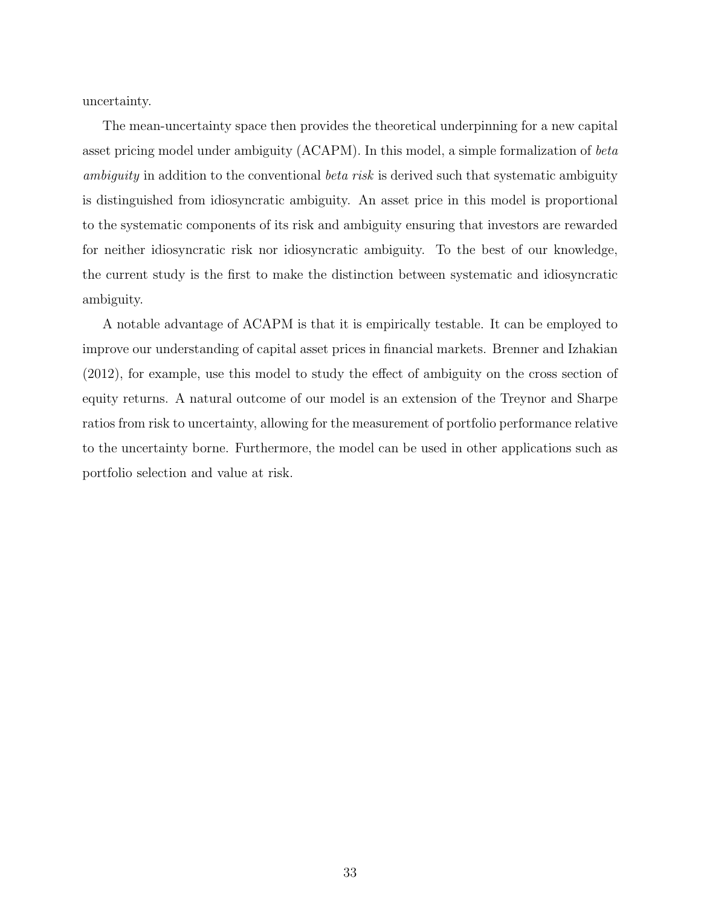uncertainty.

The mean-uncertainty space then provides the theoretical underpinning for a new capital asset pricing model under ambiguity (ACAPM). In this model, a simple formalization of *beta ambiguity* in addition to the conventional *beta risk* is derived such that systematic ambiguity is distinguished from idiosyncratic ambiguity. An asset price in this model is proportional to the systematic components of its risk and ambiguity ensuring that investors are rewarded for neither idiosyncratic risk nor idiosyncratic ambiguity. To the best of our knowledge, the current study is the first to make the distinction between systematic and idiosyncratic ambiguity.

A notable advantage of ACAPM is that it is empirically testable. It can be employed to improve our understanding of capital asset prices in financial markets. Brenner and Izhakian (2012), for example, use this model to study the effect of ambiguity on the cross section of equity returns. A natural outcome of our model is an extension of the Treynor and Sharpe ratios from risk to uncertainty, allowing for the measurement of portfolio performance relative to the uncertainty borne. Furthermore, the model can be used in other applications such as portfolio selection and value at risk.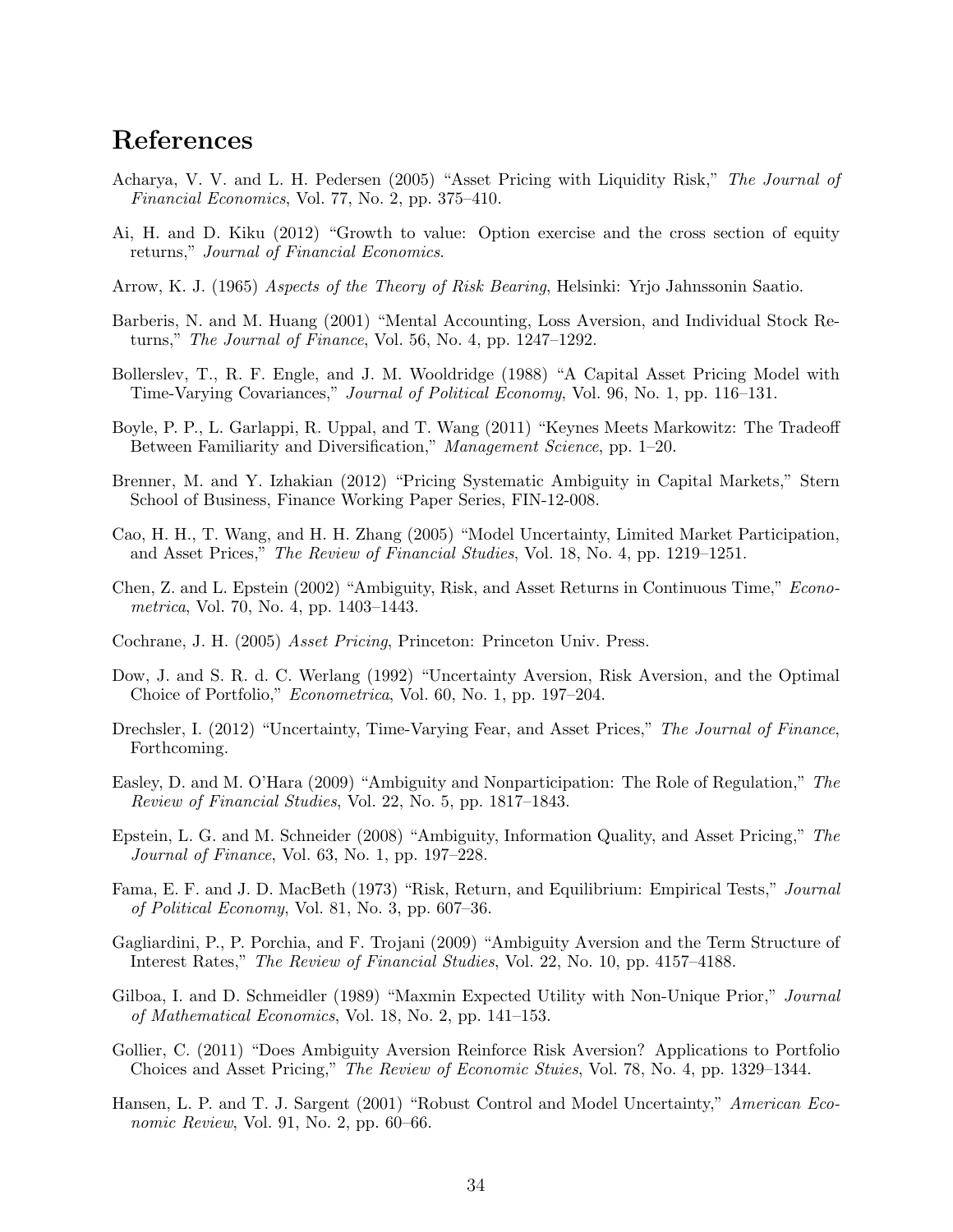# References

Acharya, V. V. and L. H. Pedersen (2005) "Asset Pricing with Liquidity Risk," *The Journal of Financial Economics*, Vol. 77, No. 2, pp. 375–410.

Ai, H. and D. Kiku (2012) "Growth to value: Option exercise and the cross section of equity returns," *Journal of Financial Economics*.

Arrow, K. J. (1965) *Aspects of the Theory of Risk Bearing*, Helsinki: Yrjo Jahnssonin Saatio.

Barberis, N. and M. Huang (2001) "Mental Accounting, Loss Aversion, and Individual Stock Returns," *The Journal of Finance*, Vol. 56, No. 4, pp. 1247–1292.

Bollerslev, T., R. F. Engle, and J. M. Wooldridge (1988) "A Capital Asset Pricing Model with Time-Varying Covariances," *Journal of Political Economy*, Vol. 96, No. 1, pp. 116–131.

Boyle, P. P., L. Garlappi, R. Uppal, and T. Wang (2011) "Keynes Meets Markowitz: The Tradeoff Between Familiarity and Diversification," *Management Science*, pp. 1–20.

Brenner, M. and Y. Izhakian (2012) "Pricing Systematic Ambiguity in Capital Markets," Stern School of Business, Finance Working Paper Series, FIN-12-008.

Cao, H. H., T. Wang, and H. H. Zhang (2005) "Model Uncertainty, Limited Market Participation, and Asset Prices," *The Review of Financial Studies*, Vol. 18, No. 4, pp. 1219–1251.

Chen, Z. and L. Epstein (2002) "Ambiguity, Risk, and Asset Returns in Continuous Time," *Econometrica*, Vol. 70, No. 4, pp. 1403–1443.

Cochrane, J. H. (2005) *Asset Pricing*, Princeton: Princeton Univ. Press.

Dow, J. and S. R. d. C. Werlang (1992) "Uncertainty Aversion, Risk Aversion, and the Optimal Choice of Portfolio," *Econometrica*, Vol. 60, No. 1, pp. 197–204.

Drechsler, I. (2012) "Uncertainty, Time-Varying Fear, and Asset Prices," *The Journal of Finance*, Forthcoming.

Easley, D. and M. O'Hara (2009) "Ambiguity and Nonparticipation: The Role of Regulation," *The Review of Financial Studies*, Vol. 22, No. 5, pp. 1817–1843.

Epstein, L. G. and M. Schneider (2008) "Ambiguity, Information Quality, and Asset Pricing," *The Journal of Finance*, Vol. 63, No. 1, pp. 197–228.

Fama, E. F. and J. D. MacBeth (1973) "Risk, Return, and Equilibrium: Empirical Tests," *Journal of Political Economy*, Vol. 81, No. 3, pp. 607–36.

Gagliardini, P., P. Porchia, and F. Trojani (2009) "Ambiguity Aversion and the Term Structure of Interest Rates," *The Review of Financial Studies*, Vol. 22, No. 10, pp. 4157–4188.

Gilboa, I. and D. Schmeidler (1989) "Maxmin Expected Utility with Non-Unique Prior," *Journal of Mathematical Economics*, Vol. 18, No. 2, pp. 141–153.

Gollier, C. (2011) "Does Ambiguity Aversion Reinforce Risk Aversion? Applications to Portfolio Choices and Asset Pricing," *The Review of Economic Stuies*, Vol. 78, No. 4, pp. 1329–1344.

Hansen, L. P. and T. J. Sargent (2001) "Robust Control and Model Uncertainty," *American Economic Review*, Vol. 91, No. 2, pp. 60–66.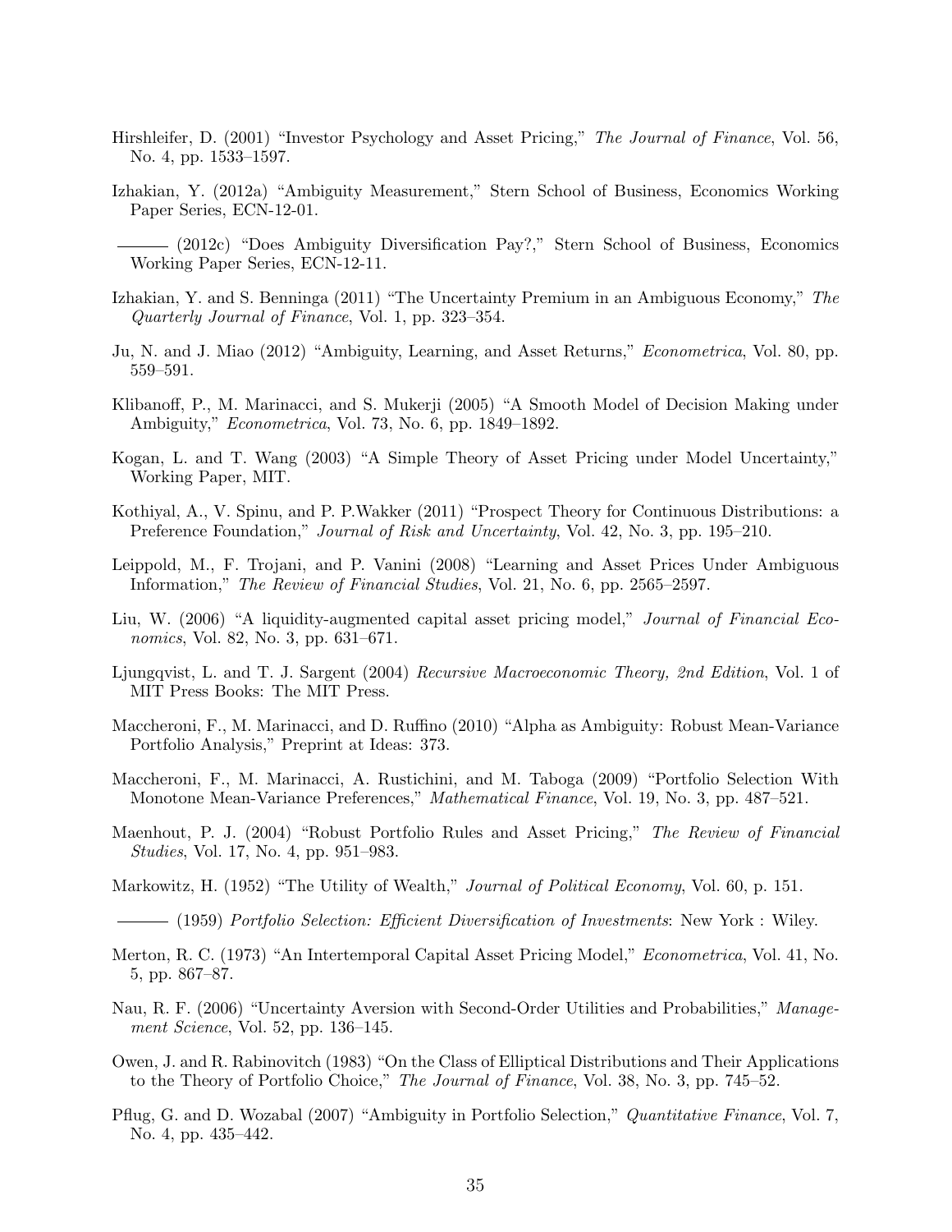Hirshleifer, D. (2001) "Investor Psychology and Asset Pricing," *The Journal of Finance*, Vol. 56, No. 4, pp. 1533–1597.

Izhakian, Y. (2012a) "Ambiguity Measurement," Stern School of Business, Economics Working Paper Series, ECN-12-01.

——— (2012c) "Does Ambiguity Diversification Pay?," Stern School of Business, Economics Working Paper Series, ECN-12-11.

Izhakian, Y. and S. Benninga (2011) "The Uncertainty Premium in an Ambiguous Economy," *The Quarterly Journal of Finance*, Vol. 1, pp. 323–354.

Ju, N. and J. Miao (2012) "Ambiguity, Learning, and Asset Returns," *Econometrica*, Vol. 80, pp. 559–591.

Klibanoff, P., M. Marinacci, and S. Mukerji (2005) "A Smooth Model of Decision Making under Ambiguity," *Econometrica*, Vol. 73, No. 6, pp. 1849–1892.

Kogan, L. and T. Wang (2003) "A Simple Theory of Asset Pricing under Model Uncertainty," Working Paper, MIT.

Kothiyal, A., V. Spinu, and P. P.Wakker (2011) "Prospect Theory for Continuous Distributions: a Preference Foundation," *Journal of Risk and Uncertainty*, Vol. 42, No. 3, pp. 195–210.

Leippold, M., F. Trojani, and P. Vanini (2008) "Learning and Asset Prices Under Ambiguous Information," *The Review of Financial Studies*, Vol. 21, No. 6, pp. 2565–2597.

Liu, W. (2006) "A liquidity-augmented capital asset pricing model," *Journal of Financial Economics*, Vol. 82, No. 3, pp. 631–671.

Ljungqvist, L. and T. J. Sargent (2004) *Recursive Macroeconomic Theory, 2nd Edition*, Vol. 1 of MIT Press Books: The MIT Press.

Maccheroni, F., M. Marinacci, and D. Ruffino (2010) "Alpha as Ambiguity: Robust Mean-Variance Portfolio Analysis," Preprint at Ideas: 373.

Maccheroni, F., M. Marinacci, A. Rustichini, and M. Taboga (2009) "Portfolio Selection With Monotone Mean-Variance Preferences," *Mathematical Finance*, Vol. 19, No. 3, pp. 487–521.

Maenhout, P. J. (2004) "Robust Portfolio Rules and Asset Pricing," *The Review of Financial Studies*, Vol. 17, No. 4, pp. 951–983.

Markowitz, H. (1952) "The Utility of Wealth," *Journal of Political Economy*, Vol. 60, p. 151.

——— (1959) *Portfolio Selection: Efficient Diversification of Investments*: New York : Wiley.

Merton, R. C. (1973) "An Intertemporal Capital Asset Pricing Model," *Econometrica*, Vol. 41, No. 5, pp. 867–87.

Nau, R. F. (2006) "Uncertainty Aversion with Second-Order Utilities and Probabilities," *Management Science*, Vol. 52, pp. 136–145.

Owen, J. and R. Rabinovitch (1983) "On the Class of Elliptical Distributions and Their Applications to the Theory of Portfolio Choice," *The Journal of Finance*, Vol. 38, No. 3, pp. 745–52.

Pflug, G. and D. Wozabal (2007) "Ambiguity in Portfolio Selection," *Quantitative Finance*, Vol. 7, No. 4, pp. 435–442.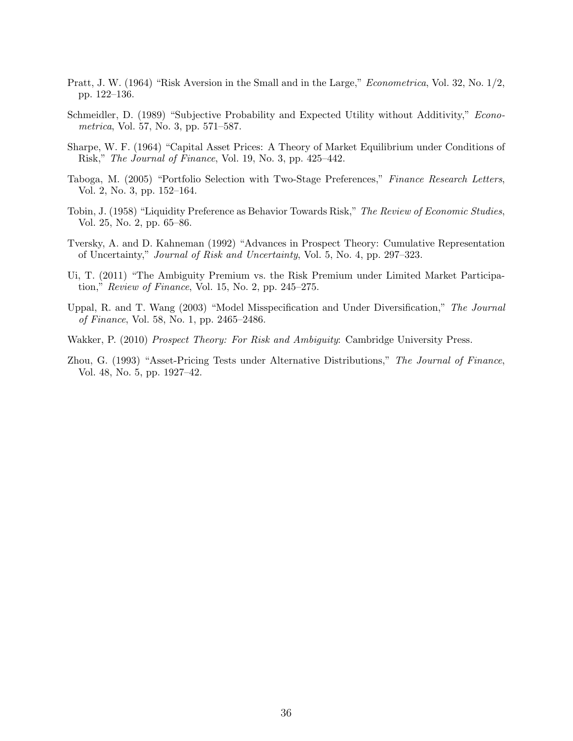Pratt, J. W. (1964) "Risk Aversion in the Small and in the Large," *Econometrica*, Vol. 32, No. 1/2, pp. 122–136.

Schmeidler, D. (1989) "Subjective Probability and Expected Utility without Additivity," *Econometrica*, Vol. 57, No. 3, pp. 571–587.

Sharpe, W. F. (1964) "Capital Asset Prices: A Theory of Market Equilibrium under Conditions of Risk," *The Journal of Finance*, Vol. 19, No. 3, pp. 425–442.

Taboga, M. (2005) "Portfolio Selection with Two-Stage Preferences," *Finance Research Letters*, Vol. 2, No. 3, pp. 152–164.

Tobin, J. (1958) "Liquidity Preference as Behavior Towards Risk," *The Review of Economic Studies*, Vol. 25, No. 2, pp. 65–86.

Tversky, A. and D. Kahneman (1992) "Advances in Prospect Theory: Cumulative Representation of Uncertainty," *Journal of Risk and Uncertainty*, Vol. 5, No. 4, pp. 297–323.

Ui, T. (2011) "The Ambiguity Premium vs. the Risk Premium under Limited Market Participation," *Review of Finance*, Vol. 15, No. 2, pp. 245–275.

Uppal, R. and T. Wang (2003) "Model Misspecification and Under Diversification," *The Journal of Finance*, Vol. 58, No. 1, pp. 2465–2486.

Wakker, P. (2010) *Prospect Theory: For Risk and Ambiguity*: Cambridge University Press.

Zhou, G. (1993) "Asset-Pricing Tests under Alternative Distributions," *The Journal of Finance*, Vol. 48, No. 5, pp. 1927–42.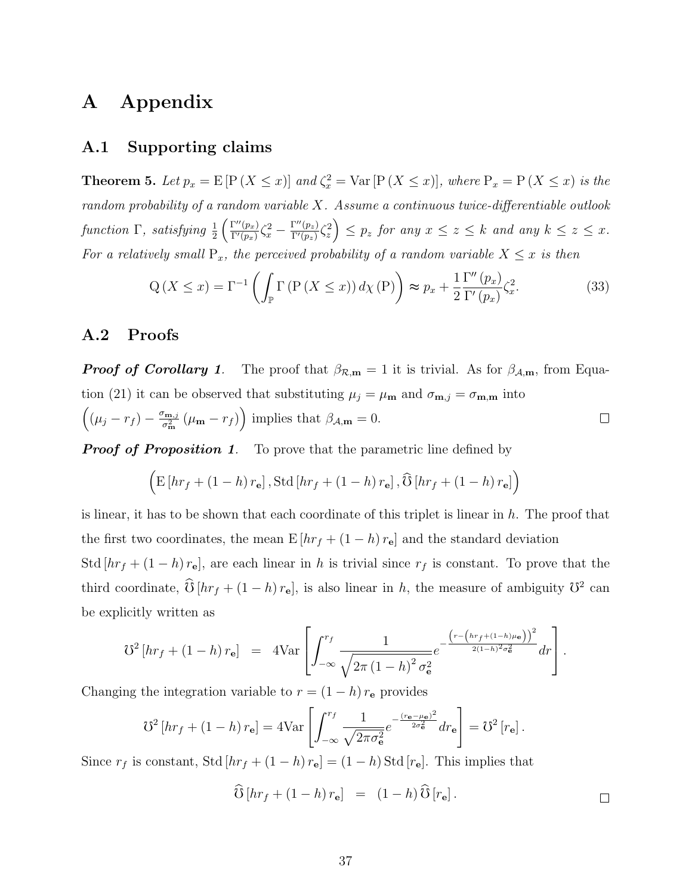# A Appendix

## A.1 Supporting claims

**Theorem 5.** *Let $p_x = \mathrm{E}\left[\mathrm{P}\left(X \leq x\right)\right]$ and $\zeta_x^2 = \mathrm{Var}\left[\mathrm{P}\left(X \leq x\right)\right]$, where $\mathrm{P}_x = \mathrm{P}\left(X \leq x\right)$ is the random probability of a random variable $X$. Assume a continuous twice-differentiable outlook function $\Gamma$, satisfying $\frac{1}{2}\left(\frac{\Gamma''(p_x)}{\Gamma'(p_x)}\zeta_x^2 - \frac{\Gamma''(p_z)}{\Gamma'(p_z)}\zeta_z^2\right) \leq p_z$ for any $x \leq z \leq k$ and any $k \leq z \leq x$. For a relatively small $\mathrm{P}_x$, the perceived probability of a random variable $X \leq x$ is then*

$$
\mathrm{Q}\left(X \leq x\right) = \Gamma^{-1}\left(\int_{\mathbb{P}} \Gamma\left(\mathrm{P}\left(X \leq x\right)\right) d\chi\left(\mathrm{P}\right)\right) \approx p_x + \frac{1}{2}\frac{\Gamma''\left(p_x\right)}{\Gamma'\left(p_x\right)}\zeta_x^2. \tag{33}
$$

## A.2 Proofs

***Proof of Corollary 1.*** The proof that $\beta_{\mathcal{R},\mathbf{m}} = 1$ it is trivial. As for $\beta_{\mathcal{A},\mathbf{m}}$, from Equation (21) it can be observed that substituting $\mu_j = \mu_{\mathbf{m}}$ and $\sigma_{\mathbf{m},j} = \sigma_{\mathbf{m},\mathbf{m}}$ into $\left(\left(\mu_j - r_f\right) - \frac{\sigma_{\mathbf{m},j}}{\sigma_{\mathbf{m}}^2}\left(\mu_{\mathbf{m}} - r_f\right)\right)$ implies that $\beta_{\mathcal{A},\mathbf{m}} = 0$. $\square$

***Proof of Proposition 1.*** To prove that the parametric line defined by

$$
\left(\mathrm{E}\left[hr_f + (1-h)\, r_{\mathbf{e}}\right], \mathrm{Std}\left[hr_f + (1-h)\, r_{\mathbf{e}}\right], \widehat{\mho}\left[hr_f + (1-h)\, r_{\mathbf{e}}\right]\right)
$$

is linear, it has to be shown that each coordinate of this triplet is linear in $h$. The proof that the first two coordinates, the mean $\mathrm{E}\left[hr_f + (1-h)\, r_{\mathbf{e}}\right]$ and the standard deviation $\mathrm{Std}\left[hr_f + (1-h)\, r_{\mathbf{e}}\right]$, are each linear in $h$ is trivial since $r_f$ is constant. To prove that the third coordinate, $\widehat{\mho}\left[hr_f + (1-h)\, r_{\mathbf{e}}\right]$, is also linear in $h$, the measure of ambiguity $\mho^2$ can be explicitly written as

$$
\mho^2\left[hr_f + (1-h)\, r_{\mathbf{e}}\right] = 4\mathrm{Var}\left[\int_{-\infty}^{r_f} \frac{1}{\sqrt{2\pi\left(1-h\right)^2\sigma_{\mathbf{e}}^2}} e^{-\frac{\left(r-\left(hr_f+(1-h)\mu_{\mathbf{e}}\right)\right)^2}{2(1-h)^2\sigma_{\mathbf{e}}^2}} dr\right].
$$

Changing the integration variable to $r = (1-h)\, r_{\mathbf{e}}$ provides

$$
\mho^2\left[hr_f + (1-h)\, r_{\mathbf{e}}\right] = 4\mathrm{Var}\left[\int_{-\infty}^{r_f} \frac{1}{\sqrt{2\pi\sigma_{\mathbf{e}}^2}} e^{-\frac{\left(r_{\mathbf{e}}-\mu_{\mathbf{e}}\right)^2}{2\sigma_{\mathbf{e}}^2}} dr_{\mathbf{e}}\right] = \mho^2\left[r_{\mathbf{e}}\right].
$$

Since $r_f$ is constant, $\mathrm{Std}\left[hr_f + (1-h)\, r_{\mathbf{e}}\right] = (1-h)\,\mathrm{Std}\left[r_{\mathbf{e}}\right]$. This implies that

$$
\widehat{\mho}\left[hr_f + (1-h)\, r_{\mathbf{e}}\right] = (1-h)\,\widehat{\mho}\left[r_{\mathbf{e}}\right].
$$

$\square$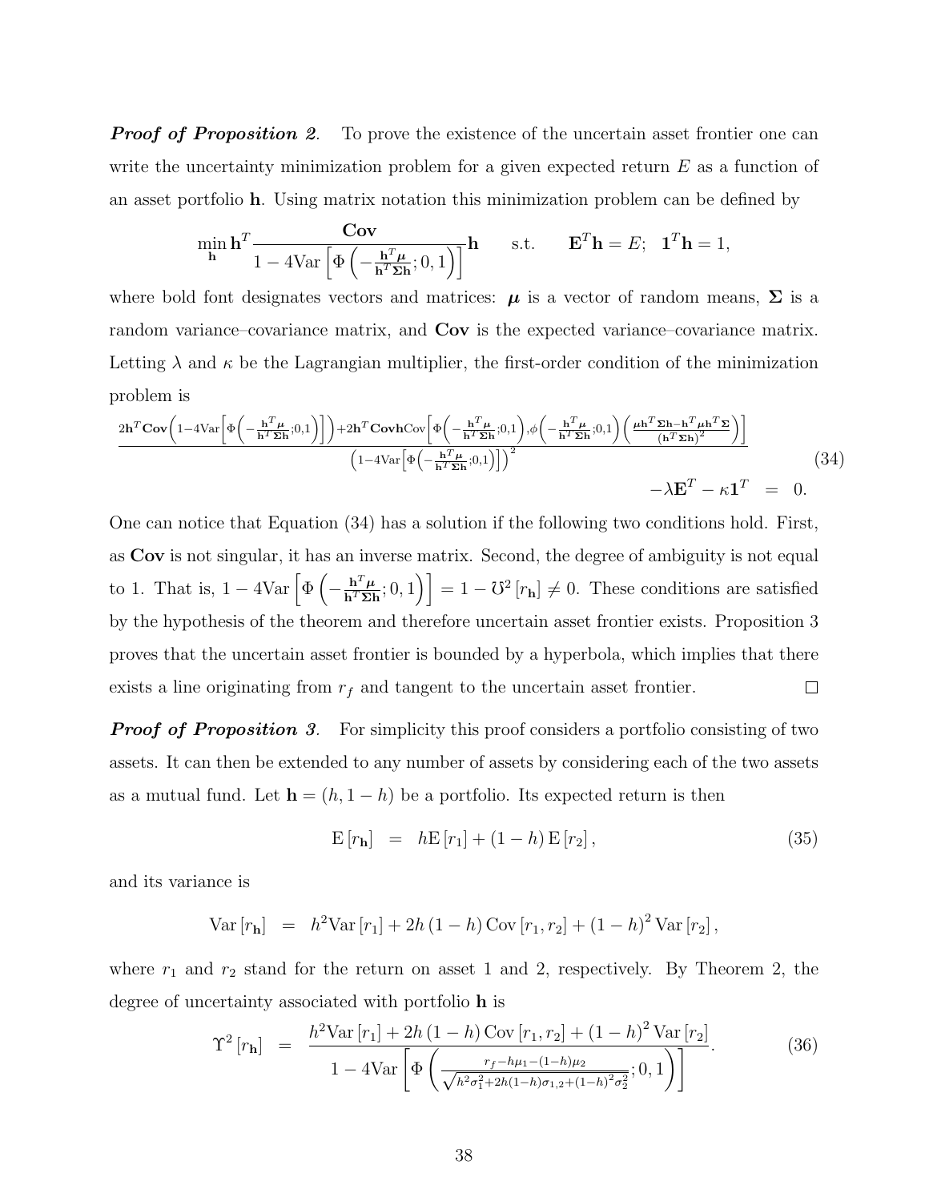***Proof of Proposition 2.*** To prove the existence of the uncertain asset frontier one can write the uncertainty minimization problem for a given expected return $E$ as a function of an asset portfolio $\mathbf{h}$. Using matrix notation this minimization problem can be defined by

$$\min_{\mathbf{h}} \mathbf{h}^T \frac{\mathbf{Cov}}{1 - 4\text{Var}\left[\Phi\left(-\frac{\mathbf{h}^T\boldsymbol{\mu}}{\mathbf{h}^T\boldsymbol{\Sigma}\mathbf{h}}; 0, 1\right)\right]} \mathbf{h} \qquad \text{s.t.} \qquad \mathbf{E}^T\mathbf{h} = E; \;\; \mathbf{1}^T\mathbf{h} = 1,$$

where bold font designates vectors and matrices: $\boldsymbol{\mu}$ is a vector of random means, $\boldsymbol{\Sigma}$ is a random variance–covariance matrix, and $\mathbf{Cov}$ is the expected variance–covariance matrix. Letting $\lambda$ and $\kappa$ be the Lagrangian multiplier, the first-order condition of the minimization problem is

$$\frac{2\mathbf{h}^T\mathbf{Cov}\left(1-4\text{Var}\left[\Phi\left(-\frac{\mathbf{h}^T\boldsymbol{\mu}}{\mathbf{h}^T\boldsymbol{\Sigma}\mathbf{h}};0,1\right)\right]\right)+2\mathbf{h}^T\mathbf{Cov}\mathbf{h}\text{Cov}\left[\Phi\left(-\frac{\mathbf{h}^T\boldsymbol{\mu}}{\mathbf{h}^T\boldsymbol{\Sigma}\mathbf{h}};0,1\right),\phi\left(-\frac{\mathbf{h}^T\boldsymbol{\mu}}{\mathbf{h}^T\boldsymbol{\Sigma}\mathbf{h}};0,1\right)\left(\frac{\boldsymbol{\mu}\mathbf{h}^T\boldsymbol{\Sigma}\mathbf{h}-\mathbf{h}^T\boldsymbol{\mu}\mathbf{h}^T\boldsymbol{\Sigma}}{(\mathbf{h}^T\boldsymbol{\Sigma}\mathbf{h})^2}\right)\right]}{\left(1-4\text{Var}\left[\Phi\left(-\frac{\mathbf{h}^T\boldsymbol{\mu}}{\mathbf{h}^T\boldsymbol{\Sigma}\mathbf{h}};0,1\right)\right]\right)^2} - \lambda\mathbf{E}^T - \kappa\mathbf{1}^T = 0. \tag{34}$$

One can notice that Equation (34) has a solution if the following two conditions hold. First, as $\mathbf{Cov}$ is not singular, it has an inverse matrix. Second, the degree of ambiguity is not equal to 1. That is, $1 - 4\text{Var}\left[\Phi\left(-\frac{\mathbf{h}^T\boldsymbol{\mu}}{\mathbf{h}^T\boldsymbol{\Sigma}\mathbf{h}}; 0, 1\right)\right] = 1 - \mho^2\left[r_{\mathbf{h}}\right] \neq 0$. These conditions are satisfied by the hypothesis of the theorem and therefore uncertain asset frontier exists. Proposition 3 proves that the uncertain asset frontier is bounded by a hyperbola, which implies that there exists a line originating from $r_f$ and tangent to the uncertain asset frontier. □

***Proof of Proposition 3.*** For simplicity this proof considers a portfolio consisting of two assets. It can then be extended to any number of assets by considering each of the two assets as a mutual fund. Let $\mathbf{h} = (h, 1-h)$ be a portfolio. Its expected return is then

$$\text{E}\left[r_{\mathbf{h}}\right] = h\text{E}\left[r_1\right] + (1-h)\,\text{E}\left[r_2\right], \tag{35}$$

and its variance is

$$\text{Var}\left[r_{\mathbf{h}}\right] = h^2\text{Var}\left[r_1\right] + 2h\,(1-h)\,\text{Cov}\left[r_1, r_2\right] + (1-h)^2\,\text{Var}\left[r_2\right],$$

where $r_1$ and $r_2$ stand for the return on asset 1 and 2, respectively. By Theorem 2, the degree of uncertainty associated with portfolio $\mathbf{h}$ is

$$\Upsilon^2\left[r_{\mathbf{h}}\right] = \frac{h^2\text{Var}\left[r_1\right] + 2h\,(1-h)\,\text{Cov}\left[r_1, r_2\right] + (1-h)^2\,\text{Var}\left[r_2\right]}{1 - 4\text{Var}\left[\Phi\left(\frac{r_f - h\mu_1 - (1-h)\mu_2}{\sqrt{h^2\sigma_1^2 + 2h(1-h)\sigma_{1,2} + (1-h)^2\sigma_2^2}}; 0, 1\right)\right]}. \tag{36}$$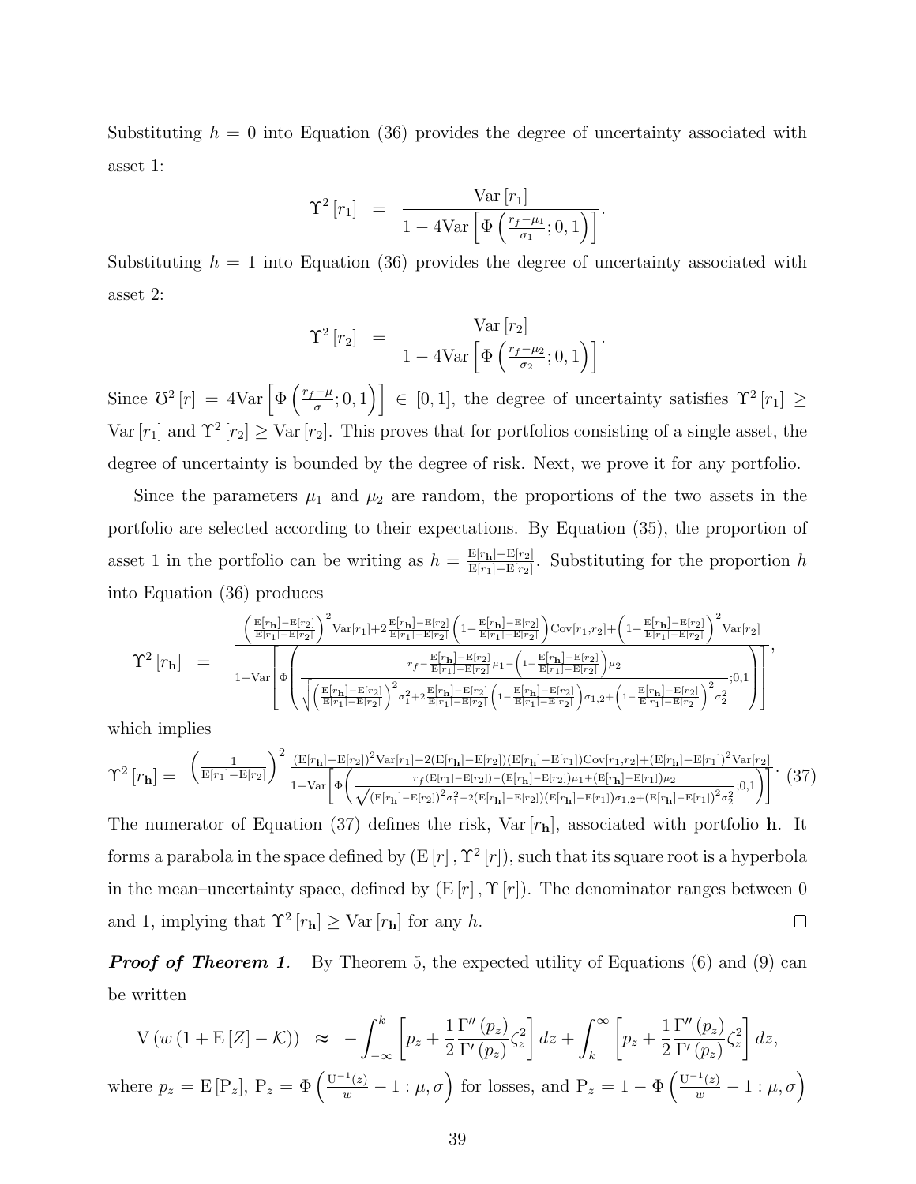Substituting $h = 0$ into Equation (36) provides the degree of uncertainty associated with asset 1:

$$\Upsilon^2 [r_1] \;\; = \;\; \frac{\mathrm{Var}\,[r_1]}{1 - 4\mathrm{Var}\left[\Phi\left(\frac{r_f - \mu_1}{\sigma_1}; 0, 1\right)\right]}.$$

Substituting $h = 1$ into Equation (36) provides the degree of uncertainty associated with asset 2:

$$\Upsilon^2 [r_2] \;\; = \;\; \frac{\mathrm{Var}\,[r_2]}{1 - 4\mathrm{Var}\left[\Phi\left(\frac{r_f - \mu_2}{\sigma_2}; 0, 1\right)\right]}.$$

Since $\mho^2 [r] = 4\mathrm{Var}\left[\Phi\left(\frac{r_f - \mu}{\sigma}; 0, 1\right)\right] \in [0, 1]$, the degree of uncertainty satisfies $\Upsilon^2 [r_1] \geq \mathrm{Var}\,[r_1]$ and $\Upsilon^2 [r_2] \geq \mathrm{Var}\,[r_2]$. This proves that for portfolios consisting of a single asset, the degree of uncertainty is bounded by the degree of risk. Next, we prove it for any portfolio.

Since the parameters $\mu_1$ and $\mu_2$ are random, the proportions of the two assets in the portfolio are selected according to their expectations. By Equation (35), the proportion of asset 1 in the portfolio can be writing as $h = \frac{\mathrm{E}[r_{\mathbf{h}}] - \mathrm{E}[r_2]}{\mathrm{E}[r_1] - \mathrm{E}[r_2]}$. Substituting for the proportion $h$ into Equation (36) produces

$$\Upsilon^2 [r_{\mathbf{h}}] \;\; = \;\; \frac{\left(\frac{\mathrm{E}[r_{\mathbf{h}}]-\mathrm{E}[r_2]}{\mathrm{E}[r_1]-\mathrm{E}[r_2]}\right)^2 \mathrm{Var}[r_1] + 2\frac{\mathrm{E}[r_{\mathbf{h}}]-\mathrm{E}[r_2]}{\mathrm{E}[r_1]-\mathrm{E}[r_2]}\left(1 - \frac{\mathrm{E}[r_{\mathbf{h}}]-\mathrm{E}[r_2]}{\mathrm{E}[r_1]-\mathrm{E}[r_2]}\right)\mathrm{Cov}[r_1, r_2] + \left(1 - \frac{\mathrm{E}[r_{\mathbf{h}}]-\mathrm{E}[r_2]}{\mathrm{E}[r_1]-\mathrm{E}[r_2]}\right)^2 \mathrm{Var}[r_2]}{1 - \mathrm{Var}\left[\Phi\left(\frac{r_f - \frac{\mathrm{E}[r_{\mathbf{h}}]-\mathrm{E}[r_2]}{\mathrm{E}[r_1]-\mathrm{E}[r_2]}\mu_1 - \left(1 - \frac{\mathrm{E}[r_{\mathbf{h}}]-\mathrm{E}[r_2]}{\mathrm{E}[r_1]-\mathrm{E}[r_2]}\right)\mu_2}{\sqrt{\left(\frac{\mathrm{E}[r_{\mathbf{h}}]-\mathrm{E}[r_2]}{\mathrm{E}[r_1]-\mathrm{E}[r_2]}\right)^2 \sigma_1^2 + 2\frac{\mathrm{E}[r_{\mathbf{h}}]-\mathrm{E}[r_2]}{\mathrm{E}[r_1]-\mathrm{E}[r_2]}\left(1 - \frac{\mathrm{E}[r_{\mathbf{h}}]-\mathrm{E}[r_2]}{\mathrm{E}[r_1]-\mathrm{E}[r_2]}\right)\sigma_{1,2} + \left(1 - \frac{\mathrm{E}[r_{\mathbf{h}}]-\mathrm{E}[r_2]}{\mathrm{E}[r_1]-\mathrm{E}[r_2]}\right)^2 \sigma_2^2}}; 0, 1\right)\right]},$$

which implies

$$\Upsilon^2 [r_{\mathbf{h}}] = \left(\frac{1}{\mathrm{E}[r_1]-\mathrm{E}[r_2]}\right)^2 \frac{(\mathrm{E}[r_{\mathbf{h}}]-\mathrm{E}[r_2])^2 \mathrm{Var}[r_1] - 2(\mathrm{E}[r_{\mathbf{h}}]-\mathrm{E}[r_2])(\mathrm{E}[r_{\mathbf{h}}]-\mathrm{E}[r_1])\mathrm{Cov}[r_1, r_2] + (\mathrm{E}[r_{\mathbf{h}}]-\mathrm{E}[r_1])^2 \mathrm{Var}[r_2]}{1 - \mathrm{Var}\left[\Phi\left(\frac{r_f(\mathrm{E}[r_1]-\mathrm{E}[r_2]) - (\mathrm{E}[r_{\mathbf{h}}]-\mathrm{E}[r_2])\mu_1 + (\mathrm{E}[r_{\mathbf{h}}]-\mathrm{E}[r_1])\mu_2}{\sqrt{(\mathrm{E}[r_{\mathbf{h}}]-\mathrm{E}[r_2])^2 \sigma_1^2 - 2(\mathrm{E}[r_{\mathbf{h}}]-\mathrm{E}[r_2])(\mathrm{E}[r_{\mathbf{h}}]-\mathrm{E}[r_1])\sigma_{1,2} + (\mathrm{E}[r_{\mathbf{h}}]-\mathrm{E}[r_1])^2 \sigma_2^2}}; 0, 1\right)\right]}. \quad (37)$$

The numerator of Equation (37) defines the risk, $\mathrm{Var}\,[r_{\mathbf{h}}]$, associated with portfolio $\mathbf{h}$. It forms a parabola in the space defined by $(\mathrm{E}\,[r], \Upsilon^2 [r])$, such that its square root is a hyperbola in the mean–uncertainty space, defined by $(\mathrm{E}\,[r], \Upsilon [r])$. The denominator ranges between 0 and 1, implying that $\Upsilon^2 [r_{\mathbf{h}}] \geq \mathrm{Var}\,[r_{\mathbf{h}}]$ for any $h$. □

***Proof of Theorem 1***. By Theorem 5, the expected utility of Equations (6) and (9) can be written

$$\mathrm{V}\left(w\left(1 + \mathrm{E}\,[Z] - \mathcal{K}\right)\right) \;\; \approx \;\; -\int_{-\infty}^{k} \left[p_z + \frac{1}{2}\frac{\Gamma''(p_z)}{\Gamma'(p_z)}\zeta_z^2\right] dz + \int_{k}^{\infty} \left[p_z + \frac{1}{2}\frac{\Gamma''(p_z)}{\Gamma'(p_z)}\zeta_z^2\right] dz,$$

where $p_z = \mathrm{E}\,[\mathrm{P}_z]$, $\mathrm{P}_z = \Phi\left(\frac{\mathrm{U}^{-1}(z)}{w} - 1 : \mu, \sigma\right)$ for losses, and $\mathrm{P}_z = 1 - \Phi\left(\frac{\mathrm{U}^{-1}(z)}{w} - 1 : \mu, \sigma\right)$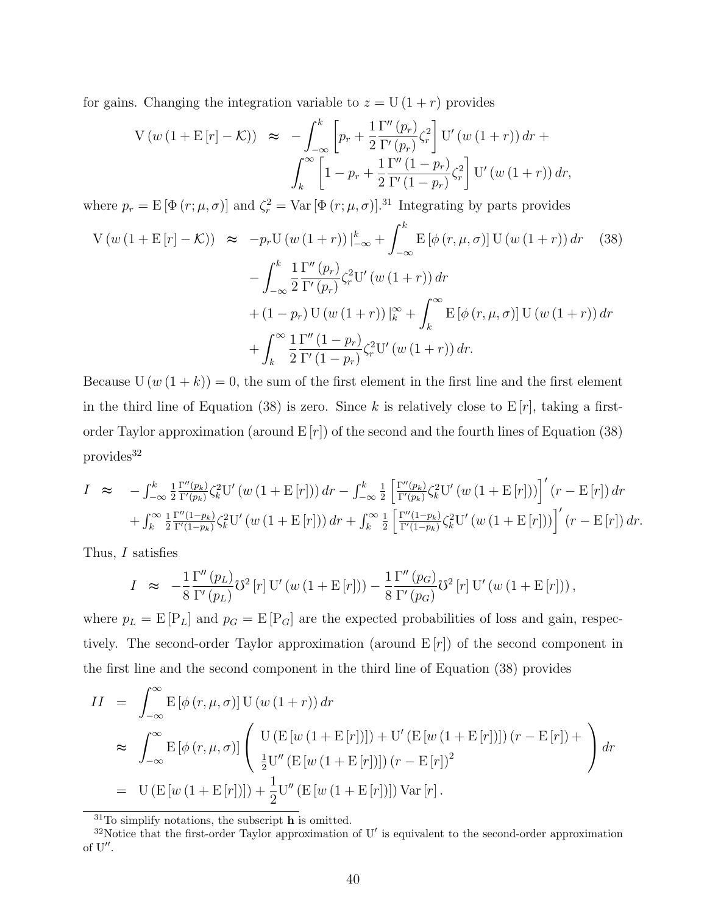for gains. Changing the integration variable to $z = \mathrm{U}(1+r)$ provides

$$
\begin{aligned}
\mathrm{V}(w(1+\mathrm{E}[r]-\mathcal{K})) \;\approx\; & -\int_{-\infty}^{k}\left[p_r + \frac{1}{2}\frac{\Gamma''(p_r)}{\Gamma'(p_r)}\zeta_r^2\right]\mathrm{U}'(w(1+r))\,dr + \\
& \int_{k}^{\infty}\left[1-p_r + \frac{1}{2}\frac{\Gamma''(1-p_r)}{\Gamma'(1-p_r)}\zeta_r^2\right]\mathrm{U}'(w(1+r))\,dr,
\end{aligned}
$$

where $p_r = \mathrm{E}[\Phi(r;\mu,\sigma)]$ and $\zeta_r^2 = \mathrm{Var}[\Phi(r;\mu,\sigma)]$.[31] Integrating by parts provides

$$
\begin{aligned}
\mathrm{V}(w(1+\mathrm{E}[r]-\mathcal{K})) \;\approx\; & -p_r \mathrm{U}(w(1+r))\,|_{-\infty}^{k} + \int_{-\infty}^{k}\mathrm{E}[\phi(r,\mu,\sigma)]\,\mathrm{U}(w(1+r))\,dr \\
& -\int_{-\infty}^{k}\frac{1}{2}\frac{\Gamma''(p_r)}{\Gamma'(p_r)}\zeta_r^2\mathrm{U}'(w(1+r))\,dr \\
& +(1-p_r)\,\mathrm{U}(w(1+r))\,|_{k}^{\infty} + \int_{k}^{\infty}\mathrm{E}[\phi(r,\mu,\sigma)]\,\mathrm{U}(w(1+r))\,dr \\
& +\int_{k}^{\infty}\frac{1}{2}\frac{\Gamma''(1-p_r)}{\Gamma'(1-p_r)}\zeta_r^2\mathrm{U}'(w(1+r))\,dr.
\end{aligned}
\tag{38}
$$

Because $\mathrm{U}(w(1+k)) = 0$, the sum of the first element in the first line and the first element in the third line of Equation (38) is zero. Since $k$ is relatively close to $\mathrm{E}[r]$, taking a first-order Taylor approximation (around $\mathrm{E}[r]$) of the second and the fourth lines of Equation (38) provides[32]

$$
\begin{aligned}
I \;\approx\; & -\int_{-\infty}^{k}\tfrac{1}{2}\tfrac{\Gamma''(p_k)}{\Gamma'(p_k)}\zeta_k^2\mathrm{U}'(w(1+\mathrm{E}[r]))\,dr - \int_{-\infty}^{k}\tfrac{1}{2}\left[\tfrac{\Gamma''(p_k)}{\Gamma'(p_k)}\zeta_k^2\mathrm{U}'(w(1+\mathrm{E}[r]))\right]'(r-\mathrm{E}[r])\,dr \\
& +\int_{k}^{\infty}\tfrac{1}{2}\tfrac{\Gamma''(1-p_k)}{\Gamma'(1-p_k)}\zeta_k^2\mathrm{U}'(w(1+\mathrm{E}[r]))\,dr + \int_{k}^{\infty}\tfrac{1}{2}\left[\tfrac{\Gamma''(1-p_k)}{\Gamma'(1-p_k)}\zeta_k^2\mathrm{U}'(w(1+\mathrm{E}[r]))\right]'(r-\mathrm{E}[r])\,dr.
\end{aligned}
$$

Thus, $I$ satisfies

$$
I \;\approx\; -\frac{1}{8}\frac{\Gamma''(p_L)}{\Gamma'(p_L)}\mho^2[r]\,\mathrm{U}'(w(1+\mathrm{E}[r])) - \frac{1}{8}\frac{\Gamma''(p_G)}{\Gamma'(p_G)}\mho^2[r]\,\mathrm{U}'(w(1+\mathrm{E}[r])),
$$

where $p_L = \mathrm{E}[\mathrm{P}_L]$ and $p_G = \mathrm{E}[\mathrm{P}_G]$ are the expected probabilities of loss and gain, respectively. The second-order Taylor approximation (around $\mathrm{E}[r]$) of the second component in the first line and the second component in the third line of Equation (38) provides

$$
\begin{aligned}
II \;=\; & \int_{-\infty}^{\infty}\mathrm{E}[\phi(r,\mu,\sigma)]\,\mathrm{U}(w(1+r))\,dr \\
\approx\; & \int_{-\infty}^{\infty}\mathrm{E}[\phi(r,\mu,\sigma)]\left(\begin{array}{l}\mathrm{U}(\mathrm{E}[w(1+\mathrm{E}[r])]) + \mathrm{U}'(\mathrm{E}[w(1+\mathrm{E}[r])])(r-\mathrm{E}[r]) + \\ \tfrac{1}{2}\mathrm{U}''(\mathrm{E}[w(1+\mathrm{E}[r])])(r-\mathrm{E}[r])^2\end{array}\right)dr \\
=\; & \mathrm{U}(\mathrm{E}[w(1+\mathrm{E}[r])]) + \frac{1}{2}\mathrm{U}''(\mathrm{E}[w(1+\mathrm{E}[r])])\,\mathrm{Var}[r].
\end{aligned}
$$

---

[31] To simplify notations, the subscript $\mathbf{h}$ is omitted.

[32] Notice that the first-order Taylor approximation of $\mathrm{U}'$ is equivalent to the second-order approximation of $\mathrm{U}''$.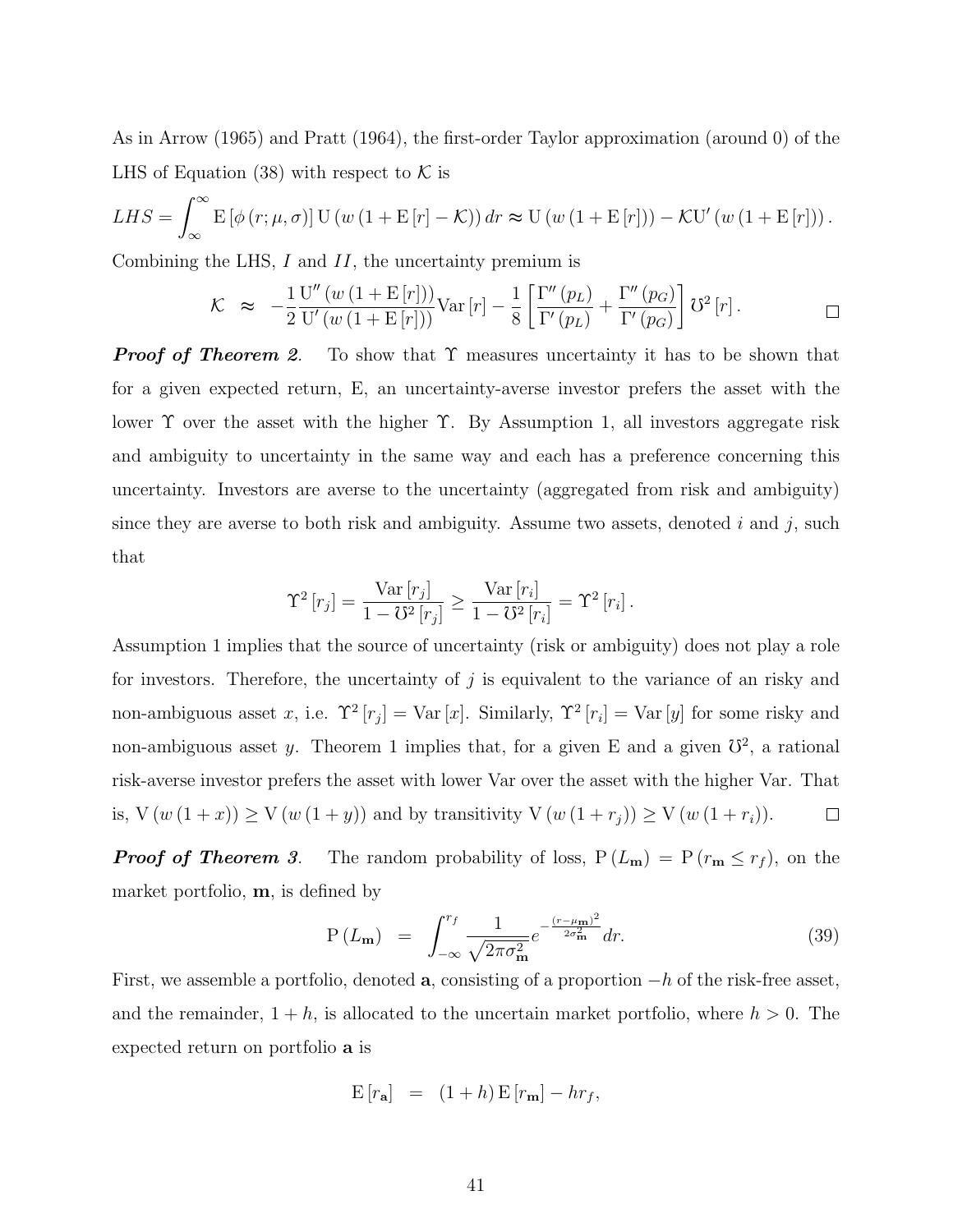As in Arrow (1965) and Pratt (1964), the first-order Taylor approximation (around 0) of the LHS of Equation (38) with respect to $\mathcal{K}$ is

$$LHS = \int_{\infty}^{\infty} \mathrm{E}\left[\phi\left(r;\mu,\sigma\right)\right] \mathrm{U}\left(w\left(1+\mathrm{E}\left[r\right]-\mathcal{K}\right)\right) dr \approx \mathrm{U}\left(w\left(1+\mathrm{E}\left[r\right]\right)\right) - \mathcal{K}\mathrm{U}'\left(w\left(1+\mathrm{E}\left[r\right]\right)\right).$$

Combining the LHS, $I$ and $II$, the uncertainty premium is

$$\mathcal{K} \;\approx\; -\frac{1}{2}\frac{\mathrm{U}''\left(w\left(1+\mathrm{E}\left[r\right]\right)\right)}{\mathrm{U}'\left(w\left(1+\mathrm{E}\left[r\right]\right)\right)}\mathrm{Var}\left[r\right] - \frac{1}{8}\left[\frac{\Gamma''\left(p_L\right)}{\Gamma'\left(p_L\right)} + \frac{\Gamma''\left(p_G\right)}{\Gamma'\left(p_G\right)}\right]\mho^2\left[r\right]. \qquad \square$$

***Proof of Theorem 2.*** To show that $\Upsilon$ measures uncertainty it has to be shown that for a given expected return, E, an uncertainty-averse investor prefers the asset with the lower $\Upsilon$ over the asset with the higher $\Upsilon$. By Assumption 1, all investors aggregate risk and ambiguity to uncertainty in the same way and each has a preference concerning this uncertainty. Investors are averse to the uncertainty (aggregated from risk and ambiguity) since they are averse to both risk and ambiguity. Assume two assets, denoted $i$ and $j$, such that

$$\Upsilon^2\left[r_j\right] = \frac{\mathrm{Var}\left[r_j\right]}{1-\mho^2\left[r_j\right]} \geq \frac{\mathrm{Var}\left[r_i\right]}{1-\mho^2\left[r_i\right]} = \Upsilon^2\left[r_i\right].$$

Assumption 1 implies that the source of uncertainty (risk or ambiguity) does not play a role for investors. Therefore, the uncertainty of $j$ is equivalent to the variance of an risky and non-ambiguous asset $x$, i.e. $\Upsilon^2\left[r_j\right] = \mathrm{Var}\left[x\right]$. Similarly, $\Upsilon^2\left[r_i\right] = \mathrm{Var}\left[y\right]$ for some risky and non-ambiguous asset $y$. Theorem 1 implies that, for a given E and a given $\mho^2$, a rational risk-averse investor prefers the asset with lower Var over the asset with the higher Var. That is, $\mathrm{V}\left(w\left(1+x\right)\right) \geq \mathrm{V}\left(w\left(1+y\right)\right)$ and by transitivity $\mathrm{V}\left(w\left(1+r_j\right)\right) \geq \mathrm{V}\left(w\left(1+r_i\right)\right)$. $\square$

***Proof of Theorem 3.*** The random probability of loss, $\mathrm{P}\left(L_{\mathbf{m}}\right) = \mathrm{P}\left(r_{\mathbf{m}} \leq r_f\right)$, on the market portfolio, $\mathbf{m}$, is defined by

$$\mathrm{P}\left(L_{\mathbf{m}}\right) \;=\; \int_{-\infty}^{r_f} \frac{1}{\sqrt{2\pi\sigma_{\mathbf{m}}^2}} e^{-\frac{\left(r-\mu_{\mathbf{m}}\right)^2}{2\sigma_{\mathbf{m}}^2}} dr. \tag{39}$$

First, we assemble a portfolio, denoted $\mathbf{a}$, consisting of a proportion $-h$ of the risk-free asset, and the remainder, $1+h$, is allocated to the uncertain market portfolio, where $h > 0$. The expected return on portfolio $\mathbf{a}$ is

$$\mathrm{E}\left[r_{\mathbf{a}}\right] \;=\; \left(1+h\right)\mathrm{E}\left[r_{\mathbf{m}}\right] - hr_f,$$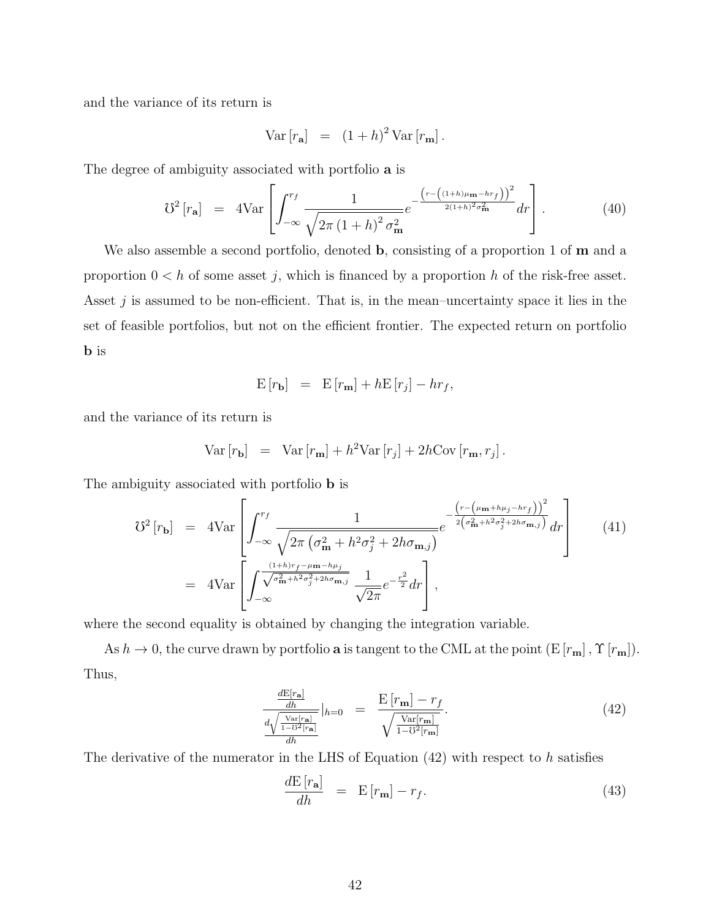and the variance of its return is

$$\text{Var}\left[r_{\mathbf{a}}\right] \;\; = \;\; (1+h)^2\, \text{Var}\left[r_{\mathbf{m}}\right].$$

The degree of ambiguity associated with portfolio **a** is

$$\mho^2\left[r_{\mathbf{a}}\right] \;\; = \;\; 4\text{Var}\left[\int_{-\infty}^{r_f} \frac{1}{\sqrt{2\pi\,(1+h)^2\,\sigma_{\mathbf{m}}^2}} e^{-\frac{\left(r-\left((1+h)\mu_{\mathbf{m}}-hr_f\right)\right)^2}{2(1+h)^2\sigma_{\mathbf{m}}^2}} dr\right]. \tag{40}$$

We also assemble a second portfolio, denoted **b**, consisting of a proportion 1 of **m** and a proportion $0 < h$ of some asset $j$, which is financed by a proportion $h$ of the risk-free asset. Asset $j$ is assumed to be non-efficient. That is, in the mean–uncertainty space it lies in the set of feasible portfolios, but not on the efficient frontier. The expected return on portfolio **b** is

$$\text{E}\left[r_{\mathbf{b}}\right] \;\; = \;\; \text{E}\left[r_{\mathbf{m}}\right] + h\text{E}\left[r_j\right] - hr_f,$$

and the variance of its return is

$$\text{Var}\left[r_{\mathbf{b}}\right] \;\; = \;\; \text{Var}\left[r_{\mathbf{m}}\right] + h^2\text{Var}\left[r_j\right] + 2h\text{Cov}\left[r_{\mathbf{m}}, r_j\right].$$

The ambiguity associated with portfolio **b** is

$$\begin{aligned}
\mho^2\left[r_{\mathbf{b}}\right] \;\; &= \;\; 4\text{Var}\left[\int_{-\infty}^{r_f} \frac{1}{\sqrt{2\pi\left(\sigma_{\mathbf{m}}^2+h^2\sigma_j^2+2h\sigma_{\mathbf{m},j}\right)}} e^{-\frac{\left(r-\left(\mu_{\mathbf{m}}+h\mu_j-hr_f\right)\right)^2}{2\left(\sigma_{\mathbf{m}}^2+h^2\sigma_j^2+2h\sigma_{\mathbf{m},j}\right)}} dr\right] \\
&= \;\; 4\text{Var}\left[\int_{-\infty}^{\frac{(1+h)r_f-\mu_{\mathbf{m}}-h\mu_j}{\sqrt{\sigma_{\mathbf{m}}^2+h^2\sigma_j^2+2h\sigma_{\mathbf{m},j}}}} \frac{1}{\sqrt{2\pi}} e^{-\frac{r^2}{2}} dr\right],
\end{aligned} \tag{41}$$

where the second equality is obtained by changing the integration variable.

As $h \to 0$, the curve drawn by portfolio **a** is tangent to the CML at the point $\left(\text{E}\left[r_{\mathbf{m}}\right], \Upsilon\left[r_{\mathbf{m}}\right]\right)$. Thus,

$$\frac{\frac{d\text{E}\left[r_{\mathbf{a}}\right]}{dh}}{\frac{d\sqrt{\frac{\text{Var}\left[r_{\mathbf{a}}\right]}{1-\mho^2\left[r_{\mathbf{a}}\right]}}}{dh}}\Big|_{h=0} \;\; = \;\; \frac{\text{E}\left[r_{\mathbf{m}}\right]-r_f}{\sqrt{\frac{\text{Var}\left[r_{\mathbf{m}}\right]}{1-\mho^2\left[r_{\mathbf{m}}\right]}}}. \tag{42}$$

The derivative of the numerator in the LHS of Equation (42) with respect to $h$ satisfies

$$\frac{d\text{E}\left[r_{\mathbf{a}}\right]}{dh} \;\; = \;\; \text{E}\left[r_{\mathbf{m}}\right] - r_f. \tag{43}$$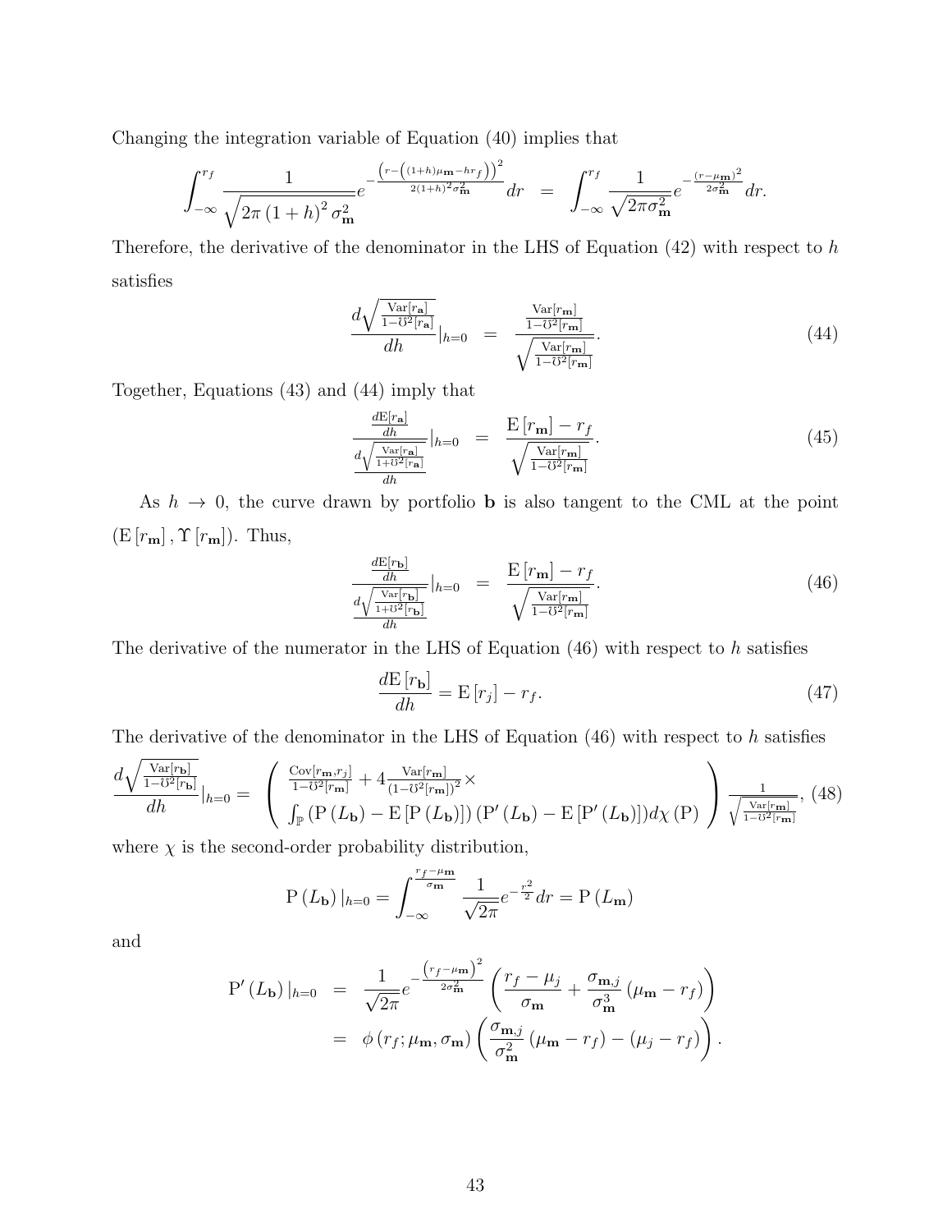Changing the integration variable of Equation (40) implies that

$$\int_{-\infty}^{r_f} \frac{1}{\sqrt{2\pi (1+h)^2 \sigma_{\mathbf{m}}^2}} e^{-\frac{\left(r-\left((1+h)\mu_{\mathbf{m}}-hr_f\right)\right)^2}{2(1+h)^2\sigma_{\mathbf{m}}^2}} dr = \int_{-\infty}^{r_f} \frac{1}{\sqrt{2\pi\sigma_{\mathbf{m}}^2}} e^{-\frac{(r-\mu_{\mathbf{m}})^2}{2\sigma_{\mathbf{m}}^2}} dr.$$

Therefore, the derivative of the denominator in the LHS of Equation (42) with respect to $h$ satisfies

$$\frac{d\sqrt{\frac{\mathrm{Var}[r_{\mathbf{a}}]}{1-\mho^2[r_{\mathbf{a}}]}}}{dh}|_{h=0} = \frac{\frac{\mathrm{Var}[r_{\mathbf{m}}]}{1-\mho^2[r_{\mathbf{m}}]}}{\sqrt{\frac{\mathrm{Var}[r_{\mathbf{m}}]}{1-\mho^2[r_{\mathbf{m}}]}}}. \tag{44}$$

Together, Equations (43) and (44) imply that

$$\frac{\frac{d\mathrm{E}[r_{\mathbf{a}}]}{dh}}{\frac{d\sqrt{\frac{\mathrm{Var}[r_{\mathbf{a}}]}{1+\mho^2[r_{\mathbf{a}}]}}}{dh}}|_{h=0} = \frac{\mathrm{E}[r_{\mathbf{m}}] - r_f}{\sqrt{\frac{\mathrm{Var}[r_{\mathbf{m}}]}{1-\mho^2[r_{\mathbf{m}}]}}}. \tag{45}$$

As $h \to 0$, the curve drawn by portfolio $\mathbf{b}$ is also tangent to the CML at the point $(\mathrm{E}[r_{\mathbf{m}}], \Upsilon[r_{\mathbf{m}}])$. Thus,

$$\frac{\frac{d\mathrm{E}[r_{\mathbf{b}}]}{dh}}{\frac{d\sqrt{\frac{\mathrm{Var}[r_{\mathbf{b}}]}{1+\mho^2[r_{\mathbf{b}}]}}}{dh}}|_{h=0} = \frac{\mathrm{E}[r_{\mathbf{m}}] - r_f}{\sqrt{\frac{\mathrm{Var}[r_{\mathbf{m}}]}{1-\mho^2[r_{\mathbf{m}}]}}}. \tag{46}$$

The derivative of the numerator in the LHS of Equation (46) with respect to $h$ satisfies

$$\frac{d\mathrm{E}[r_{\mathbf{b}}]}{dh} = \mathrm{E}[r_j] - r_f. \tag{47}$$

The derivative of the denominator in the LHS of Equation (46) with respect to $h$ satisfies

$$\frac{d\sqrt{\frac{\mathrm{Var}[r_{\mathbf{b}}]}{1-\mho^2[r_{\mathbf{b}}]}}}{dh}|_{h=0} = \left( \begin{array}{c} \frac{\mathrm{Cov}[r_{\mathbf{m}},r_j]}{1-\mho^2[r_{\mathbf{m}}]} + 4\frac{\mathrm{Var}[r_{\mathbf{m}}]}{(1-\mho^2[r_{\mathbf{m}}])^2} \times \\ \int_{\mathbb{P}} (\mathrm{P}(L_{\mathbf{b}}) - \mathrm{E}[\mathrm{P}(L_{\mathbf{b}})])(\mathrm{P}'(L_{\mathbf{b}}) - \mathrm{E}[\mathrm{P}'(L_{\mathbf{b}})]) d\chi(\mathrm{P}) \end{array} \right) \frac{1}{\sqrt{\frac{\mathrm{Var}[r_{\mathbf{m}}]}{1-\mho^2[r_{\mathbf{m}}]}}}, \tag{48}$$

where $\chi$ is the second-order probability distribution,

$$\mathrm{P}(L_{\mathbf{b}})|_{h=0} = \int_{-\infty}^{\frac{r_f-\mu_{\mathbf{m}}}{\sigma_{\mathbf{m}}}} \frac{1}{\sqrt{2\pi}} e^{-\frac{r^2}{2}} dr = \mathrm{P}(L_{\mathbf{m}})$$

and

$$\begin{aligned} \mathrm{P}'(L_{\mathbf{b}})|_{h=0} &= \frac{1}{\sqrt{2\pi}} e^{-\frac{\left(r_f-\mu_{\mathbf{m}}\right)^2}{2\sigma_{\mathbf{m}}^2}} \left( \frac{r_f - \mu_j}{\sigma_{\mathbf{m}}} + \frac{\sigma_{\mathbf{m},j}}{\sigma_{\mathbf{m}}^3} (\mu_{\mathbf{m}} - r_f) \right) \\ &= \phi(r_f; \mu_{\mathbf{m}}, \sigma_{\mathbf{m}}) \left( \frac{\sigma_{\mathbf{m},j}}{\sigma_{\mathbf{m}}^2} (\mu_{\mathbf{m}} - r_f) - (\mu_j - r_f) \right). \end{aligned}$$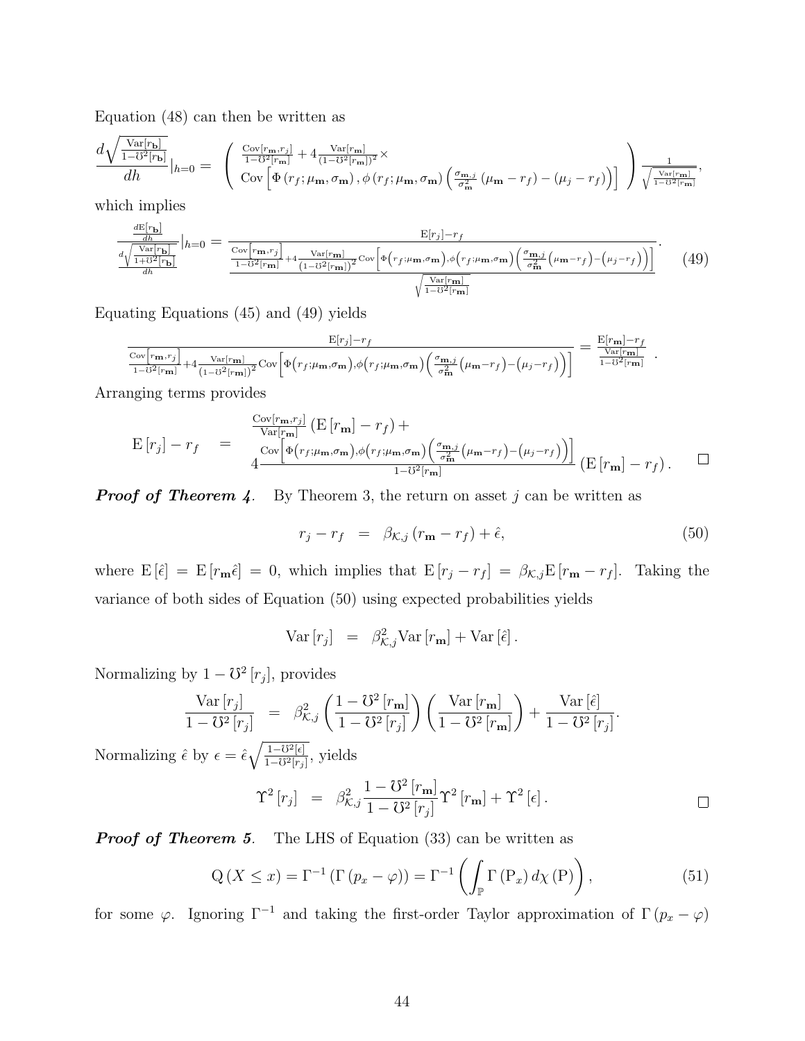Equation (48) can then be written as

$$\frac{d\sqrt{\frac{\mathrm{Var}[r_{\mathbf{b}}]}{1-\mho^2[r_{\mathbf{b}}]}}}{dh}|_{h=0} = \left( \begin{array}{c} \frac{\mathrm{Cov}[r_{\mathbf{m}},r_j]}{1-\mho^2[r_{\mathbf{m}}]} + 4\frac{\mathrm{Var}[r_{\mathbf{m}}]}{(1-\mho^2[r_{\mathbf{m}}])^2}\times \\ \mathrm{Cov}\left[\Phi\left(r_f;\mu_{\mathbf{m}},\sigma_{\mathbf{m}}\right),\phi\left(r_f;\mu_{\mathbf{m}},\sigma_{\mathbf{m}}\right)\left(\frac{\sigma_{\mathbf{m},j}}{\sigma_{\mathbf{m}}^2}\left(\mu_{\mathbf{m}}-r_f\right)-\left(\mu_j-r_f\right)\right)\right] \end{array} \right) \frac{1}{\sqrt{\frac{\mathrm{Var}[r_{\mathbf{m}}]}{1-\mho^2[r_{\mathbf{m}}]}}},$$

which implies

$$\frac{\frac{d\mathrm{E}[r_{\mathbf{b}}]}{dh}}{\frac{d\sqrt{\frac{\mathrm{Var}[r_{\mathbf{b}}]}{1+\mho^2[r_{\mathbf{b}}]}}}{dh}}|_{h=0} = \frac{\mathrm{E}[r_j]-r_f}{\frac{\frac{\mathrm{Cov}\left[r_{\mathbf{m}},r_j\right]}{1-\mho^2[r_{\mathbf{m}}]}+4\frac{\mathrm{Var}[r_{\mathbf{m}}]}{(1-\mho^2[r_{\mathbf{m}}])^2}\mathrm{Cov}\left[\Phi\left(r_f;\mu_{\mathbf{m}},\sigma_{\mathbf{m}}\right),\phi\left(r_f;\mu_{\mathbf{m}},\sigma_{\mathbf{m}}\right)\left(\frac{\sigma_{\mathbf{m},j}}{\sigma_{\mathbf{m}}^2}\left(\mu_{\mathbf{m}}-r_f\right)-\left(\mu_j-r_f\right)\right)\right]}{\sqrt{\frac{\mathrm{Var}[r_{\mathbf{m}}]}{1-\mho^2[r_{\mathbf{m}}]}}}}. \tag{49}$$

Equating Equations (45) and (49) yields

$$\frac{\mathrm{E}[r_j]-r_f}{\frac{\mathrm{Cov}\left[r_{\mathbf{m}},r_j\right]}{1-\mho^2[r_{\mathbf{m}}]}+4\frac{\mathrm{Var}[r_{\mathbf{m}}]}{(1-\mho^2[r_{\mathbf{m}}])^2}\mathrm{Cov}\left[\Phi\left(r_f;\mu_{\mathbf{m}},\sigma_{\mathbf{m}}\right),\phi\left(r_f;\mu_{\mathbf{m}},\sigma_{\mathbf{m}}\right)\left(\frac{\sigma_{\mathbf{m},j}}{\sigma_{\mathbf{m}}^2}\left(\mu_{\mathbf{m}}-r_f\right)-\left(\mu_j-r_f\right)\right)\right]} = \frac{\mathrm{E}[r_{\mathbf{m}}]-r_f}{\frac{\mathrm{Var}[r_{\mathbf{m}}]}{1-\mho^2[r_{\mathbf{m}}]}}.$$

Arranging terms provides

$$\mathrm{E}\left[r_j\right]-r_f \quad = \quad \begin{array}{l} \frac{\mathrm{Cov}[r_{\mathbf{m}},r_j]}{\mathrm{Var}[r_{\mathbf{m}}]}\left(\mathrm{E}\left[r_{\mathbf{m}}\right]-r_f\right)+ \\ 4\frac{\mathrm{Cov}\left[\Phi\left(r_f;\mu_{\mathbf{m}},\sigma_{\mathbf{m}}\right),\phi\left(r_f;\mu_{\mathbf{m}},\sigma_{\mathbf{m}}\right)\left(\frac{\sigma_{\mathbf{m},j}}{\sigma_{\mathbf{m}}^2}\left(\mu_{\mathbf{m}}-r_f\right)-\left(\mu_j-r_f\right)\right)\right]}{1-\mho^2[r_{\mathbf{m}}]}\left(\mathrm{E}\left[r_{\mathbf{m}}\right]-r_f\right). \end{array} \qquad \square$$

***Proof of Theorem 4.*** By Theorem 3, the return on asset $j$ can be written as

$$r_j - r_f \quad = \quad \beta_{\mathcal{K},j}\left(r_{\mathbf{m}}-r_f\right)+\hat{\epsilon}, \tag{50}$$

where $\mathrm{E}\left[\hat{\epsilon}\right] = \mathrm{E}\left[r_{\mathbf{m}}\hat{\epsilon}\right] = 0$, which implies that $\mathrm{E}\left[r_j - r_f\right] = \beta_{\mathcal{K},j}\mathrm{E}\left[r_{\mathbf{m}} - r_f\right]$. Taking the variance of both sides of Equation (50) using expected probabilities yields

$$\mathrm{Var}\left[r_j\right] \quad = \quad \beta_{\mathcal{K},j}^2\mathrm{Var}\left[r_{\mathbf{m}}\right]+\mathrm{Var}\left[\hat{\epsilon}\right].$$

Normalizing by $1-\mho^2\left[r_j\right]$, provides

$$\frac{\mathrm{Var}\left[r_j\right]}{1-\mho^2\left[r_j\right]} \quad = \quad \beta_{\mathcal{K},j}^2\left(\frac{1-\mho^2\left[r_{\mathbf{m}}\right]}{1-\mho^2\left[r_j\right]}\right)\left(\frac{\mathrm{Var}\left[r_{\mathbf{m}}\right]}{1-\mho^2\left[r_{\mathbf{m}}\right]}\right)+\frac{\mathrm{Var}\left[\hat{\epsilon}\right]}{1-\mho^2\left[r_j\right]}.$$

Normalizing $\hat{\epsilon}$ by $\epsilon = \hat{\epsilon}\sqrt{\frac{1-\mho^2[\epsilon]}{1-\mho^2[r_j]}}$, yields

$$\Upsilon^2\left[r_j\right] \quad = \quad \beta_{\mathcal{K},j}^2\frac{1-\mho^2\left[r_{\mathbf{m}}\right]}{1-\mho^2\left[r_j\right]}\Upsilon^2\left[r_{\mathbf{m}}\right]+\Upsilon^2\left[\epsilon\right]. \qquad \square$$

***Proof of Theorem 5.*** The LHS of Equation (33) can be written as

$$\mathrm{Q}\left(X \leq x\right) = \Gamma^{-1}\left(\Gamma\left(p_x-\varphi\right)\right) = \Gamma^{-1}\left(\int_{\mathbb{P}}\Gamma\left(\mathrm{P}_x\right)d\chi\left(\mathrm{P}\right)\right), \tag{51}$$

for some $\varphi$. Ignoring $\Gamma^{-1}$ and taking the first-order Taylor approximation of $\Gamma\left(p_x-\varphi\right)$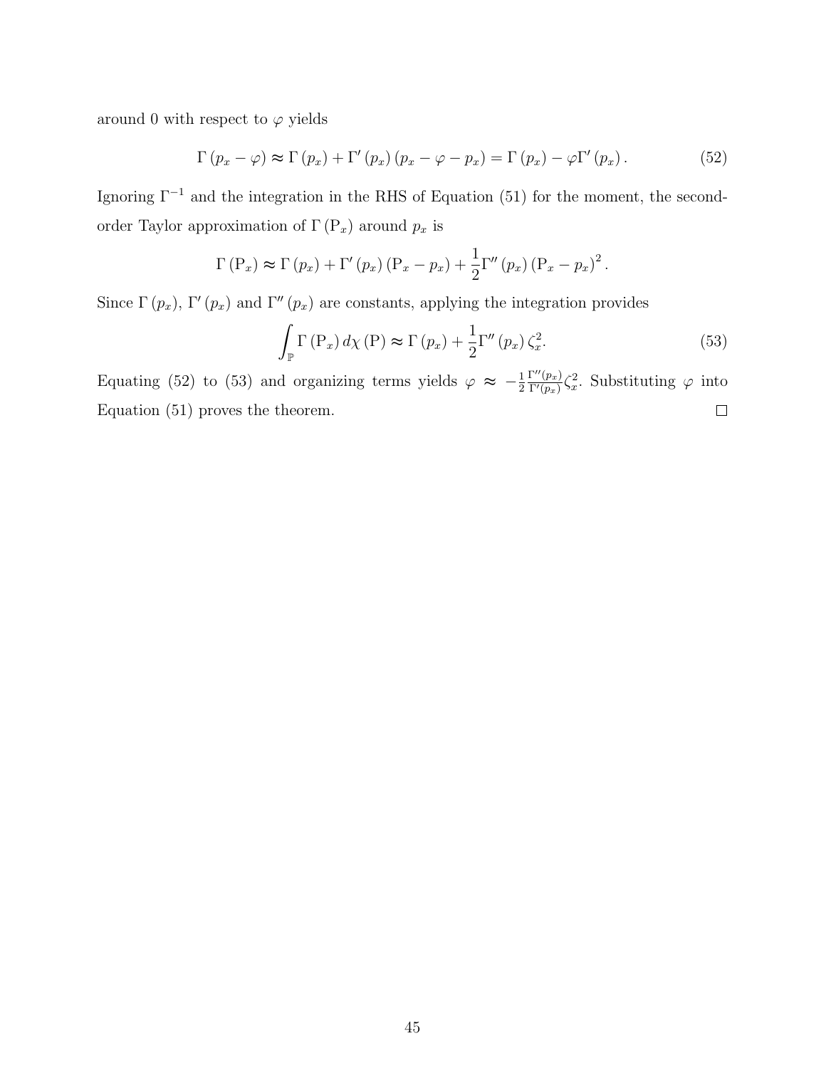around 0 with respect to $\varphi$ yields

$$\Gamma\left(p_x - \varphi\right) \approx \Gamma\left(p_x\right) + \Gamma'\left(p_x\right)\left(p_x - \varphi - p_x\right) = \Gamma\left(p_x\right) - \varphi\Gamma'\left(p_x\right). \tag{52}$$

Ignoring $\Gamma^{-1}$ and the integration in the RHS of Equation (51) for the moment, the second-order Taylor approximation of $\Gamma\left(\mathrm{P}_x\right)$ around $p_x$ is

$$\Gamma\left(\mathrm{P}_x\right) \approx \Gamma\left(p_x\right) + \Gamma'\left(p_x\right)\left(\mathrm{P}_x - p_x\right) + \frac{1}{2}\Gamma''\left(p_x\right)\left(\mathrm{P}_x - p_x\right)^2.$$

Since $\Gamma\left(p_x\right)$, $\Gamma'\left(p_x\right)$ and $\Gamma''\left(p_x\right)$ are constants, applying the integration provides

$$\int_{\mathbb{P}} \Gamma\left(\mathrm{P}_x\right) d\chi\left(\mathrm{P}\right) \approx \Gamma\left(p_x\right) + \frac{1}{2}\Gamma''\left(p_x\right)\zeta_x^2. \tag{53}$$

Equating (52) to (53) and organizing terms yields $\varphi \approx -\frac{1}{2}\frac{\Gamma''(p_x)}{\Gamma'(p_x)}\zeta_x^2$. Substituting $\varphi$ into Equation (51) proves the theorem. $\square$